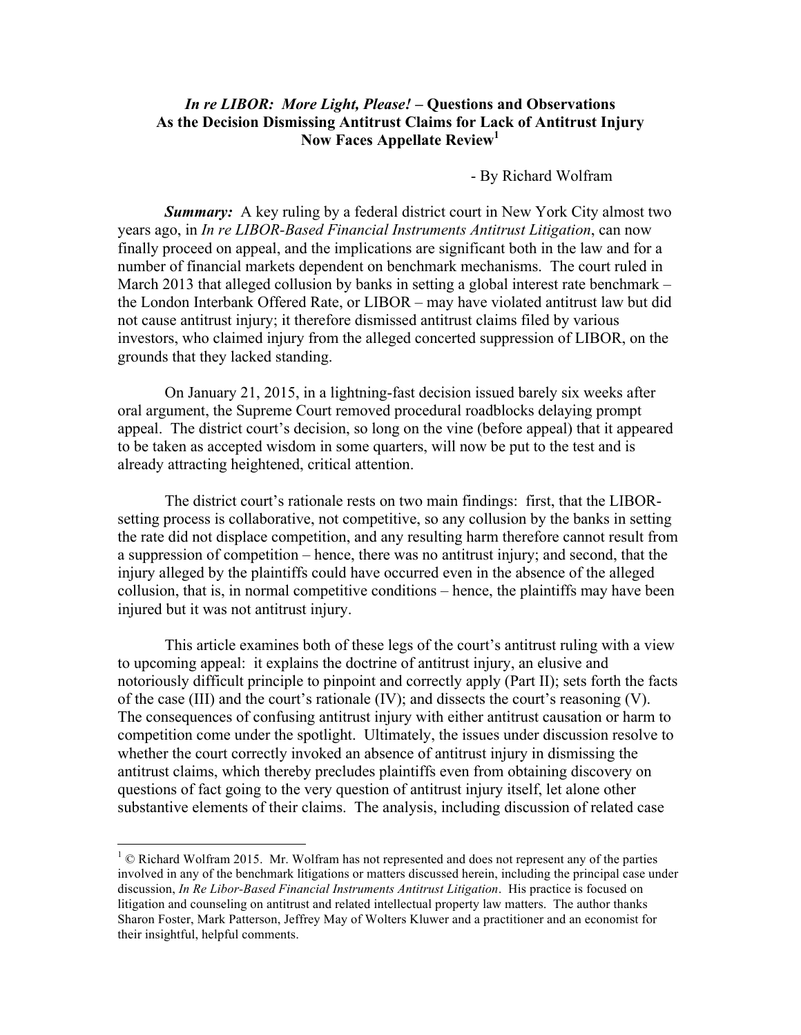# *In re LIBOR: More Light, Please!* – Questions and Observations As the Decision Dismissing Antitrust Claims for Lack of Antitrust Injury Now Faces Appellate Review[1]

- By Richard Wolfram

***Summary:*** A key ruling by a federal district court in New York City almost two years ago, in *In re LIBOR-Based Financial Instruments Antitrust Litigation*, can now finally proceed on appeal, and the implications are significant both in the law and for a number of financial markets dependent on benchmark mechanisms. The court ruled in March 2013 that alleged collusion by banks in setting a global interest rate benchmark – the London Interbank Offered Rate, or LIBOR – may have violated antitrust law but did not cause antitrust injury; it therefore dismissed antitrust claims filed by various investors, who claimed injury from the alleged concerted suppression of LIBOR, on the grounds that they lacked standing.

On January 21, 2015, in a lightning-fast decision issued barely six weeks after oral argument, the Supreme Court removed procedural roadblocks delaying prompt appeal. The district court's decision, so long on the vine (before appeal) that it appeared to be taken as accepted wisdom in some quarters, will now be put to the test and is already attracting heightened, critical attention.

The district court's rationale rests on two main findings: first, that the LIBOR-setting process is collaborative, not competitive, so any collusion by the banks in setting the rate did not displace competition, and any resulting harm therefore cannot result from a suppression of competition – hence, there was no antitrust injury; and second, that the injury alleged by the plaintiffs could have occurred even in the absence of the alleged collusion, that is, in normal competitive conditions – hence, the plaintiffs may have been injured but it was not antitrust injury.

This article examines both of these legs of the court's antitrust ruling with a view to upcoming appeal: it explains the doctrine of antitrust injury, an elusive and notoriously difficult principle to pinpoint and correctly apply (Part II); sets forth the facts of the case (III) and the court's rationale (IV); and dissects the court's reasoning (V). The consequences of confusing antitrust injury with either antitrust causation or harm to competition come under the spotlight. Ultimately, the issues under discussion resolve to whether the court correctly invoked an absence of antitrust injury in dismissing the antitrust claims, which thereby precludes plaintiffs even from obtaining discovery on questions of fact going to the very question of antitrust injury itself, let alone other substantive elements of their claims. The analysis, including discussion of related case

---

[1] © Richard Wolfram 2015. Mr. Wolfram has not represented and does not represent any of the parties involved in any of the benchmark litigations or matters discussed herein, including the principal case under discussion, *In Re Libor-Based Financial Instruments Antitrust Litigation*. His practice is focused on litigation and counseling on antitrust and related intellectual property law matters. The author thanks Sharon Foster, Mark Patterson, Jeffrey May of Wolters Kluwer and a practitioner and an economist for their insightful, helpful comments.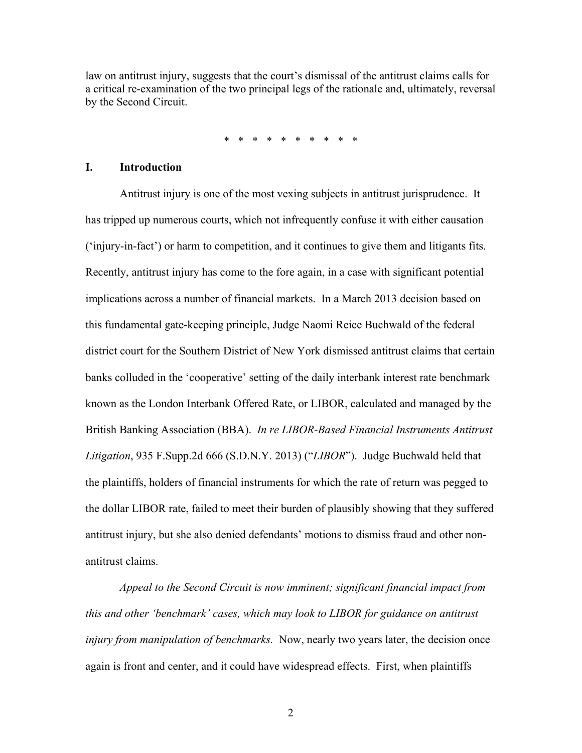law on antitrust injury, suggests that the court's dismissal of the antitrust claims calls for a critical re-examination of the two principal legs of the rationale and, ultimately, reversal by the Second Circuit.

\* \* \* \* \* \* \* \* \* \*

## I. Introduction

Antitrust injury is one of the most vexing subjects in antitrust jurisprudence. It has tripped up numerous courts, which not infrequently confuse it with either causation ('injury-in-fact') or harm to competition, and it continues to give them and litigants fits. Recently, antitrust injury has come to the fore again, in a case with significant potential implications across a number of financial markets. In a March 2013 decision based on this fundamental gate-keeping principle, Judge Naomi Reice Buchwald of the federal district court for the Southern District of New York dismissed antitrust claims that certain banks colluded in the 'cooperative' setting of the daily interbank interest rate benchmark known as the London Interbank Offered Rate, or LIBOR, calculated and managed by the British Banking Association (BBA). *In re LIBOR-Based Financial Instruments Antitrust Litigation*, 935 F.Supp.2d 666 (S.D.N.Y. 2013) ("*LIBOR*"). Judge Buchwald held that the plaintiffs, holders of financial instruments for which the rate of return was pegged to the dollar LIBOR rate, failed to meet their burden of plausibly showing that they suffered antitrust injury, but she also denied defendants' motions to dismiss fraud and other non-antitrust claims.

*Appeal to the Second Circuit is now imminent; significant financial impact from this and other 'benchmark' cases, which may look to LIBOR for guidance on antitrust injury from manipulation of benchmarks.* Now, nearly two years later, the decision once again is front and center, and it could have widespread effects. First, when plaintiffs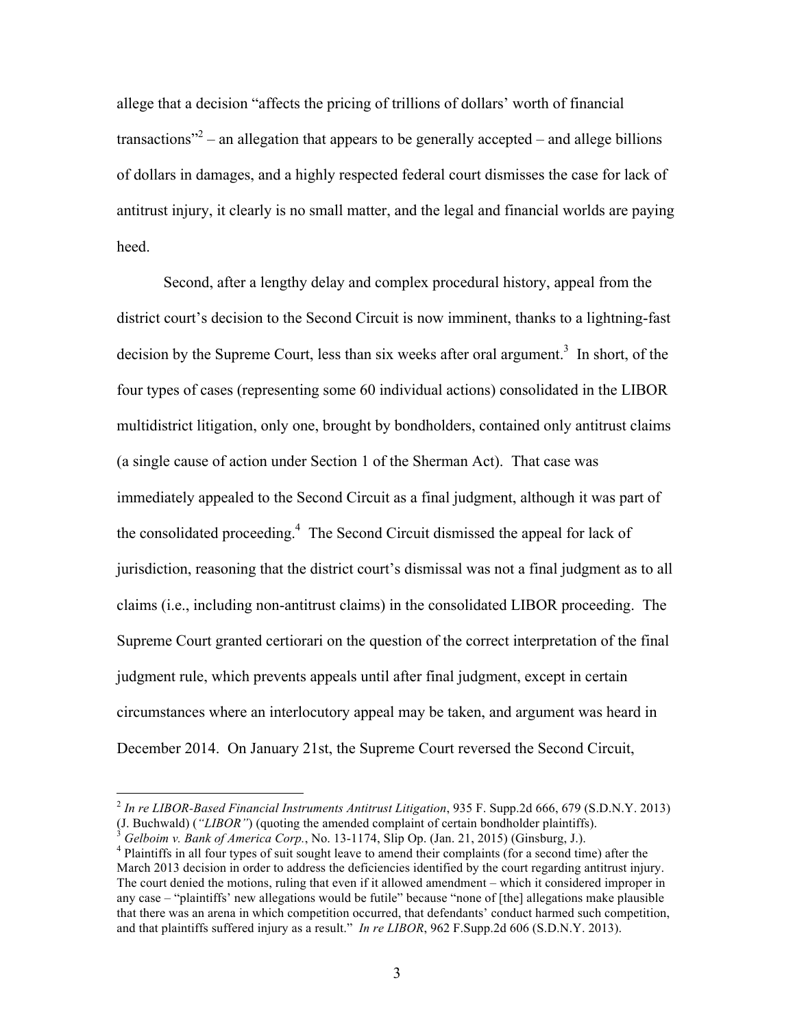allege that a decision "affects the pricing of trillions of dollars' worth of financial transactions"[2] – an allegation that appears to be generally accepted – and allege billions of dollars in damages, and a highly respected federal court dismisses the case for lack of antitrust injury, it clearly is no small matter, and the legal and financial worlds are paying heed.

Second, after a lengthy delay and complex procedural history, appeal from the district court's decision to the Second Circuit is now imminent, thanks to a lightning-fast decision by the Supreme Court, less than six weeks after oral argument.[3] In short, of the four types of cases (representing some 60 individual actions) consolidated in the LIBOR multidistrict litigation, only one, brought by bondholders, contained only antitrust claims (a single cause of action under Section 1 of the Sherman Act). That case was immediately appealed to the Second Circuit as a final judgment, although it was part of the consolidated proceeding.[4] The Second Circuit dismissed the appeal for lack of jurisdiction, reasoning that the district court's dismissal was not a final judgment as to all claims (i.e., including non-antitrust claims) in the consolidated LIBOR proceeding. The Supreme Court granted certiorari on the question of the correct interpretation of the final judgment rule, which prevents appeals until after final judgment, except in certain circumstances where an interlocutory appeal may be taken, and argument was heard in December 2014. On January 21st, the Supreme Court reversed the Second Circuit,

---

[2] *In re LIBOR-Based Financial Instruments Antitrust Litigation*, 935 F. Supp.2d 666, 679 (S.D.N.Y. 2013) (J. Buchwald) (*"LIBOR"*) (quoting the amended complaint of certain bondholder plaintiffs).

[3] *Gelboim v. Bank of America Corp.*, No. 13-1174, Slip Op. (Jan. 21, 2015) (Ginsburg, J.).

[4] Plaintiffs in all four types of suit sought leave to amend their complaints (for a second time) after the March 2013 decision in order to address the deficiencies identified by the court regarding antitrust injury. The court denied the motions, ruling that even if it allowed amendment – which it considered improper in any case – "plaintiffs' new allegations would be futile" because "none of [the] allegations make plausible that there was an arena in which competition occurred, that defendants' conduct harmed such competition, and that plaintiffs suffered injury as a result." *In re LIBOR*, 962 F.Supp.2d 606 (S.D.N.Y. 2013).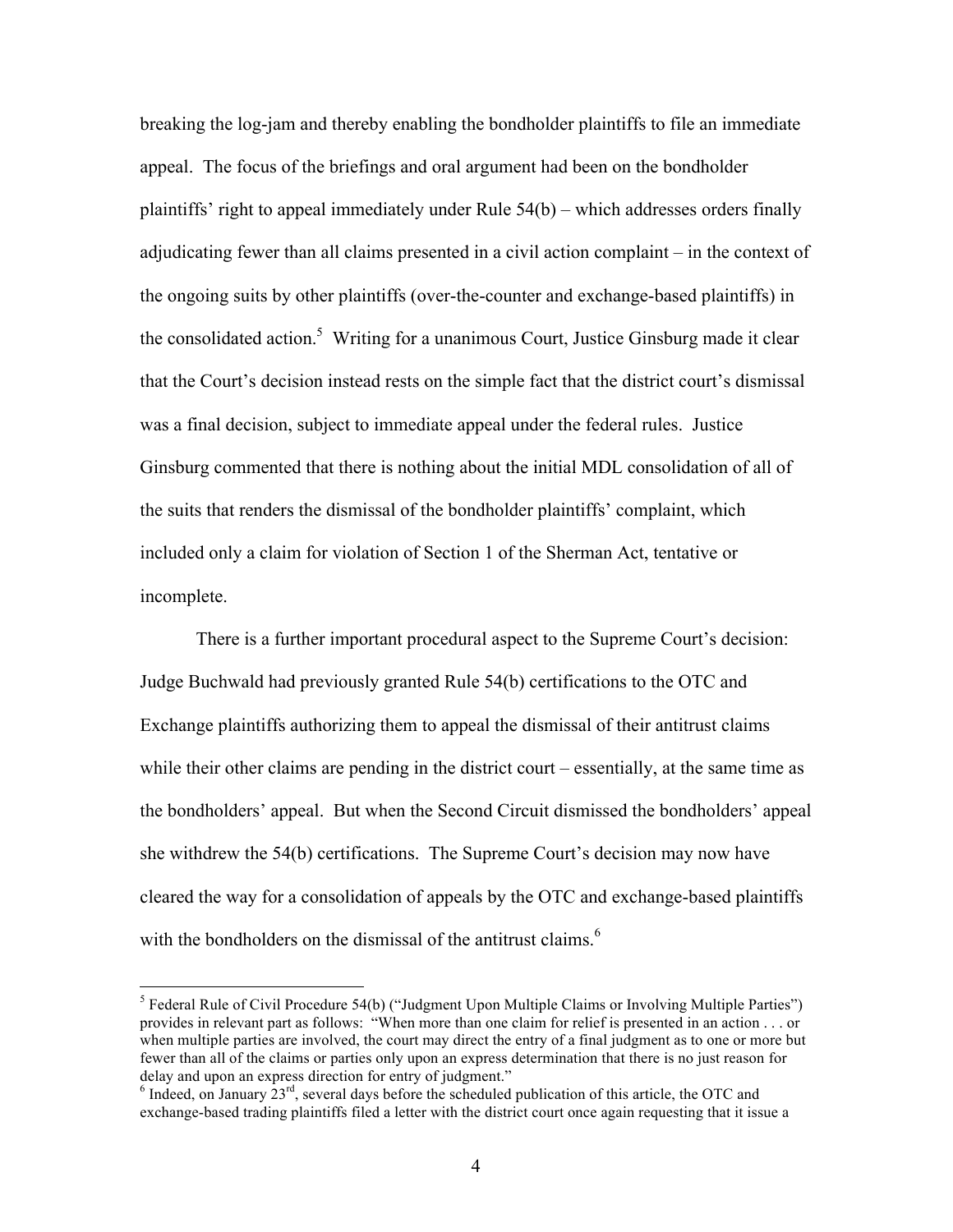breaking the log-jam and thereby enabling the bondholder plaintiffs to file an immediate appeal. The focus of the briefings and oral argument had been on the bondholder plaintiffs' right to appeal immediately under Rule 54(b) – which addresses orders finally adjudicating fewer than all claims presented in a civil action complaint – in the context of the ongoing suits by other plaintiffs (over-the-counter and exchange-based plaintiffs) in the consolidated action.[5] Writing for a unanimous Court, Justice Ginsburg made it clear that the Court's decision instead rests on the simple fact that the district court's dismissal was a final decision, subject to immediate appeal under the federal rules. Justice Ginsburg commented that there is nothing about the initial MDL consolidation of all of the suits that renders the dismissal of the bondholder plaintiffs' complaint, which included only a claim for violation of Section 1 of the Sherman Act, tentative or incomplete.

There is a further important procedural aspect to the Supreme Court's decision: Judge Buchwald had previously granted Rule 54(b) certifications to the OTC and Exchange plaintiffs authorizing them to appeal the dismissal of their antitrust claims while their other claims are pending in the district court – essentially, at the same time as the bondholders' appeal. But when the Second Circuit dismissed the bondholders' appeal she withdrew the 54(b) certifications. The Supreme Court's decision may now have cleared the way for a consolidation of appeals by the OTC and exchange-based plaintiffs with the bondholders on the dismissal of the antitrust claims.[6]

---

[5] Federal Rule of Civil Procedure 54(b) ("Judgment Upon Multiple Claims or Involving Multiple Parties") provides in relevant part as follows: "When more than one claim for relief is presented in an action . . . or when multiple parties are involved, the court may direct the entry of a final judgment as to one or more but fewer than all of the claims or parties only upon an express determination that there is no just reason for delay and upon an express direction for entry of judgment."

[6] Indeed, on January 23rd, several days before the scheduled publication of this article, the OTC and exchange-based trading plaintiffs filed a letter with the district court once again requesting that it issue a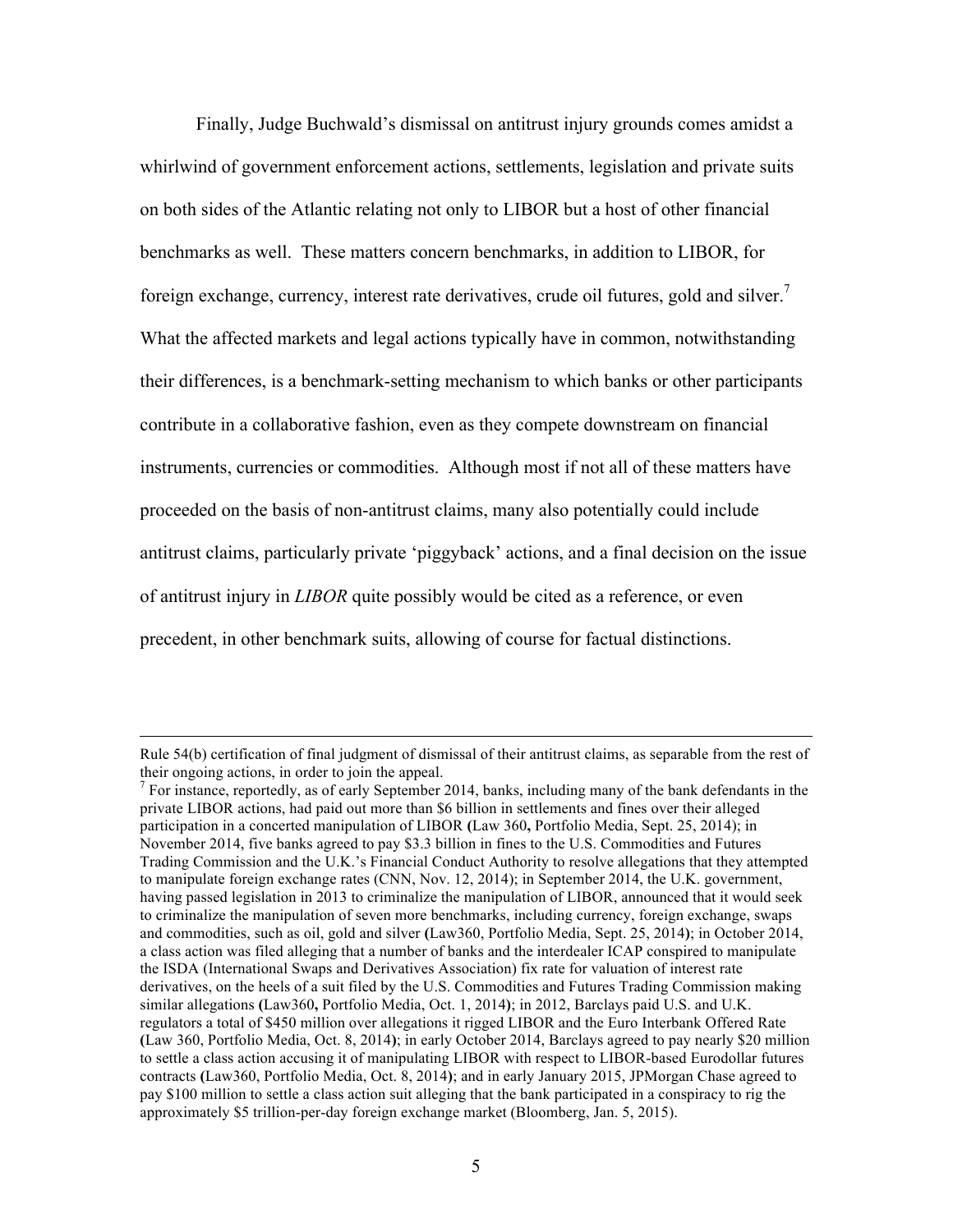Finally, Judge Buchwald's dismissal on antitrust injury grounds comes amidst a whirlwind of government enforcement actions, settlements, legislation and private suits on both sides of the Atlantic relating not only to LIBOR but a host of other financial benchmarks as well. These matters concern benchmarks, in addition to LIBOR, for foreign exchange, currency, interest rate derivatives, crude oil futures, gold and silver.[7] What the affected markets and legal actions typically have in common, notwithstanding their differences, is a benchmark-setting mechanism to which banks or other participants contribute in a collaborative fashion, even as they compete downstream on financial instruments, currencies or commodities. Although most if not all of these matters have proceeded on the basis of non-antitrust claims, many also potentially could include antitrust claims, particularly private 'piggyback' actions, and a final decision on the issue of antitrust injury in *LIBOR* quite possibly would be cited as a reference, or even precedent, in other benchmark suits, allowing of course for factual distinctions.

---

Rule 54(b) certification of final judgment of dismissal of their antitrust claims, as separable from the rest of their ongoing actions, in order to join the appeal.

[7] For instance, reportedly, as of early September 2014, banks, including many of the bank defendants in the private LIBOR actions, had paid out more than $6 billion in settlements and fines over their alleged participation in a concerted manipulation of LIBOR **(**Law 360**,** Portfolio Media, Sept. 25, 2014); in November 2014, five banks agreed to pay $3.3 billion in fines to the U.S. Commodities and Futures Trading Commission and the U.K.'s Financial Conduct Authority to resolve allegations that they attempted to manipulate foreign exchange rates (CNN, Nov. 12, 2014); in September 2014, the U.K. government, having passed legislation in 2013 to criminalize the manipulation of LIBOR, announced that it would seek to criminalize the manipulation of seven more benchmarks, including currency, foreign exchange, swaps and commodities, such as oil, gold and silver **(**Law360, Portfolio Media, Sept. 25, 2014**)**; in October 2014, a class action was filed alleging that a number of banks and the interdealer ICAP conspired to manipulate the ISDA (International Swaps and Derivatives Association) fix rate for valuation of interest rate derivatives, on the heels of a suit filed by the U.S. Commodities and Futures Trading Commission making similar allegations **(**Law360**,** Portfolio Media, Oct. 1, 2014**)**; in 2012, Barclays paid U.S. and U.K. regulators a total of $450 million over allegations it rigged LIBOR and the Euro Interbank Offered Rate **(**Law 360, Portfolio Media, Oct. 8, 2014**)**; in early October 2014, Barclays agreed to pay nearly $20 million to settle a class action accusing it of manipulating LIBOR with respect to LIBOR-based Eurodollar futures contracts **(**Law360, Portfolio Media, Oct. 8, 2014**)**; and in early January 2015, JPMorgan Chase agreed to pay $100 million to settle a class action suit alleging that the bank participated in a conspiracy to rig the approximately $5 trillion-per-day foreign exchange market (Bloomberg, Jan. 5, 2015).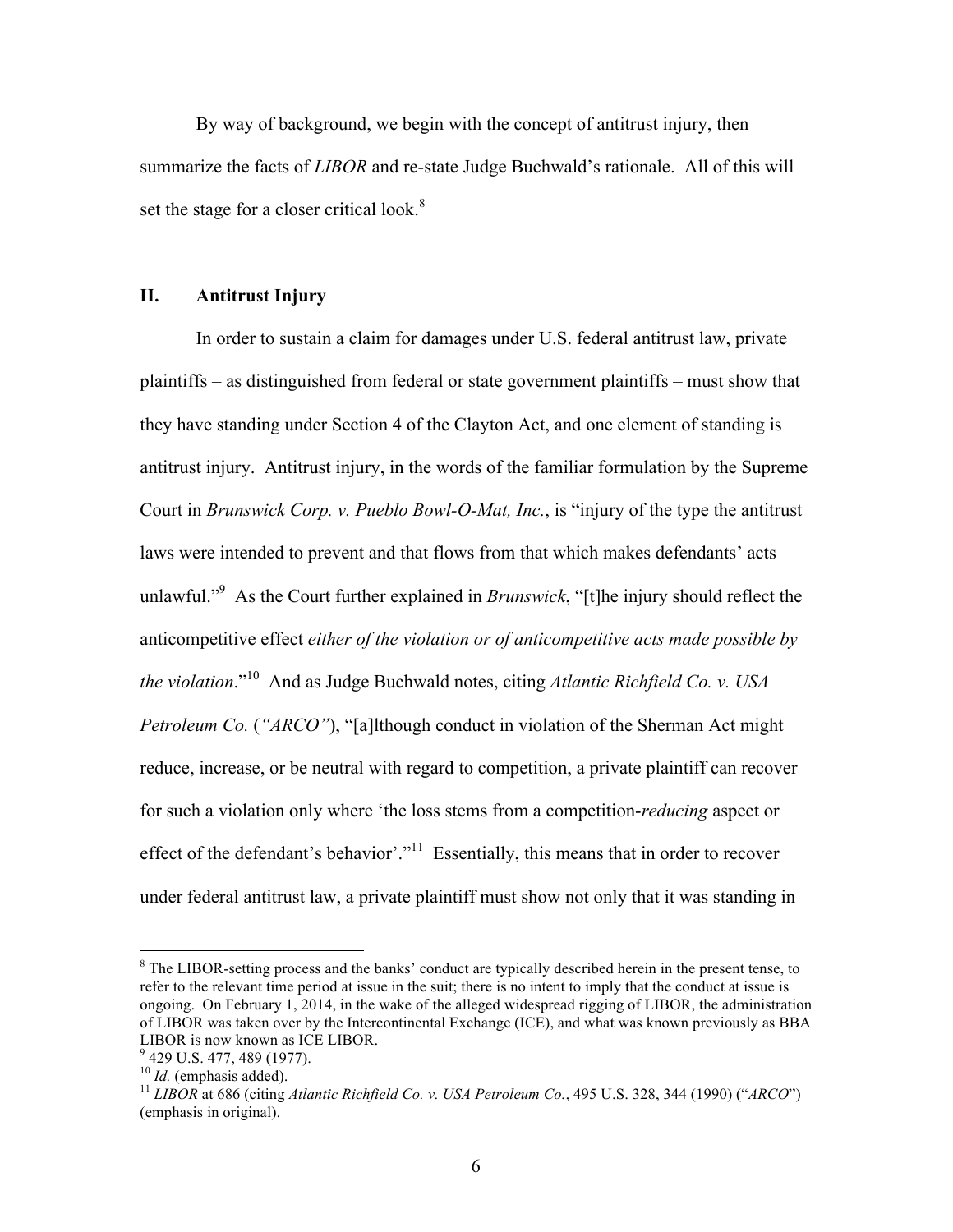By way of background, we begin with the concept of antitrust injury, then summarize the facts of *LIBOR* and re-state Judge Buchwald's rationale. All of this will set the stage for a closer critical look.[8]

## II. Antitrust Injury

In order to sustain a claim for damages under U.S. federal antitrust law, private plaintiffs – as distinguished from federal or state government plaintiffs – must show that they have standing under Section 4 of the Clayton Act, and one element of standing is antitrust injury. Antitrust injury, in the words of the familiar formulation by the Supreme Court in *Brunswick Corp. v. Pueblo Bowl-O-Mat, Inc.*, is "injury of the type the antitrust laws were intended to prevent and that flows from that which makes defendants' acts unlawful."[9] As the Court further explained in *Brunswick*, "[t]he injury should reflect the anticompetitive effect *either of the violation or of anticompetitive acts made possible by the violation*."[10] And as Judge Buchwald notes, citing *Atlantic Richfield Co. v. USA Petroleum Co.* (*"ARCO"*), "[a]lthough conduct in violation of the Sherman Act might reduce, increase, or be neutral with regard to competition, a private plaintiff can recover for such a violation only where 'the loss stems from a competition-*reducing* aspect or effect of the defendant's behavior'."[11] Essentially, this means that in order to recover under federal antitrust law, a private plaintiff must show not only that it was standing in

---

[8] The LIBOR-setting process and the banks' conduct are typically described herein in the present tense, to refer to the relevant time period at issue in the suit; there is no intent to imply that the conduct at issue is ongoing. On February 1, 2014, in the wake of the alleged widespread rigging of LIBOR, the administration of LIBOR was taken over by the Intercontinental Exchange (ICE), and what was known previously as BBA LIBOR is now known as ICE LIBOR.

[9] 429 U.S. 477, 489 (1977).

[10] *Id.* (emphasis added).

[11] *LIBOR* at 686 (citing *Atlantic Richfield Co. v. USA Petroleum Co.*, 495 U.S. 328, 344 (1990) ("*ARCO*") (emphasis in original).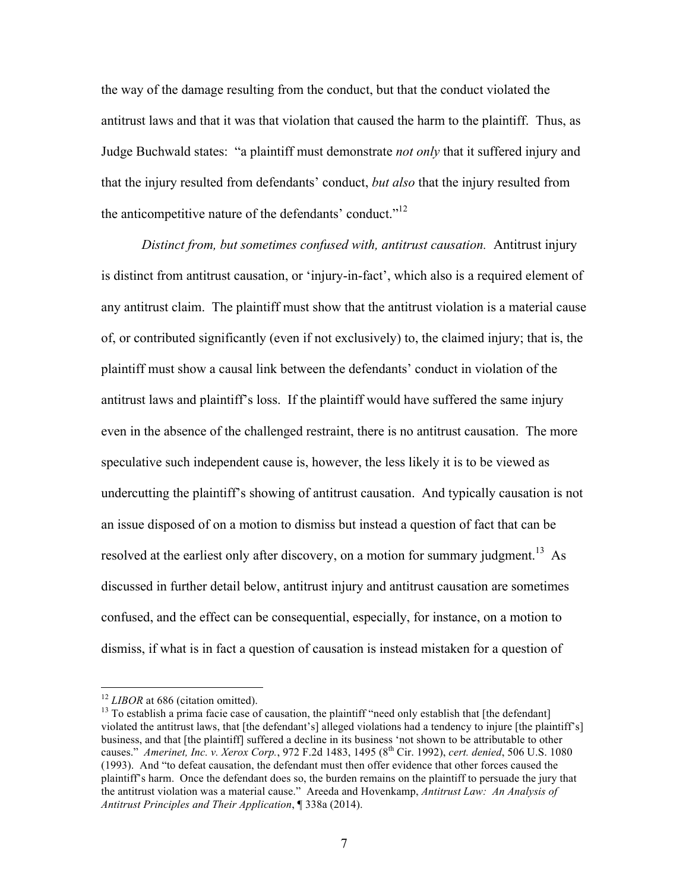the way of the damage resulting from the conduct, but that the conduct violated the antitrust laws and that it was that violation that caused the harm to the plaintiff. Thus, as Judge Buchwald states: "a plaintiff must demonstrate *not only* that it suffered injury and that the injury resulted from defendants' conduct, *but also* that the injury resulted from the anticompetitive nature of the defendants' conduct."[12]

*Distinct from, but sometimes confused with, antitrust causation.* Antitrust injury is distinct from antitrust causation, or 'injury-in-fact', which also is a required element of any antitrust claim. The plaintiff must show that the antitrust violation is a material cause of, or contributed significantly (even if not exclusively) to, the claimed injury; that is, the plaintiff must show a causal link between the defendants' conduct in violation of the antitrust laws and plaintiff's loss. If the plaintiff would have suffered the same injury even in the absence of the challenged restraint, there is no antitrust causation. The more speculative such independent cause is, however, the less likely it is to be viewed as undercutting the plaintiff's showing of antitrust causation. And typically causation is not an issue disposed of on a motion to dismiss but instead a question of fact that can be resolved at the earliest only after discovery, on a motion for summary judgment.[13] As discussed in further detail below, antitrust injury and antitrust causation are sometimes confused, and the effect can be consequential, especially, for instance, on a motion to dismiss, if what is in fact a question of causation is instead mistaken for a question of

---

[12] *LIBOR* at 686 (citation omitted).

[13] To establish a prima facie case of causation, the plaintiff "need only establish that [the defendant] violated the antitrust laws, that [the defendant's] alleged violations had a tendency to injure [the plaintiff's] business, and that [the plaintiff] suffered a decline in its business 'not shown to be attributable to other causes." *Amerinet, Inc. v. Xerox Corp.*, 972 F.2d 1483, 1495 (8th Cir. 1992), *cert. denied*, 506 U.S. 1080 (1993). And "to defeat causation, the defendant must then offer evidence that other forces caused the plaintiff's harm. Once the defendant does so, the burden remains on the plaintiff to persuade the jury that the antitrust violation was a material cause." Areeda and Hovenkamp, *Antitrust Law: An Analysis of Antitrust Principles and Their Application*, ¶ 338a (2014).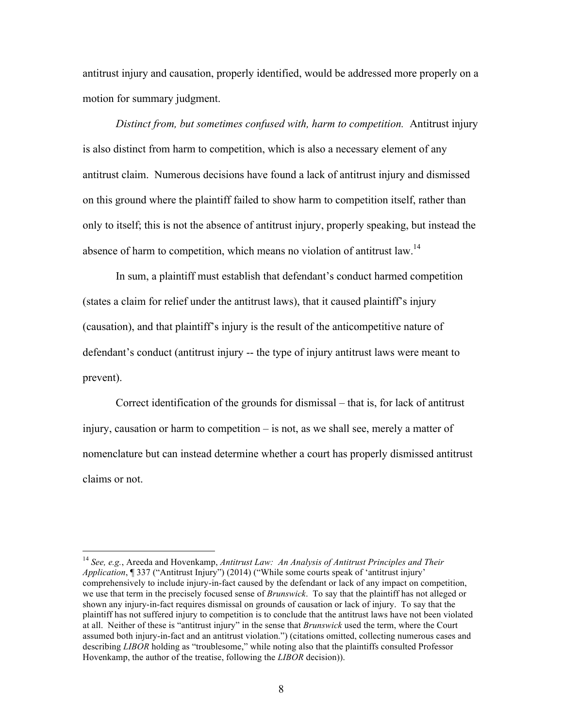antitrust injury and causation, properly identified, would be addressed more properly on a motion for summary judgment.

*Distinct from, but sometimes confused with, harm to competition.* Antitrust injury is also distinct from harm to competition, which is also a necessary element of any antitrust claim. Numerous decisions have found a lack of antitrust injury and dismissed on this ground where the plaintiff failed to show harm to competition itself, rather than only to itself; this is not the absence of antitrust injury, properly speaking, but instead the absence of harm to competition, which means no violation of antitrust law.[14]

In sum, a plaintiff must establish that defendant's conduct harmed competition (states a claim for relief under the antitrust laws), that it caused plaintiff's injury (causation), and that plaintiff's injury is the result of the anticompetitive nature of defendant's conduct (antitrust injury -- the type of injury antitrust laws were meant to prevent).

Correct identification of the grounds for dismissal – that is, for lack of antitrust injury, causation or harm to competition – is not, as we shall see, merely a matter of nomenclature but can instead determine whether a court has properly dismissed antitrust claims or not.

---

[14] *See, e.g.*, Areeda and Hovenkamp, *Antitrust Law: An Analysis of Antitrust Principles and Their Application*, ¶ 337 ("Antitrust Injury") (2014) ("While some courts speak of 'antitrust injury' comprehensively to include injury-in-fact caused by the defendant or lack of any impact on competition, we use that term in the precisely focused sense of *Brunswick*. To say that the plaintiff has not alleged or shown any injury-in-fact requires dismissal on grounds of causation or lack of injury. To say that the plaintiff has not suffered injury to competition is to conclude that the antitrust laws have not been violated at all. Neither of these is "antitrust injury" in the sense that *Brunswick* used the term, where the Court assumed both injury-in-fact and an antitrust violation.") (citations omitted, collecting numerous cases and describing *LIBOR* holding as "troublesome," while noting also that the plaintiffs consulted Professor Hovenkamp, the author of the treatise, following the *LIBOR* decision)).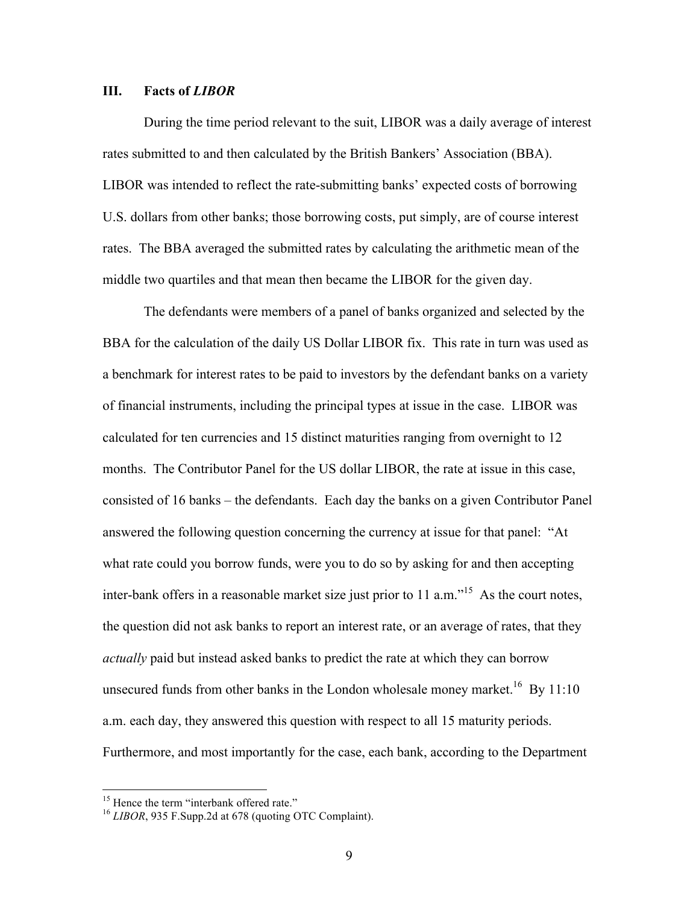## III. Facts of *LIBOR*

During the time period relevant to the suit, LIBOR was a daily average of interest rates submitted to and then calculated by the British Bankers' Association (BBA). LIBOR was intended to reflect the rate-submitting banks' expected costs of borrowing U.S. dollars from other banks; those borrowing costs, put simply, are of course interest rates. The BBA averaged the submitted rates by calculating the arithmetic mean of the middle two quartiles and that mean then became the LIBOR for the given day.

The defendants were members of a panel of banks organized and selected by the BBA for the calculation of the daily US Dollar LIBOR fix. This rate in turn was used as a benchmark for interest rates to be paid to investors by the defendant banks on a variety of financial instruments, including the principal types at issue in the case. LIBOR was calculated for ten currencies and 15 distinct maturities ranging from overnight to 12 months. The Contributor Panel for the US dollar LIBOR, the rate at issue in this case, consisted of 16 banks – the defendants. Each day the banks on a given Contributor Panel answered the following question concerning the currency at issue for that panel: "At what rate could you borrow funds, were you to do so by asking for and then accepting inter-bank offers in a reasonable market size just prior to 11 a.m."[15] As the court notes, the question did not ask banks to report an interest rate, or an average of rates, that they *actually* paid but instead asked banks to predict the rate at which they can borrow unsecured funds from other banks in the London wholesale money market.[16] By 11:10 a.m. each day, they answered this question with respect to all 15 maturity periods. Furthermore, and most importantly for the case, each bank, according to the Department

---

[15] Hence the term "interbank offered rate."

[16] *LIBOR*, 935 F.Supp.2d at 678 (quoting OTC Complaint).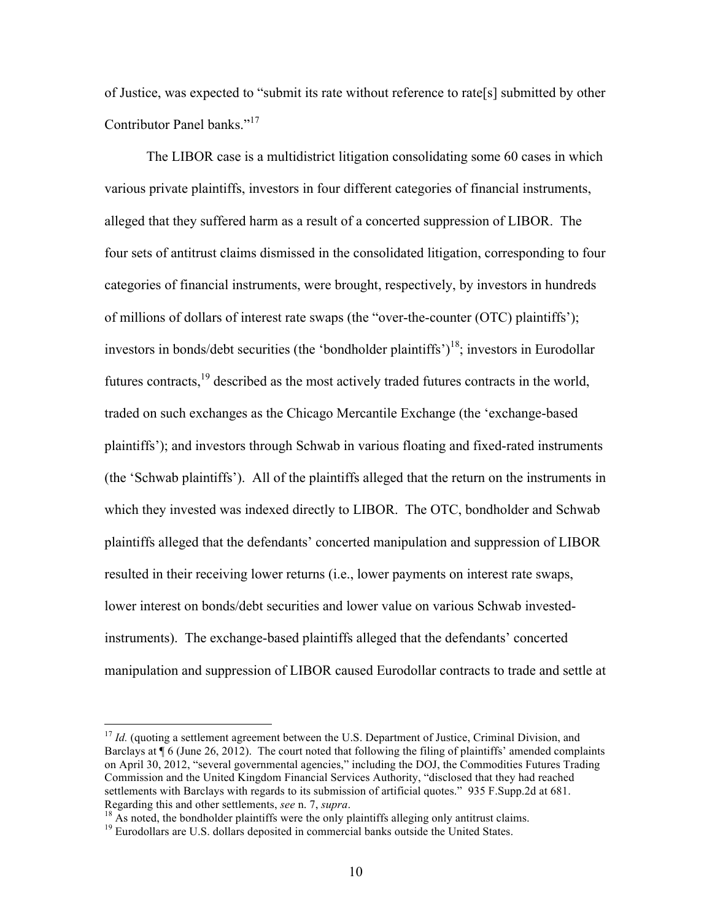of Justice, was expected to "submit its rate without reference to rate[s] submitted by other Contributor Panel banks."[17]

The LIBOR case is a multidistrict litigation consolidating some 60 cases in which various private plaintiffs, investors in four different categories of financial instruments, alleged that they suffered harm as a result of a concerted suppression of LIBOR. The four sets of antitrust claims dismissed in the consolidated litigation, corresponding to four categories of financial instruments, were brought, respectively, by investors in hundreds of millions of dollars of interest rate swaps (the "over-the-counter (OTC) plaintiffs'); investors in bonds/debt securities (the 'bondholder plaintiffs')[18]; investors in Eurodollar futures contracts,[19] described as the most actively traded futures contracts in the world, traded on such exchanges as the Chicago Mercantile Exchange (the 'exchange-based plaintiffs'); and investors through Schwab in various floating and fixed-rated instruments (the 'Schwab plaintiffs'). All of the plaintiffs alleged that the return on the instruments in which they invested was indexed directly to LIBOR. The OTC, bondholder and Schwab plaintiffs alleged that the defendants' concerted manipulation and suppression of LIBOR resulted in their receiving lower returns (i.e., lower payments on interest rate swaps, lower interest on bonds/debt securities and lower value on various Schwab invested-instruments). The exchange-based plaintiffs alleged that the defendants' concerted manipulation and suppression of LIBOR caused Eurodollar contracts to trade and settle at

---

[17] *Id.* (quoting a settlement agreement between the U.S. Department of Justice, Criminal Division, and Barclays at ¶ 6 (June 26, 2012). The court noted that following the filing of plaintiffs' amended complaints on April 30, 2012, "several governmental agencies," including the DOJ, the Commodities Futures Trading Commission and the United Kingdom Financial Services Authority, "disclosed that they had reached settlements with Barclays with regards to its submission of artificial quotes." 935 F.Supp.2d at 681. Regarding this and other settlements, *see* n. 7, *supra*.

[18] As noted, the bondholder plaintiffs were the only plaintiffs alleging only antitrust claims.

[19] Eurodollars are U.S. dollars deposited in commercial banks outside the United States.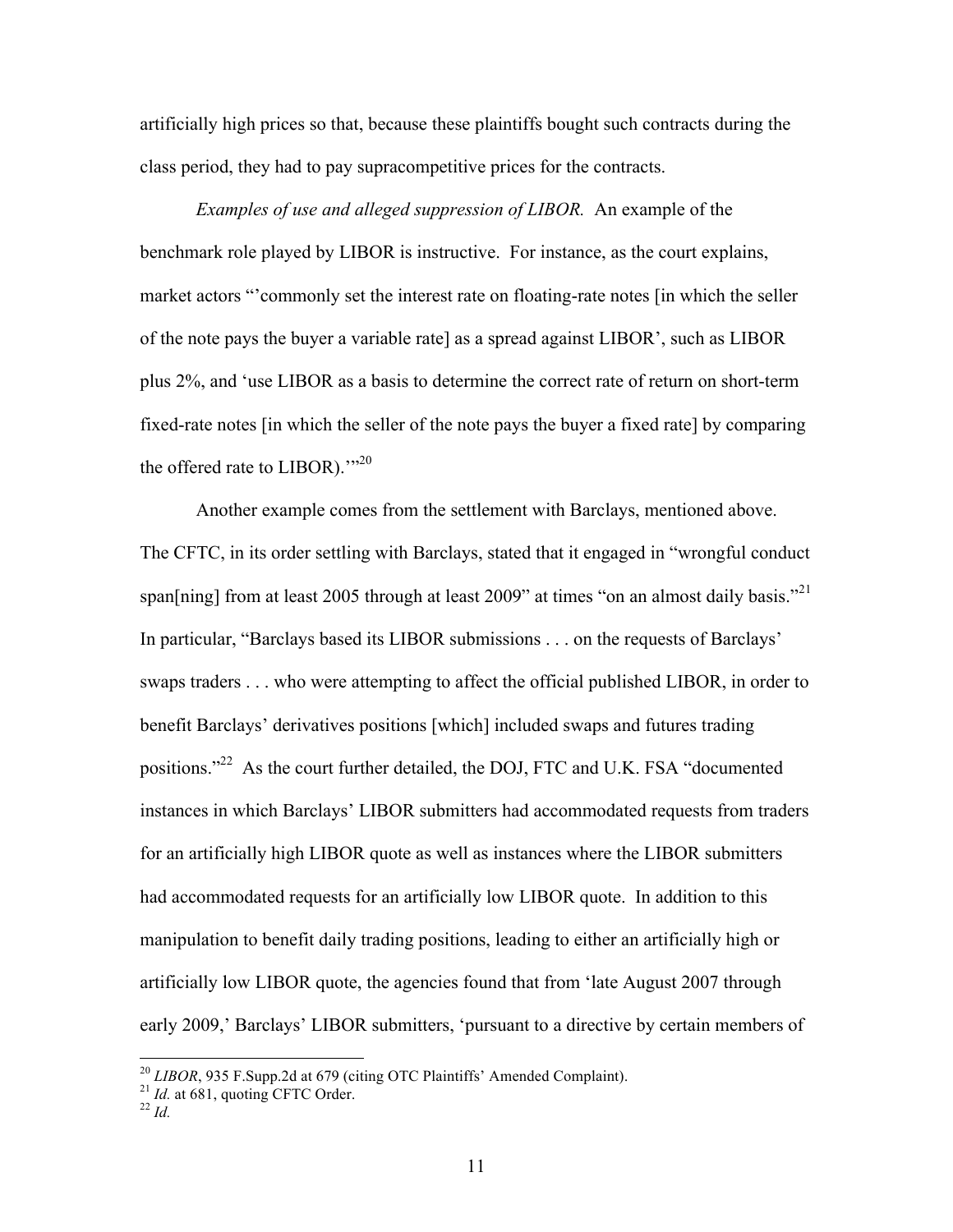artificially high prices so that, because these plaintiffs bought such contracts during the class period, they had to pay supracompetitive prices for the contracts.

*Examples of use and alleged suppression of LIBOR.* An example of the benchmark role played by LIBOR is instructive. For instance, as the court explains, market actors "'commonly set the interest rate on floating-rate notes [in which the seller of the note pays the buyer a variable rate] as a spread against LIBOR', such as LIBOR plus 2%, and 'use LIBOR as a basis to determine the correct rate of return on short-term fixed-rate notes [in which the seller of the note pays the buyer a fixed rate] by comparing the offered rate to LIBOR).'"[20]

Another example comes from the settlement with Barclays, mentioned above. The CFTC, in its order settling with Barclays, stated that it engaged in "wrongful conduct span[ning] from at least 2005 through at least 2009" at times "on an almost daily basis."[21] In particular, "Barclays based its LIBOR submissions . . . on the requests of Barclays' swaps traders . . . who were attempting to affect the official published LIBOR, in order to benefit Barclays' derivatives positions [which] included swaps and futures trading positions."[22] As the court further detailed, the DOJ, FTC and U.K. FSA "documented instances in which Barclays' LIBOR submitters had accommodated requests from traders for an artificially high LIBOR quote as well as instances where the LIBOR submitters had accommodated requests for an artificially low LIBOR quote. In addition to this manipulation to benefit daily trading positions, leading to either an artificially high or artificially low LIBOR quote, the agencies found that from 'late August 2007 through early 2009,' Barclays' LIBOR submitters, 'pursuant to a directive by certain members of

---

[20] *LIBOR*, 935 F.Supp.2d at 679 (citing OTC Plaintiffs' Amended Complaint).

[21] *Id.* at 681, quoting CFTC Order.

[22] *Id.*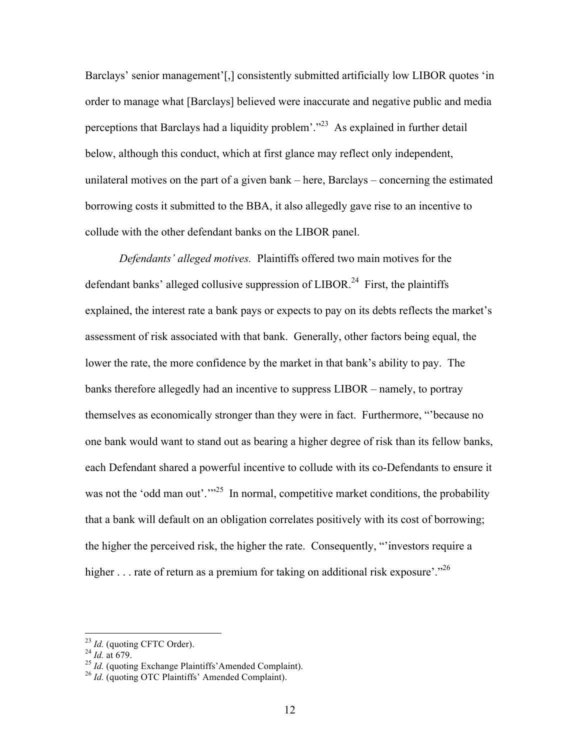Barclays' senior management'[,] consistently submitted artificially low LIBOR quotes 'in order to manage what [Barclays] believed were inaccurate and negative public and media perceptions that Barclays had a liquidity problem'."[23] As explained in further detail below, although this conduct, which at first glance may reflect only independent, unilateral motives on the part of a given bank – here, Barclays – concerning the estimated borrowing costs it submitted to the BBA, it also allegedly gave rise to an incentive to collude with the other defendant banks on the LIBOR panel.

*Defendants' alleged motives.* Plaintiffs offered two main motives for the defendant banks' alleged collusive suppression of LIBOR.[24] First, the plaintiffs explained, the interest rate a bank pays or expects to pay on its debts reflects the market's assessment of risk associated with that bank. Generally, other factors being equal, the lower the rate, the more confidence by the market in that bank's ability to pay. The banks therefore allegedly had an incentive to suppress LIBOR – namely, to portray themselves as economically stronger than they were in fact. Furthermore, "'because no one bank would want to stand out as bearing a higher degree of risk than its fellow banks, each Defendant shared a powerful incentive to collude with its co-Defendants to ensure it was not the 'odd man out'.'"[25] In normal, competitive market conditions, the probability that a bank will default on an obligation correlates positively with its cost of borrowing; the higher the perceived risk, the higher the rate. Consequently, "'investors require a higher . . . rate of return as a premium for taking on additional risk exposure'."[26]

---

[23] *Id.* (quoting CFTC Order).
[24] *Id.* at 679.
[25] *Id.* (quoting Exchange Plaintiffs'Amended Complaint).
[26] *Id.* (quoting OTC Plaintiffs' Amended Complaint).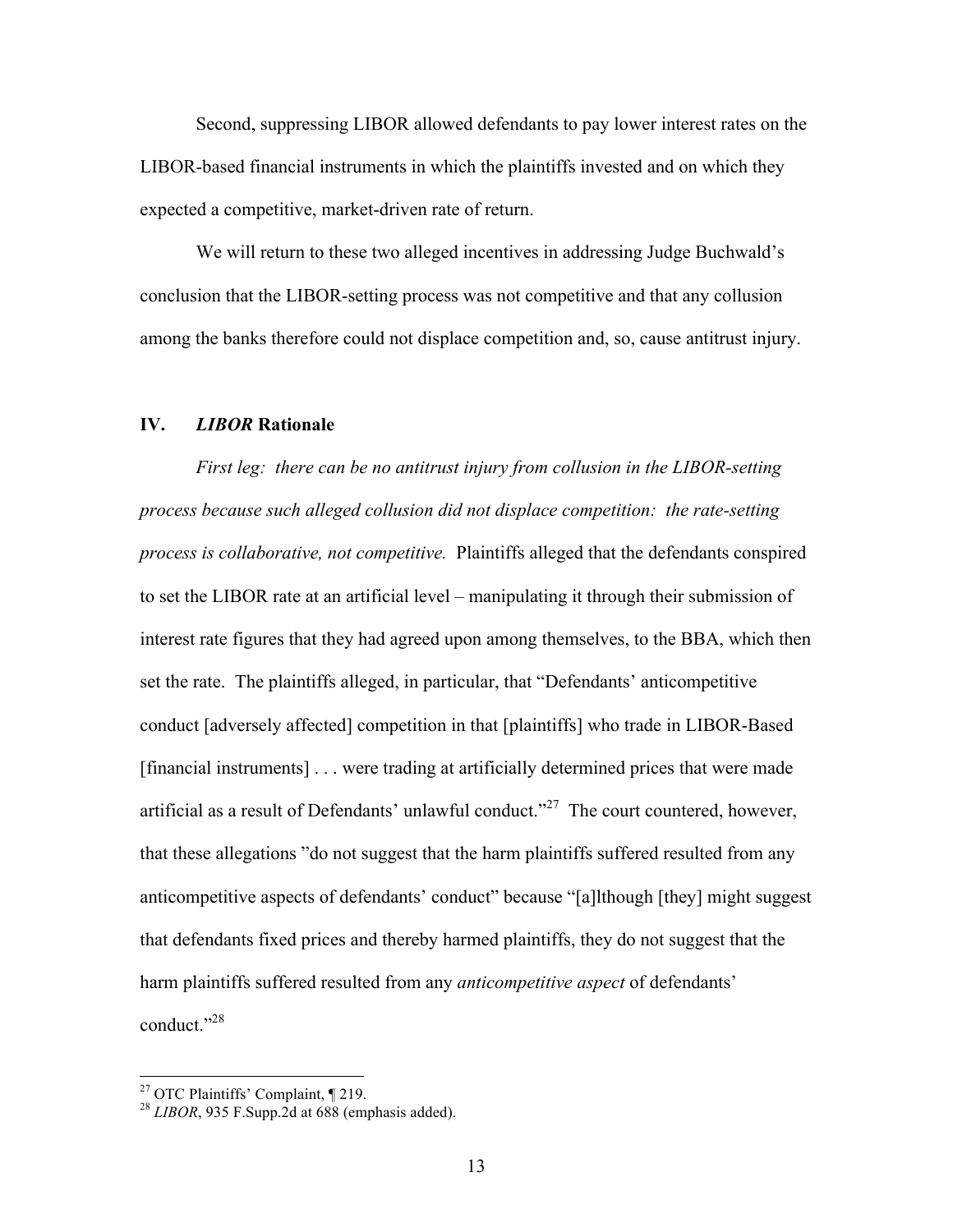Second, suppressing LIBOR allowed defendants to pay lower interest rates on the LIBOR-based financial instruments in which the plaintiffs invested and on which they expected a competitive, market-driven rate of return.

We will return to these two alleged incentives in addressing Judge Buchwald's conclusion that the LIBOR-setting process was not competitive and that any collusion among the banks therefore could not displace competition and, so, cause antitrust injury.

## IV. *LIBOR* Rationale

*First leg: there can be no antitrust injury from collusion in the LIBOR-setting process because such alleged collusion did not displace competition: the rate-setting process is collaborative, not competitive.* Plaintiffs alleged that the defendants conspired to set the LIBOR rate at an artificial level – manipulating it through their submission of interest rate figures that they had agreed upon among themselves, to the BBA, which then set the rate. The plaintiffs alleged, in particular, that "Defendants' anticompetitive conduct [adversely affected] competition in that [plaintiffs] who trade in LIBOR-Based [financial instruments] . . . were trading at artificially determined prices that were made artificial as a result of Defendants' unlawful conduct."[27] The court countered, however, that these allegations "do not suggest that the harm plaintiffs suffered resulted from any anticompetitive aspects of defendants' conduct" because "[a]lthough [they] might suggest that defendants fixed prices and thereby harmed plaintiffs, they do not suggest that the harm plaintiffs suffered resulted from any *anticompetitive aspect* of defendants' conduct."[28]

---

[27] OTC Plaintiffs' Complaint, ¶ 219.

[28] *LIBOR*, 935 F.Supp.2d at 688 (emphasis added).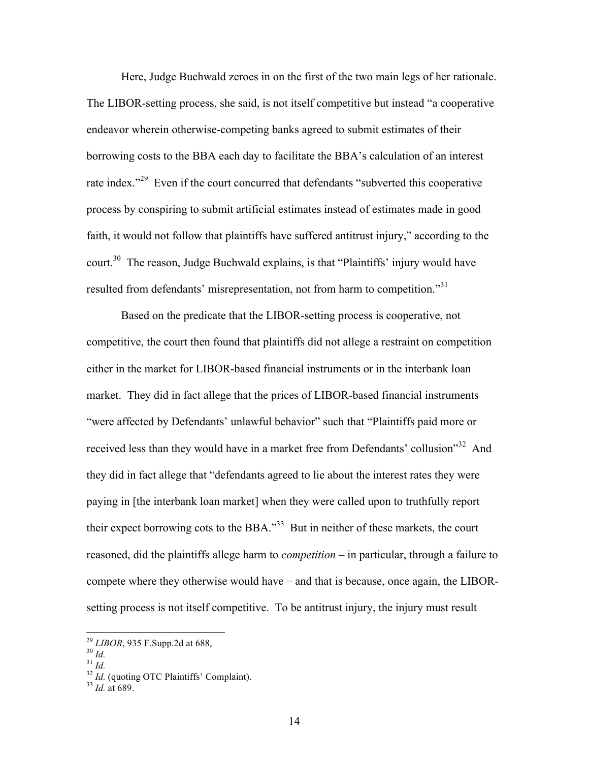Here, Judge Buchwald zeroes in on the first of the two main legs of her rationale. The LIBOR-setting process, she said, is not itself competitive but instead "a cooperative endeavor wherein otherwise-competing banks agreed to submit estimates of their borrowing costs to the BBA each day to facilitate the BBA's calculation of an interest rate index."[29] Even if the court concurred that defendants "subverted this cooperative process by conspiring to submit artificial estimates instead of estimates made in good faith, it would not follow that plaintiffs have suffered antitrust injury," according to the court.[30] The reason, Judge Buchwald explains, is that "Plaintiffs' injury would have resulted from defendants' misrepresentation, not from harm to competition."[31]

Based on the predicate that the LIBOR-setting process is cooperative, not competitive, the court then found that plaintiffs did not allege a restraint on competition either in the market for LIBOR-based financial instruments or in the interbank loan market. They did in fact allege that the prices of LIBOR-based financial instruments "were affected by Defendants' unlawful behavior" such that "Plaintiffs paid more or received less than they would have in a market free from Defendants' collusion"[32] And they did in fact allege that "defendants agreed to lie about the interest rates they were paying in [the interbank loan market] when they were called upon to truthfully report their expect borrowing cots to the BBA."[33] But in neither of these markets, the court reasoned, did the plaintiffs allege harm to *competition* – in particular, through a failure to compete where they otherwise would have – and that is because, once again, the LIBOR-setting process is not itself competitive. To be antitrust injury, the injury must result

---

[29] *LIBOR*, 935 F.Supp.2d at 688,

[30] *Id.*

[31] *Id.*

[32] *Id.* (quoting OTC Plaintiffs' Complaint).

[33] *Id.* at 689.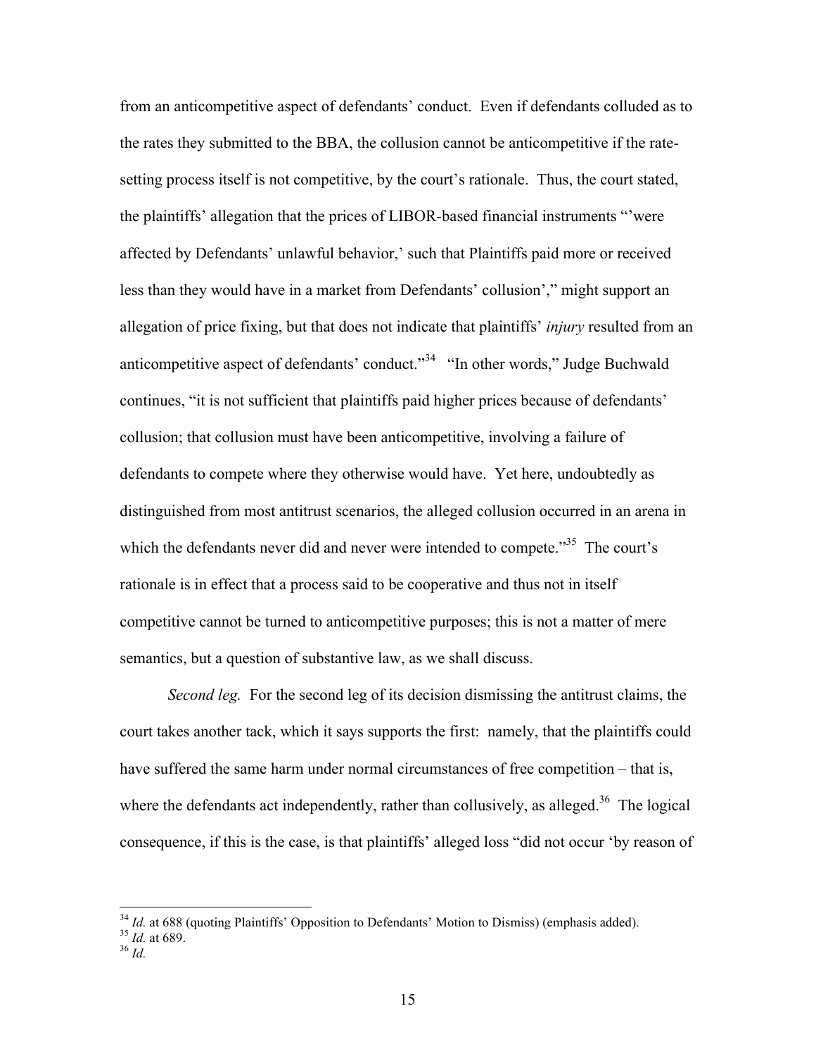from an anticompetitive aspect of defendants' conduct. Even if defendants colluded as to the rates they submitted to the BBA, the collusion cannot be anticompetitive if the rate-setting process itself is not competitive, by the court's rationale. Thus, the court stated, the plaintiffs' allegation that the prices of LIBOR-based financial instruments "'were affected by Defendants' unlawful behavior,' such that Plaintiffs paid more or received less than they would have in a market from Defendants' collusion'," might support an allegation of price fixing, but that does not indicate that plaintiffs' *injury* resulted from an anticompetitive aspect of defendants' conduct."[34] "In other words," Judge Buchwald continues, "it is not sufficient that plaintiffs paid higher prices because of defendants' collusion; that collusion must have been anticompetitive, involving a failure of defendants to compete where they otherwise would have. Yet here, undoubtedly as distinguished from most antitrust scenarios, the alleged collusion occurred in an arena in which the defendants never did and never were intended to compete."[35] The court's rationale is in effect that a process said to be cooperative and thus not in itself competitive cannot be turned to anticompetitive purposes; this is not a matter of mere semantics, but a question of substantive law, as we shall discuss.

*Second leg.* For the second leg of its decision dismissing the antitrust claims, the court takes another tack, which it says supports the first: namely, that the plaintiffs could have suffered the same harm under normal circumstances of free competition – that is, where the defendants act independently, rather than collusively, as alleged.[36] The logical consequence, if this is the case, is that plaintiffs' alleged loss "did not occur 'by reason of

---

[34] *Id.* at 688 (quoting Plaintiffs' Opposition to Defendants' Motion to Dismiss) (emphasis added).

[35] *Id.* at 689.

[36] *Id.*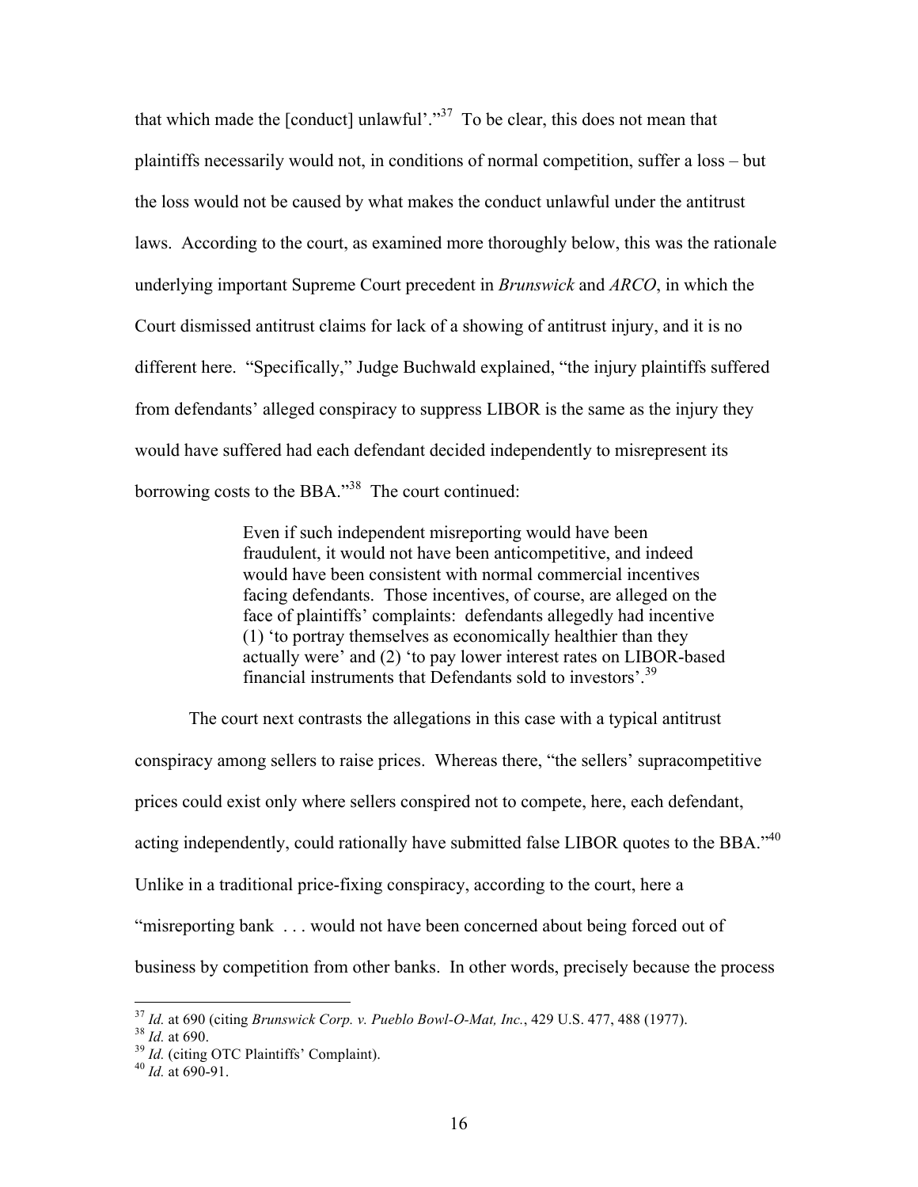that which made the [conduct] unlawful'."[37] To be clear, this does not mean that plaintiffs necessarily would not, in conditions of normal competition, suffer a loss – but the loss would not be caused by what makes the conduct unlawful under the antitrust laws. According to the court, as examined more thoroughly below, this was the rationale underlying important Supreme Court precedent in *Brunswick* and *ARCO*, in which the Court dismissed antitrust claims for lack of a showing of antitrust injury, and it is no different here. "Specifically," Judge Buchwald explained, "the injury plaintiffs suffered from defendants' alleged conspiracy to suppress LIBOR is the same as the injury they would have suffered had each defendant decided independently to misrepresent its borrowing costs to the BBA."[38] The court continued:

> Even if such independent misreporting would have been fraudulent, it would not have been anticompetitive, and indeed would have been consistent with normal commercial incentives facing defendants. Those incentives, of course, are alleged on the face of plaintiffs' complaints: defendants allegedly had incentive (1) 'to portray themselves as economically healthier than they actually were' and (2) 'to pay lower interest rates on LIBOR-based financial instruments that Defendants sold to investors'.[39]

The court next contrasts the allegations in this case with a typical antitrust conspiracy among sellers to raise prices. Whereas there, "the sellers' supracompetitive prices could exist only where sellers conspired not to compete, here, each defendant, acting independently, could rationally have submitted false LIBOR quotes to the BBA."[40] Unlike in a traditional price-fixing conspiracy, according to the court, here a "misreporting bank . . . would not have been concerned about being forced out of business by competition from other banks. In other words, precisely because the process

---

[37] *Id.* at 690 (citing *Brunswick Corp. v. Pueblo Bowl-O-Mat, Inc.*, 429 U.S. 477, 488 (1977).

[38] *Id.* at 690.

[39] *Id.* (citing OTC Plaintiffs' Complaint).

[40] *Id.* at 690-91.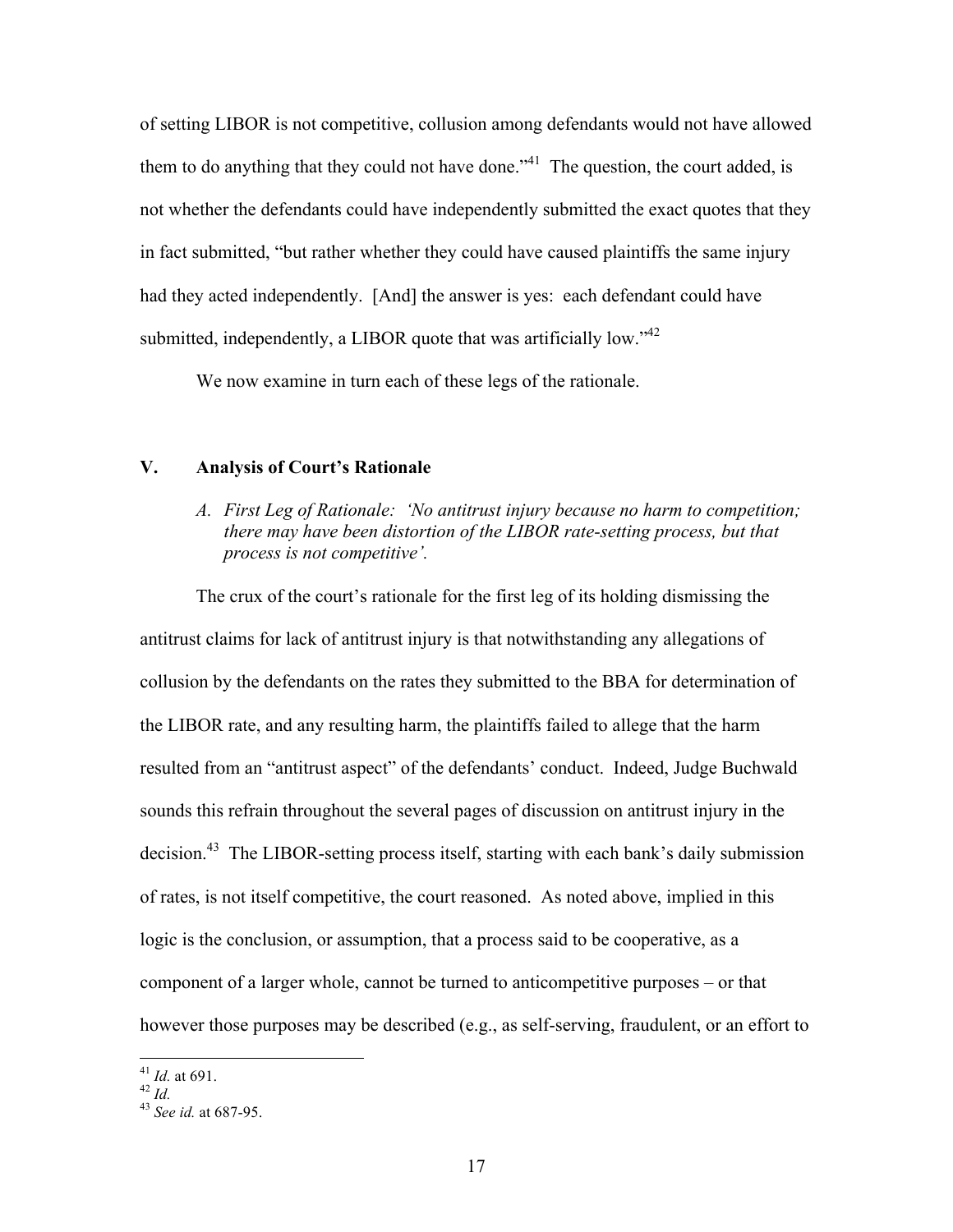of setting LIBOR is not competitive, collusion among defendants would not have allowed them to do anything that they could not have done."[41] The question, the court added, is not whether the defendants could have independently submitted the exact quotes that they in fact submitted, "but rather whether they could have caused plaintiffs the same injury had they acted independently. [And] the answer is yes: each defendant could have submitted, independently, a LIBOR quote that was artificially low."[42]

We now examine in turn each of these legs of the rationale.

## V. Analysis of Court's Rationale

### A. *First Leg of Rationale: 'No antitrust injury because no harm to competition; there may have been distortion of the LIBOR rate-setting process, but that process is not competitive'.*

The crux of the court's rationale for the first leg of its holding dismissing the antitrust claims for lack of antitrust injury is that notwithstanding any allegations of collusion by the defendants on the rates they submitted to the BBA for determination of the LIBOR rate, and any resulting harm, the plaintiffs failed to allege that the harm resulted from an "antitrust aspect" of the defendants' conduct. Indeed, Judge Buchwald sounds this refrain throughout the several pages of discussion on antitrust injury in the decision.[43] The LIBOR-setting process itself, starting with each bank's daily submission of rates, is not itself competitive, the court reasoned. As noted above, implied in this logic is the conclusion, or assumption, that a process said to be cooperative, as a component of a larger whole, cannot be turned to anticompetitive purposes – or that however those purposes may be described (e.g., as self-serving, fraudulent, or an effort to

---

[41] *Id.* at 691.

[42] *Id.*

[43] *See id.* at 687-95.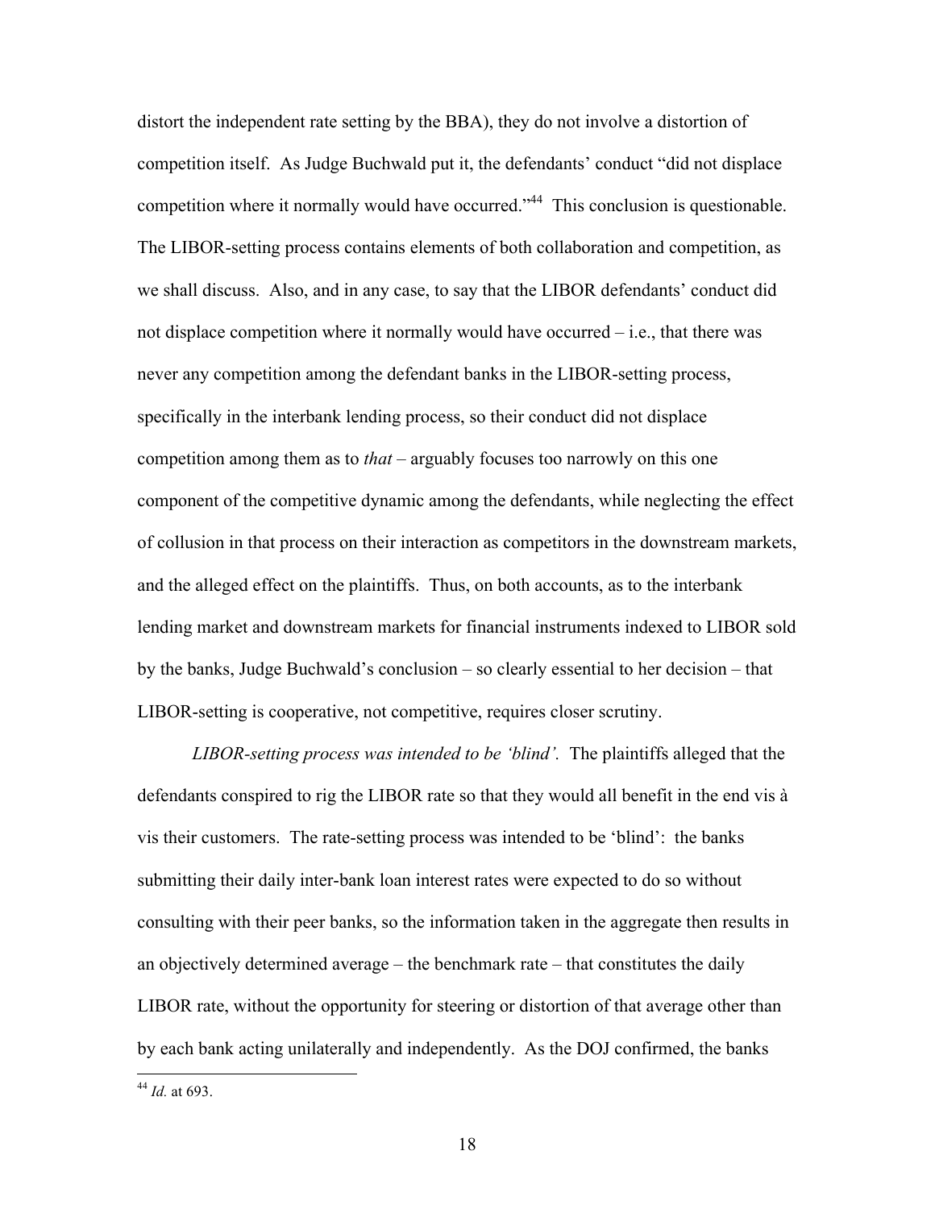distort the independent rate setting by the BBA), they do not involve a distortion of competition itself. As Judge Buchwald put it, the defendants' conduct "did not displace competition where it normally would have occurred."[44] This conclusion is questionable. The LIBOR-setting process contains elements of both collaboration and competition, as we shall discuss. Also, and in any case, to say that the LIBOR defendants' conduct did not displace competition where it normally would have occurred – i.e., that there was never any competition among the defendant banks in the LIBOR-setting process, specifically in the interbank lending process, so their conduct did not displace competition among them as to *that* – arguably focuses too narrowly on this one component of the competitive dynamic among the defendants, while neglecting the effect of collusion in that process on their interaction as competitors in the downstream markets, and the alleged effect on the plaintiffs. Thus, on both accounts, as to the interbank lending market and downstream markets for financial instruments indexed to LIBOR sold by the banks, Judge Buchwald's conclusion – so clearly essential to her decision – that LIBOR-setting is cooperative, not competitive, requires closer scrutiny.

*LIBOR-setting process was intended to be 'blind'.* The plaintiffs alleged that the defendants conspired to rig the LIBOR rate so that they would all benefit in the end vis à vis their customers. The rate-setting process was intended to be 'blind': the banks submitting their daily inter-bank loan interest rates were expected to do so without consulting with their peer banks, so the information taken in the aggregate then results in an objectively determined average – the benchmark rate – that constitutes the daily LIBOR rate, without the opportunity for steering or distortion of that average other than by each bank acting unilaterally and independently. As the DOJ confirmed, the banks

[44] *Id.* at 693.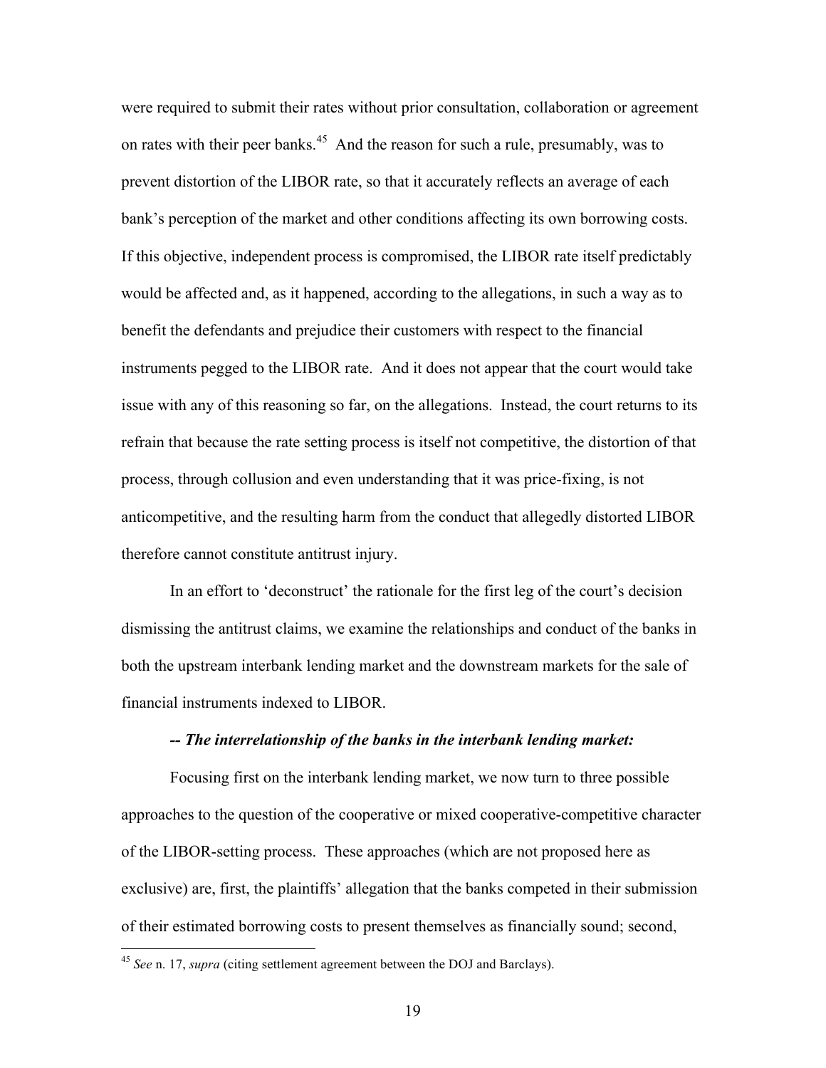were required to submit their rates without prior consultation, collaboration or agreement on rates with their peer banks.[45] And the reason for such a rule, presumably, was to prevent distortion of the LIBOR rate, so that it accurately reflects an average of each bank's perception of the market and other conditions affecting its own borrowing costs. If this objective, independent process is compromised, the LIBOR rate itself predictably would be affected and, as it happened, according to the allegations, in such a way as to benefit the defendants and prejudice their customers with respect to the financial instruments pegged to the LIBOR rate. And it does not appear that the court would take issue with any of this reasoning so far, on the allegations. Instead, the court returns to its refrain that because the rate setting process is itself not competitive, the distortion of that process, through collusion and even understanding that it was price-fixing, is not anticompetitive, and the resulting harm from the conduct that allegedly distorted LIBOR therefore cannot constitute antitrust injury.

In an effort to 'deconstruct' the rationale for the first leg of the court's decision dismissing the antitrust claims, we examine the relationships and conduct of the banks in both the upstream interbank lending market and the downstream markets for the sale of financial instruments indexed to LIBOR.

***-- The interrelationship of the banks in the interbank lending market:***

Focusing first on the interbank lending market, we now turn to three possible approaches to the question of the cooperative or mixed cooperative-competitive character of the LIBOR-setting process. These approaches (which are not proposed here as exclusive) are, first, the plaintiffs' allegation that the banks competed in their submission of their estimated borrowing costs to present themselves as financially sound; second,

---

[45] *See* n. 17, *supra* (citing settlement agreement between the DOJ and Barclays).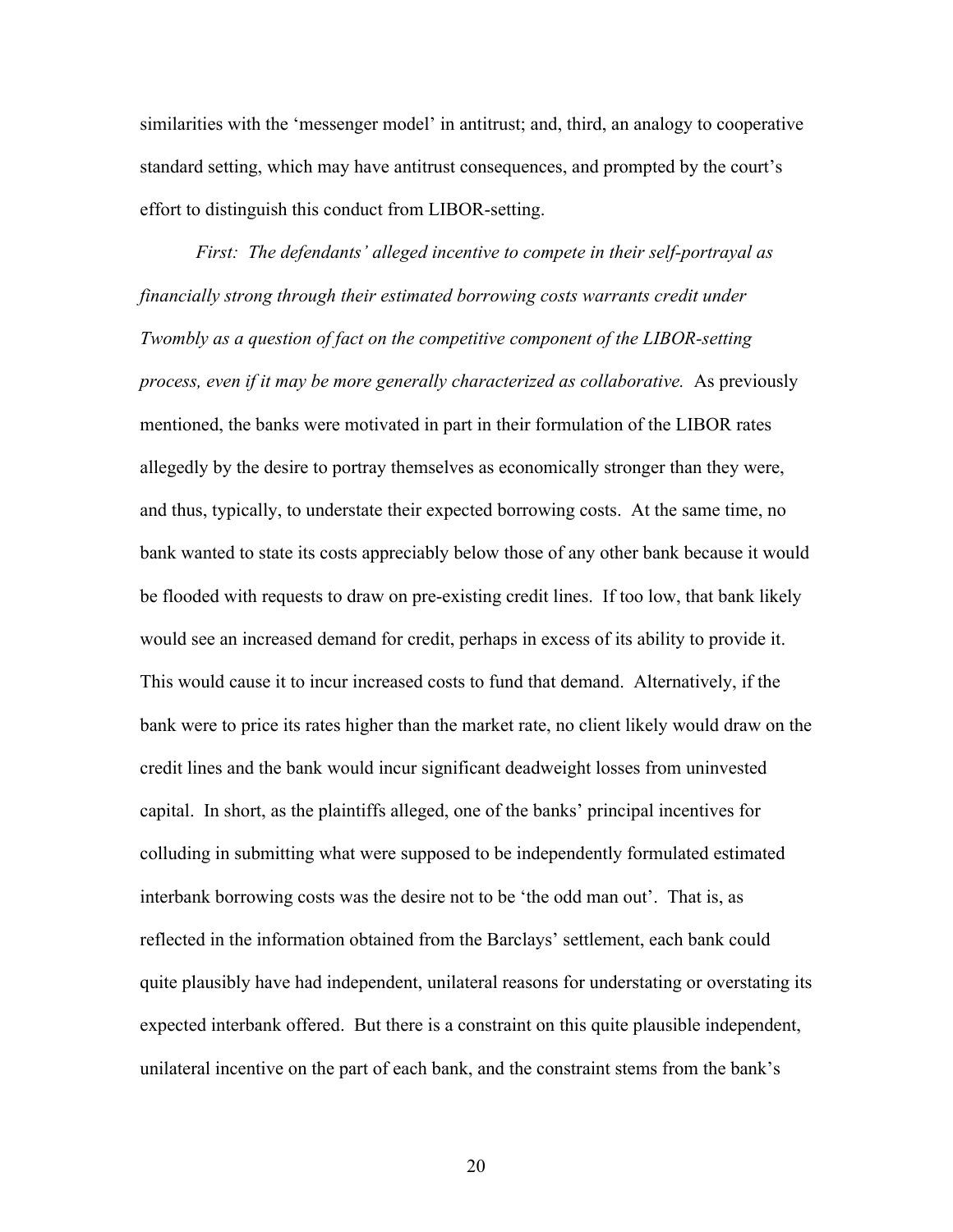similarities with the 'messenger model' in antitrust; and, third, an analogy to cooperative standard setting, which may have antitrust consequences, and prompted by the court's effort to distinguish this conduct from LIBOR-setting.

*First: The defendants' alleged incentive to compete in their self-portrayal as financially strong through their estimated borrowing costs warrants credit under Twombly as a question of fact on the competitive component of the LIBOR-setting process, even if it may be more generally characterized as collaborative.* As previously mentioned, the banks were motivated in part in their formulation of the LIBOR rates allegedly by the desire to portray themselves as economically stronger than they were, and thus, typically, to understate their expected borrowing costs. At the same time, no bank wanted to state its costs appreciably below those of any other bank because it would be flooded with requests to draw on pre-existing credit lines. If too low, that bank likely would see an increased demand for credit, perhaps in excess of its ability to provide it. This would cause it to incur increased costs to fund that demand. Alternatively, if the bank were to price its rates higher than the market rate, no client likely would draw on the credit lines and the bank would incur significant deadweight losses from uninvested capital. In short, as the plaintiffs alleged, one of the banks' principal incentives for colluding in submitting what were supposed to be independently formulated estimated interbank borrowing costs was the desire not to be 'the odd man out'. That is, as reflected in the information obtained from the Barclays' settlement, each bank could quite plausibly have had independent, unilateral reasons for understating or overstating its expected interbank offered. But there is a constraint on this quite plausible independent, unilateral incentive on the part of each bank, and the constraint stems from the bank's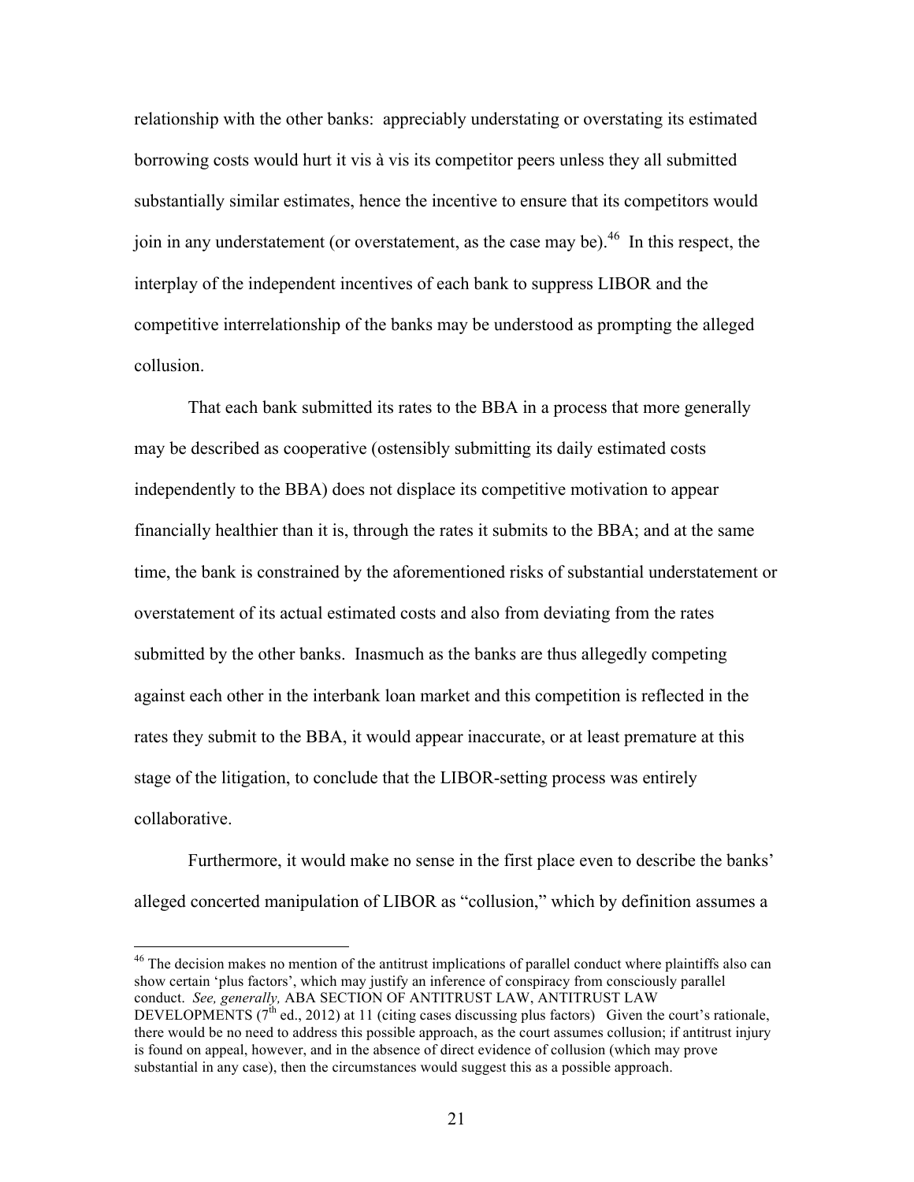relationship with the other banks: appreciably understating or overstating its estimated borrowing costs would hurt it vis à vis its competitor peers unless they all submitted substantially similar estimates, hence the incentive to ensure that its competitors would join in any understatement (or overstatement, as the case may be).[46] In this respect, the interplay of the independent incentives of each bank to suppress LIBOR and the competitive interrelationship of the banks may be understood as prompting the alleged collusion.

That each bank submitted its rates to the BBA in a process that more generally may be described as cooperative (ostensibly submitting its daily estimated costs independently to the BBA) does not displace its competitive motivation to appear financially healthier than it is, through the rates it submits to the BBA; and at the same time, the bank is constrained by the aforementioned risks of substantial understatement or overstatement of its actual estimated costs and also from deviating from the rates submitted by the other banks. Inasmuch as the banks are thus allegedly competing against each other in the interbank loan market and this competition is reflected in the rates they submit to the BBA, it would appear inaccurate, or at least premature at this stage of the litigation, to conclude that the LIBOR-setting process was entirely collaborative.

Furthermore, it would make no sense in the first place even to describe the banks' alleged concerted manipulation of LIBOR as "collusion," which by definition assumes a

---

[46] The decision makes no mention of the antitrust implications of parallel conduct where plaintiffs also can show certain 'plus factors', which may justify an inference of conspiracy from consciously parallel conduct. *See, generally,* ABA SECTION OF ANTITRUST LAW, ANTITRUST LAW DEVELOPMENTS (7th ed., 2012) at 11 (citing cases discussing plus factors) Given the court's rationale, there would be no need to address this possible approach, as the court assumes collusion; if antitrust injury is found on appeal, however, and in the absence of direct evidence of collusion (which may prove substantial in any case), then the circumstances would suggest this as a possible approach.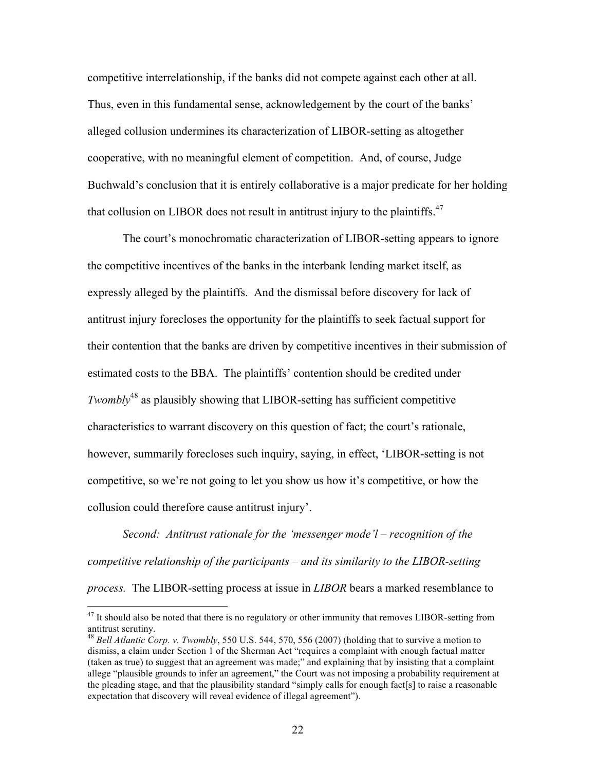competitive interrelationship, if the banks did not compete against each other at all. Thus, even in this fundamental sense, acknowledgement by the court of the banks' alleged collusion undermines its characterization of LIBOR-setting as altogether cooperative, with no meaningful element of competition. And, of course, Judge Buchwald's conclusion that it is entirely collaborative is a major predicate for her holding that collusion on LIBOR does not result in antitrust injury to the plaintiffs.[47]

The court's monochromatic characterization of LIBOR-setting appears to ignore the competitive incentives of the banks in the interbank lending market itself, as expressly alleged by the plaintiffs. And the dismissal before discovery for lack of antitrust injury forecloses the opportunity for the plaintiffs to seek factual support for their contention that the banks are driven by competitive incentives in their submission of estimated costs to the BBA. The plaintiffs' contention should be credited under *Twombly*[48] as plausibly showing that LIBOR-setting has sufficient competitive characteristics to warrant discovery on this question of fact; the court's rationale, however, summarily forecloses such inquiry, saying, in effect, 'LIBOR-setting is not competitive, so we're not going to let you show us how it's competitive, or how the collusion could therefore cause antitrust injury'.

*Second: Antitrust rationale for the 'messenger mode'l – recognition of the competitive relationship of the participants – and its similarity to the LIBOR-setting process.* The LIBOR-setting process at issue in *LIBOR* bears a marked resemblance to

---

[47] It should also be noted that there is no regulatory or other immunity that removes LIBOR-setting from antitrust scrutiny.

[48] *Bell Atlantic Corp. v. Twombly*, 550 U.S. 544, 570, 556 (2007) (holding that to survive a motion to dismiss, a claim under Section 1 of the Sherman Act "requires a complaint with enough factual matter (taken as true) to suggest that an agreement was made;" and explaining that by insisting that a complaint allege "plausible grounds to infer an agreement," the Court was not imposing a probability requirement at the pleading stage, and that the plausibility standard "simply calls for enough fact[s] to raise a reasonable expectation that discovery will reveal evidence of illegal agreement").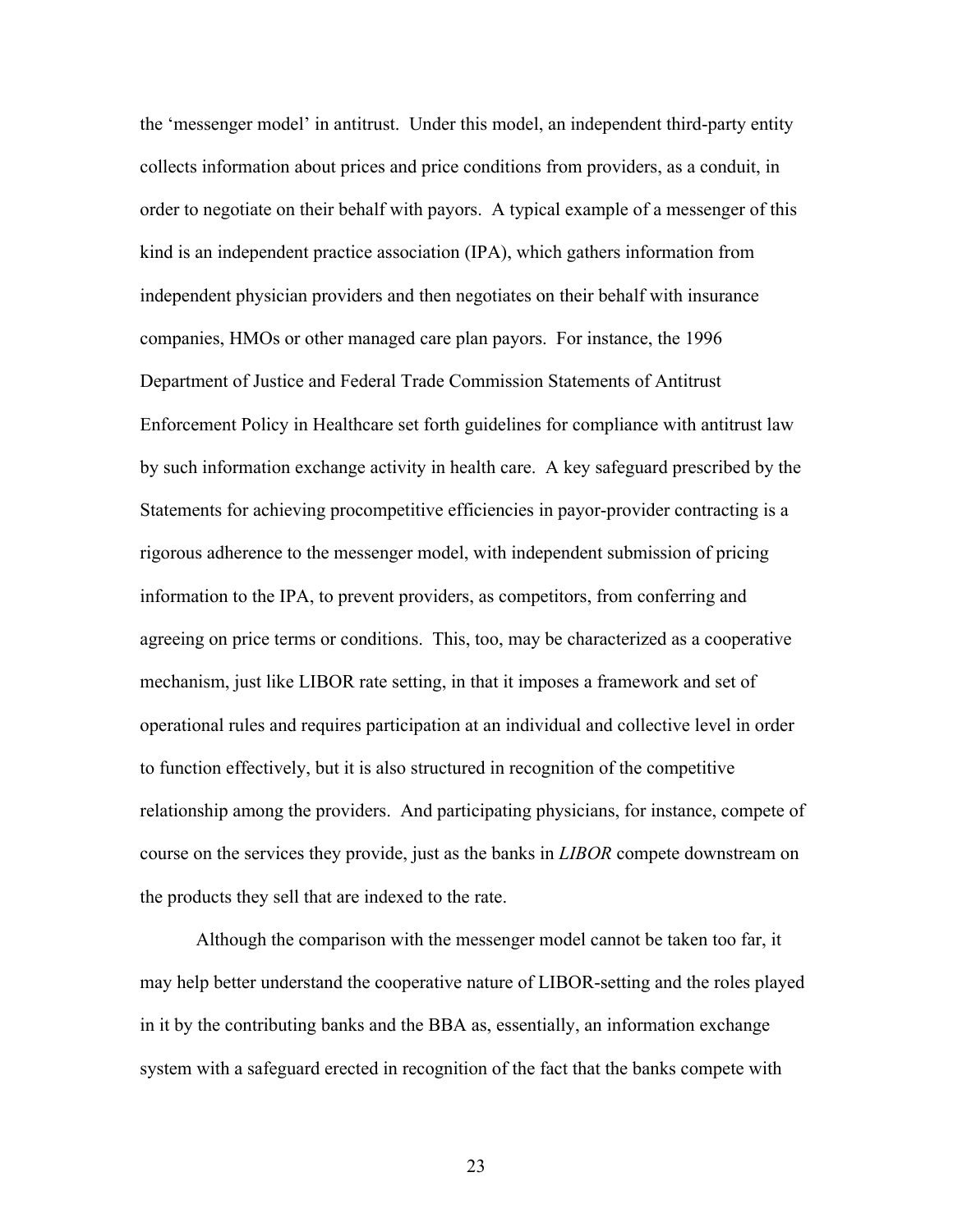the 'messenger model' in antitrust. Under this model, an independent third-party entity collects information about prices and price conditions from providers, as a conduit, in order to negotiate on their behalf with payors. A typical example of a messenger of this kind is an independent practice association (IPA), which gathers information from independent physician providers and then negotiates on their behalf with insurance companies, HMOs or other managed care plan payors. For instance, the 1996 Department of Justice and Federal Trade Commission Statements of Antitrust Enforcement Policy in Healthcare set forth guidelines for compliance with antitrust law by such information exchange activity in health care. A key safeguard prescribed by the Statements for achieving procompetitive efficiencies in payor-provider contracting is a rigorous adherence to the messenger model, with independent submission of pricing information to the IPA, to prevent providers, as competitors, from conferring and agreeing on price terms or conditions. This, too, may be characterized as a cooperative mechanism, just like LIBOR rate setting, in that it imposes a framework and set of operational rules and requires participation at an individual and collective level in order to function effectively, but it is also structured in recognition of the competitive relationship among the providers. And participating physicians, for instance, compete of course on the services they provide, just as the banks in *LIBOR* compete downstream on the products they sell that are indexed to the rate.

Although the comparison with the messenger model cannot be taken too far, it may help better understand the cooperative nature of LIBOR-setting and the roles played in it by the contributing banks and the BBA as, essentially, an information exchange system with a safeguard erected in recognition of the fact that the banks compete with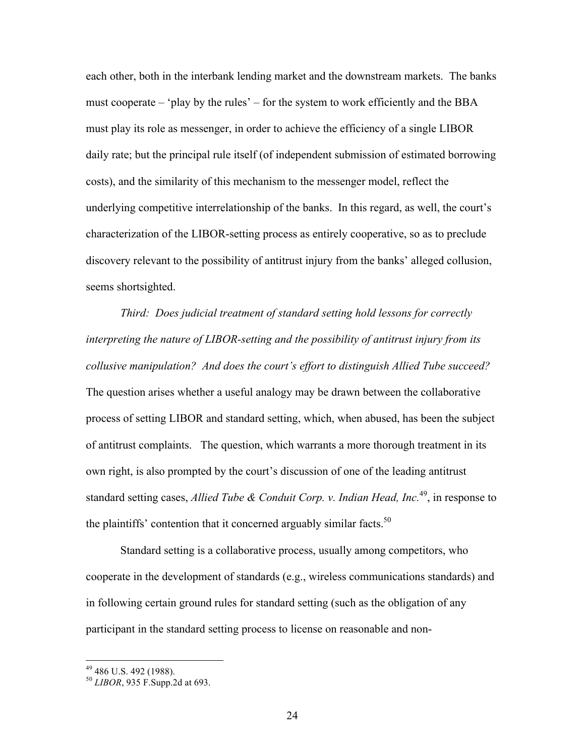each other, both in the interbank lending market and the downstream markets. The banks must cooperate – 'play by the rules' – for the system to work efficiently and the BBA must play its role as messenger, in order to achieve the efficiency of a single LIBOR daily rate; but the principal rule itself (of independent submission of estimated borrowing costs), and the similarity of this mechanism to the messenger model, reflect the underlying competitive interrelationship of the banks. In this regard, as well, the court's characterization of the LIBOR-setting process as entirely cooperative, so as to preclude discovery relevant to the possibility of antitrust injury from the banks' alleged collusion, seems shortsighted.

*Third: Does judicial treatment of standard setting hold lessons for correctly interpreting the nature of LIBOR-setting and the possibility of antitrust injury from its collusive manipulation? And does the court's effort to distinguish Allied Tube succeed?* The question arises whether a useful analogy may be drawn between the collaborative process of setting LIBOR and standard setting, which, when abused, has been the subject of antitrust complaints. The question, which warrants a more thorough treatment in its own right, is also prompted by the court's discussion of one of the leading antitrust standard setting cases, *Allied Tube & Conduit Corp. v. Indian Head, Inc.*[49], in response to the plaintiffs' contention that it concerned arguably similar facts.[50]

Standard setting is a collaborative process, usually among competitors, who cooperate in the development of standards (e.g., wireless communications standards) and in following certain ground rules for standard setting (such as the obligation of any participant in the standard setting process to license on reasonable and non-

[49] 486 U.S. 492 (1988).

[50] *LIBOR*, 935 F.Supp.2d at 693.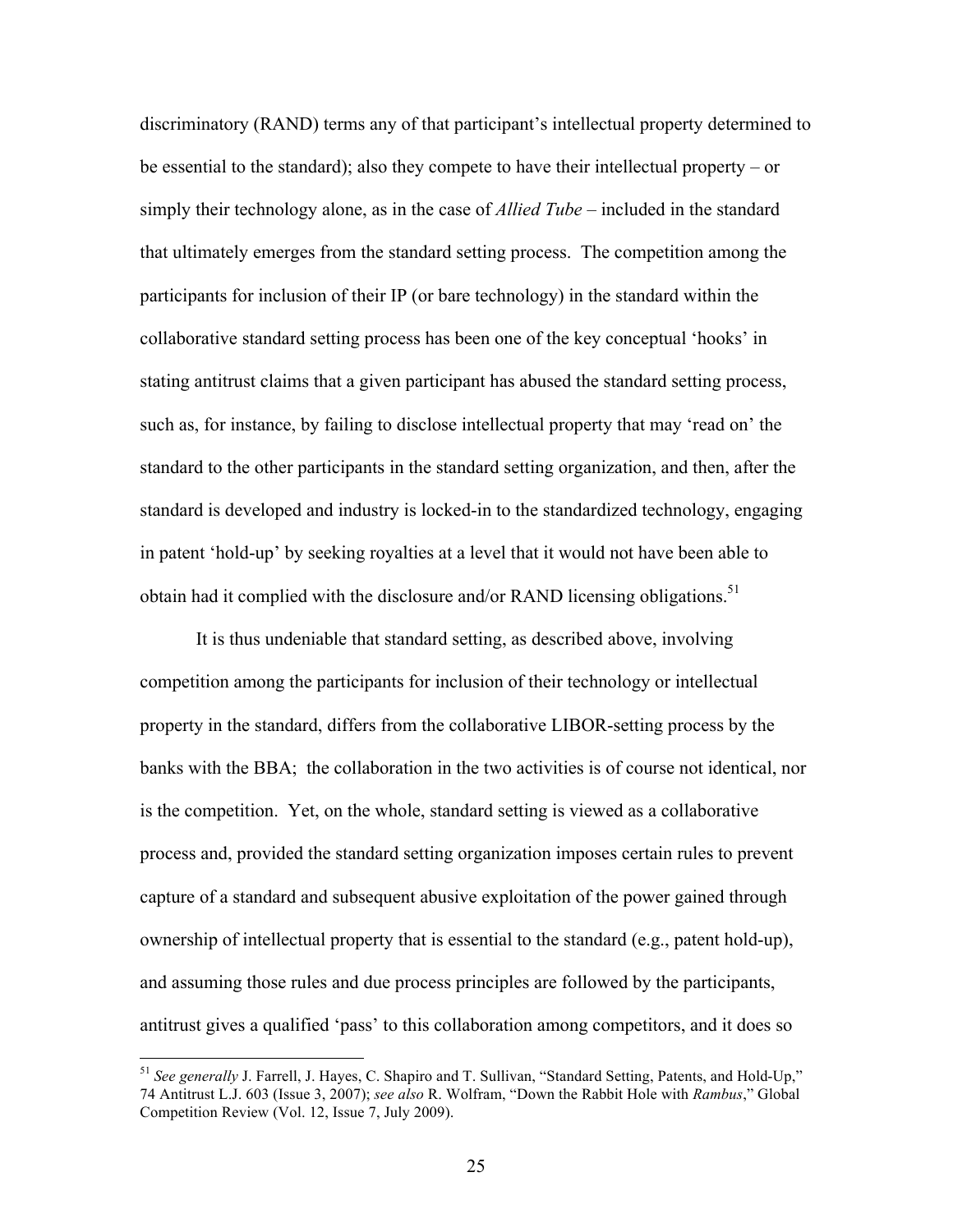discriminatory (RAND) terms any of that participant's intellectual property determined to be essential to the standard); also they compete to have their intellectual property – or simply their technology alone, as in the case of *Allied Tube* – included in the standard that ultimately emerges from the standard setting process. The competition among the participants for inclusion of their IP (or bare technology) in the standard within the collaborative standard setting process has been one of the key conceptual 'hooks' in stating antitrust claims that a given participant has abused the standard setting process, such as, for instance, by failing to disclose intellectual property that may 'read on' the standard to the other participants in the standard setting organization, and then, after the standard is developed and industry is locked-in to the standardized technology, engaging in patent 'hold-up' by seeking royalties at a level that it would not have been able to obtain had it complied with the disclosure and/or RAND licensing obligations.[51]

It is thus undeniable that standard setting, as described above, involving competition among the participants for inclusion of their technology or intellectual property in the standard, differs from the collaborative LIBOR-setting process by the banks with the BBA; the collaboration in the two activities is of course not identical, nor is the competition. Yet, on the whole, standard setting is viewed as a collaborative process and, provided the standard setting organization imposes certain rules to prevent capture of a standard and subsequent abusive exploitation of the power gained through ownership of intellectual property that is essential to the standard (e.g., patent hold-up), and assuming those rules and due process principles are followed by the participants, antitrust gives a qualified 'pass' to this collaboration among competitors, and it does so

---

[51] *See generally* J. Farrell, J. Hayes, C. Shapiro and T. Sullivan, "Standard Setting, Patents, and Hold-Up," 74 Antitrust L.J. 603 (Issue 3, 2007); *see also* R. Wolfram, "Down the Rabbit Hole with *Rambus*," Global Competition Review (Vol. 12, Issue 7, July 2009).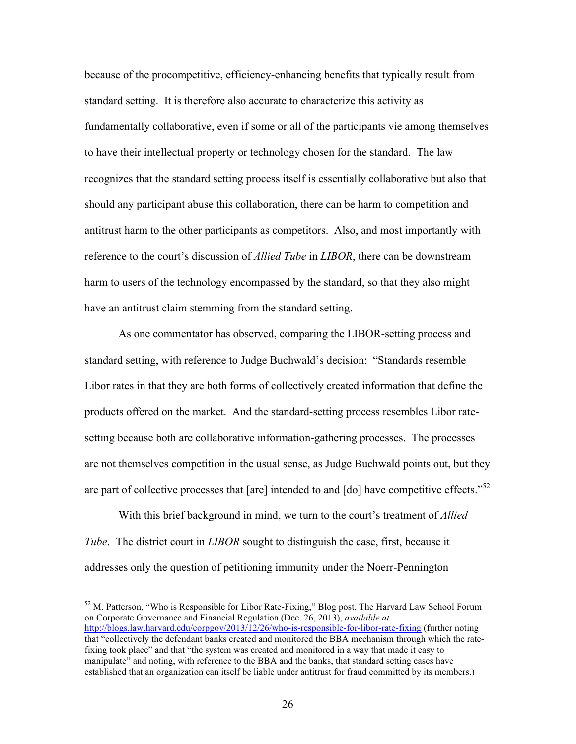because of the procompetitive, efficiency-enhancing benefits that typically result from standard setting. It is therefore also accurate to characterize this activity as fundamentally collaborative, even if some or all of the participants vie among themselves to have their intellectual property or technology chosen for the standard. The law recognizes that the standard setting process itself is essentially collaborative but also that should any participant abuse this collaboration, there can be harm to competition and antitrust harm to the other participants as competitors. Also, and most importantly with reference to the court's discussion of *Allied Tube* in *LIBOR*, there can be downstream harm to users of the technology encompassed by the standard, so that they also might have an antitrust claim stemming from the standard setting.

As one commentator has observed, comparing the LIBOR-setting process and standard setting, with reference to Judge Buchwald's decision: "Standards resemble Libor rates in that they are both forms of collectively created information that define the products offered on the market. And the standard-setting process resembles Libor rate-setting because both are collaborative information-gathering processes. The processes are not themselves competition in the usual sense, as Judge Buchwald points out, but they are part of collective processes that [are] intended to and [do] have competitive effects."[52]

With this brief background in mind, we turn to the court's treatment of *Allied Tube*. The district court in *LIBOR* sought to distinguish the case, first, because it addresses only the question of petitioning immunity under the Noerr-Pennington

---

[52] M. Patterson, "Who is Responsible for Libor Rate-Fixing," Blog post, The Harvard Law School Forum on Corporate Governance and Financial Regulation (Dec. 26, 2013), *available at* http://blogs.law.harvard.edu/corpgov/2013/12/26/who-is-responsible-for-libor-rate-fixing (further noting that "collectively the defendant banks created and monitored the BBA mechanism through which the rate-fixing took place" and that "the system was created and monitored in a way that made it easy to manipulate" and noting, with reference to the BBA and the banks, that standard setting cases have established that an organization can itself be liable under antitrust for fraud committed by its members.)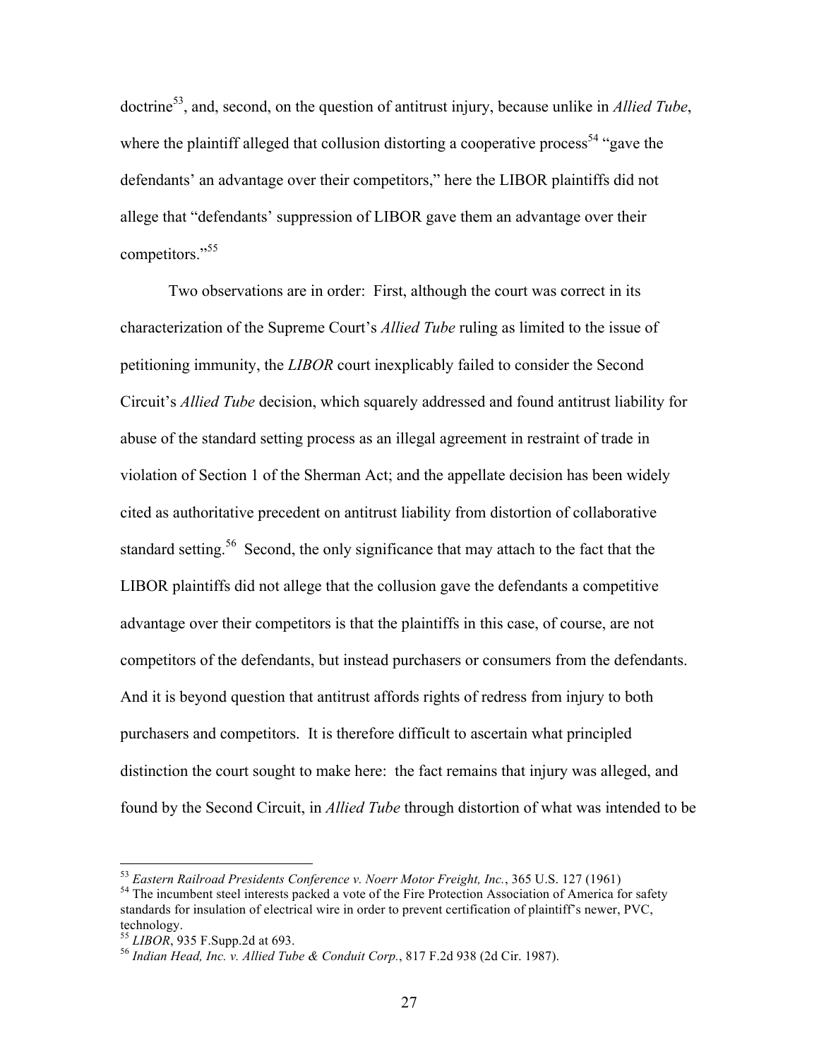doctrine[53], and, second, on the question of antitrust injury, because unlike in *Allied Tube*, where the plaintiff alleged that collusion distorting a cooperative process[54] "gave the defendants' an advantage over their competitors," here the LIBOR plaintiffs did not allege that "defendants' suppression of LIBOR gave them an advantage over their competitors."[55]

Two observations are in order: First, although the court was correct in its characterization of the Supreme Court's *Allied Tube* ruling as limited to the issue of petitioning immunity, the *LIBOR* court inexplicably failed to consider the Second Circuit's *Allied Tube* decision, which squarely addressed and found antitrust liability for abuse of the standard setting process as an illegal agreement in restraint of trade in violation of Section 1 of the Sherman Act; and the appellate decision has been widely cited as authoritative precedent on antitrust liability from distortion of collaborative standard setting.[56] Second, the only significance that may attach to the fact that the LIBOR plaintiffs did not allege that the collusion gave the defendants a competitive advantage over their competitors is that the plaintiffs in this case, of course, are not competitors of the defendants, but instead purchasers or consumers from the defendants. And it is beyond question that antitrust affords rights of redress from injury to both purchasers and competitors. It is therefore difficult to ascertain what principled distinction the court sought to make here: the fact remains that injury was alleged, and found by the Second Circuit, in *Allied Tube* through distortion of what was intended to be

---

[53] *Eastern Railroad Presidents Conference v. Noerr Motor Freight, Inc.*, 365 U.S. 127 (1961)

[54] The incumbent steel interests packed a vote of the Fire Protection Association of America for safety standards for insulation of electrical wire in order to prevent certification of plaintiff's newer, PVC, technology.

[55] *LIBOR*, 935 F.Supp.2d at 693.

[56] *Indian Head, Inc. v. Allied Tube & Conduit Corp.*, 817 F.2d 938 (2d Cir. 1987).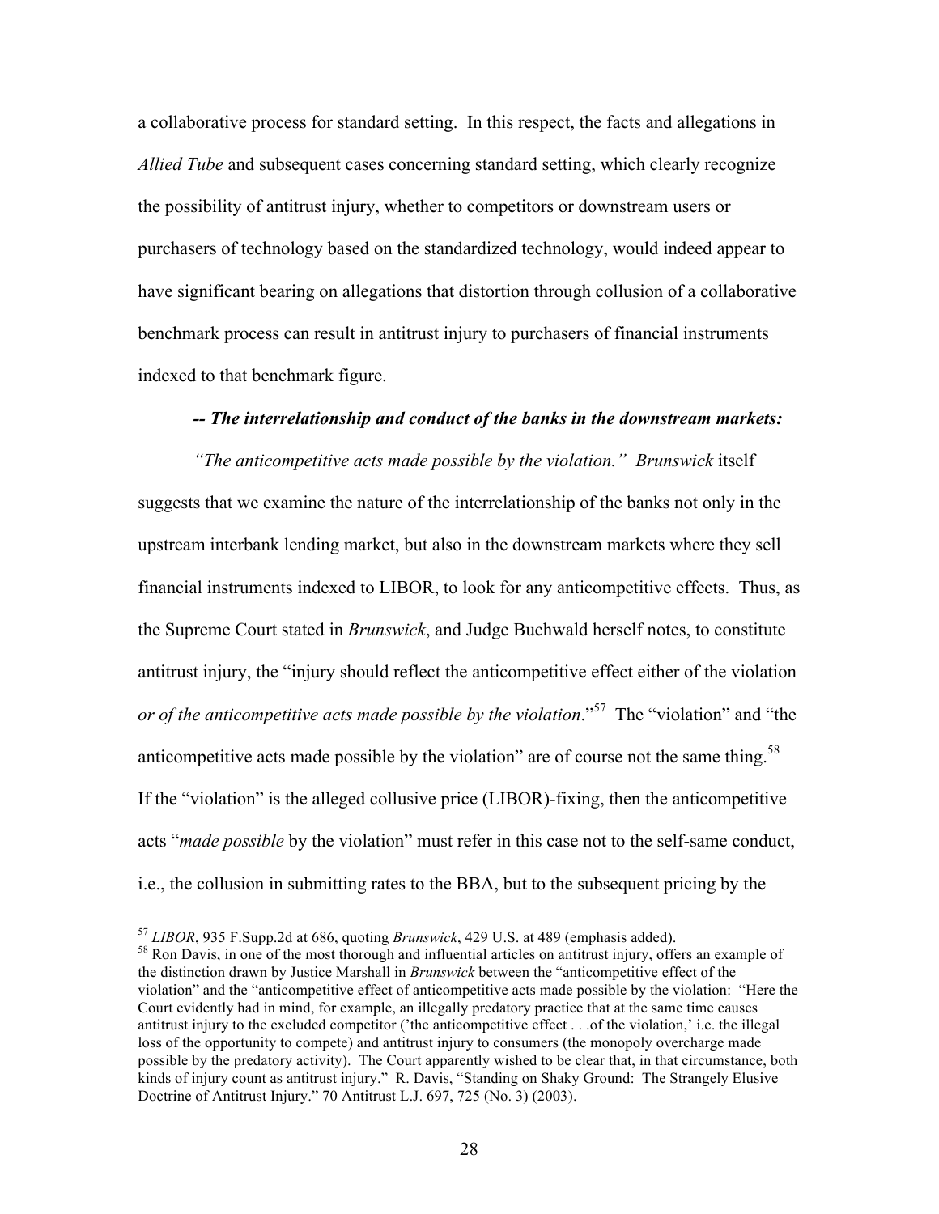a collaborative process for standard setting. In this respect, the facts and allegations in *Allied Tube* and subsequent cases concerning standard setting, which clearly recognize the possibility of antitrust injury, whether to competitors or downstream users or purchasers of technology based on the standardized technology, would indeed appear to have significant bearing on allegations that distortion through collusion of a collaborative benchmark process can result in antitrust injury to purchasers of financial instruments indexed to that benchmark figure.

***-- The interrelationship and conduct of the banks in the downstream markets:***

*"The anticompetitive acts made possible by the violation." Brunswick* itself suggests that we examine the nature of the interrelationship of the banks not only in the upstream interbank lending market, but also in the downstream markets where they sell financial instruments indexed to LIBOR, to look for any anticompetitive effects. Thus, as the Supreme Court stated in *Brunswick*, and Judge Buchwald herself notes, to constitute antitrust injury, the "injury should reflect the anticompetitive effect either of the violation *or of the anticompetitive acts made possible by the violation*."[57] The "violation" and "the anticompetitive acts made possible by the violation" are of course not the same thing.[58] If the "violation" is the alleged collusive price (LIBOR)-fixing, then the anticompetitive acts "*made possible* by the violation" must refer in this case not to the self-same conduct, i.e., the collusion in submitting rates to the BBA, but to the subsequent pricing by the

---

[57] *LIBOR*, 935 F.Supp.2d at 686, quoting *Brunswick*, 429 U.S. at 489 (emphasis added).

[58] Ron Davis, in one of the most thorough and influential articles on antitrust injury, offers an example of the distinction drawn by Justice Marshall in *Brunswick* between the "anticompetitive effect of the violation" and the "anticompetitive effect of anticompetitive acts made possible by the violation: "Here the Court evidently had in mind, for example, an illegally predatory practice that at the same time causes antitrust injury to the excluded competitor ('the anticompetitive effect . . .of the violation,' i.e. the illegal loss of the opportunity to compete) and antitrust injury to consumers (the monopoly overcharge made possible by the predatory activity). The Court apparently wished to be clear that, in that circumstance, both kinds of injury count as antitrust injury." R. Davis, "Standing on Shaky Ground: The Strangely Elusive Doctrine of Antitrust Injury." 70 Antitrust L.J. 697, 725 (No. 3) (2003).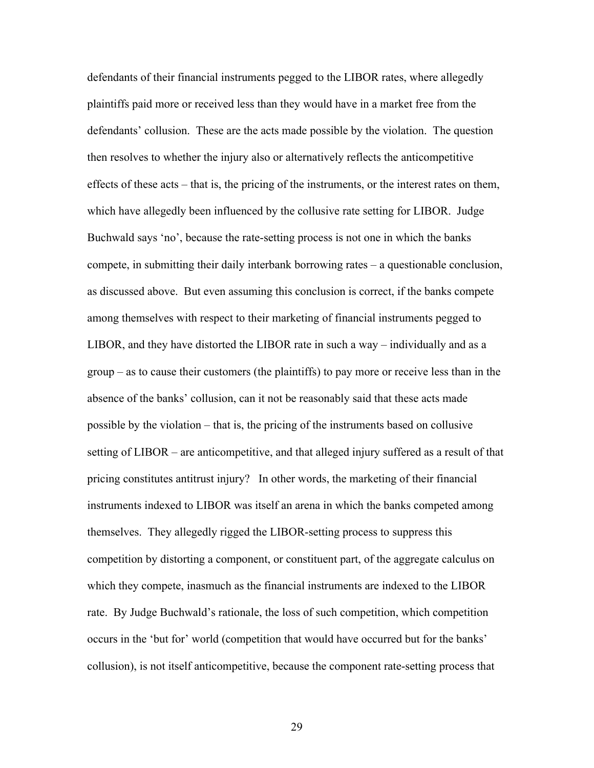defendants of their financial instruments pegged to the LIBOR rates, where allegedly plaintiffs paid more or received less than they would have in a market free from the defendants' collusion. These are the acts made possible by the violation. The question then resolves to whether the injury also or alternatively reflects the anticompetitive effects of these acts – that is, the pricing of the instruments, or the interest rates on them, which have allegedly been influenced by the collusive rate setting for LIBOR. Judge Buchwald says 'no', because the rate-setting process is not one in which the banks compete, in submitting their daily interbank borrowing rates – a questionable conclusion, as discussed above. But even assuming this conclusion is correct, if the banks compete among themselves with respect to their marketing of financial instruments pegged to LIBOR, and they have distorted the LIBOR rate in such a way – individually and as a group – as to cause their customers (the plaintiffs) to pay more or receive less than in the absence of the banks' collusion, can it not be reasonably said that these acts made possible by the violation – that is, the pricing of the instruments based on collusive setting of LIBOR – are anticompetitive, and that alleged injury suffered as a result of that pricing constitutes antitrust injury? In other words, the marketing of their financial instruments indexed to LIBOR was itself an arena in which the banks competed among themselves. They allegedly rigged the LIBOR-setting process to suppress this competition by distorting a component, or constituent part, of the aggregate calculus on which they compete, inasmuch as the financial instruments are indexed to the LIBOR rate. By Judge Buchwald's rationale, the loss of such competition, which competition occurs in the 'but for' world (competition that would have occurred but for the banks' collusion), is not itself anticompetitive, because the component rate-setting process that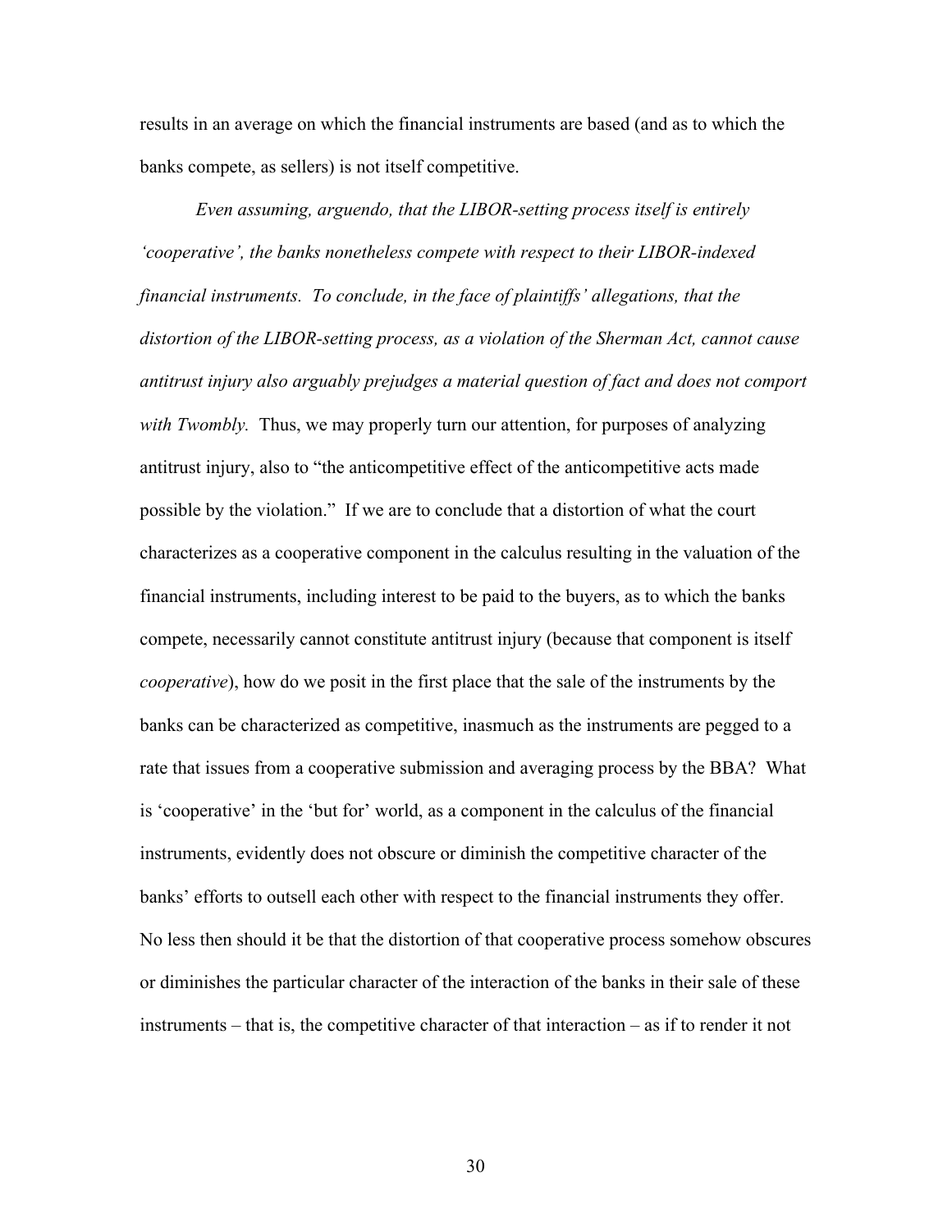results in an average on which the financial instruments are based (and as to which the banks compete, as sellers) is not itself competitive.

*Even assuming, arguendo, that the LIBOR-setting process itself is entirely 'cooperative', the banks nonetheless compete with respect to their LIBOR-indexed financial instruments. To conclude, in the face of plaintiffs' allegations, that the distortion of the LIBOR-setting process, as a violation of the Sherman Act, cannot cause antitrust injury also arguably prejudges a material question of fact and does not comport with Twombly.* Thus, we may properly turn our attention, for purposes of analyzing antitrust injury, also to "the anticompetitive effect of the anticompetitive acts made possible by the violation." If we are to conclude that a distortion of what the court characterizes as a cooperative component in the calculus resulting in the valuation of the financial instruments, including interest to be paid to the buyers, as to which the banks compete, necessarily cannot constitute antitrust injury (because that component is itself *cooperative*), how do we posit in the first place that the sale of the instruments by the banks can be characterized as competitive, inasmuch as the instruments are pegged to a rate that issues from a cooperative submission and averaging process by the BBA? What is 'cooperative' in the 'but for' world, as a component in the calculus of the financial instruments, evidently does not obscure or diminish the competitive character of the banks' efforts to outsell each other with respect to the financial instruments they offer. No less then should it be that the distortion of that cooperative process somehow obscures or diminishes the particular character of the interaction of the banks in their sale of these instruments – that is, the competitive character of that interaction – as if to render it not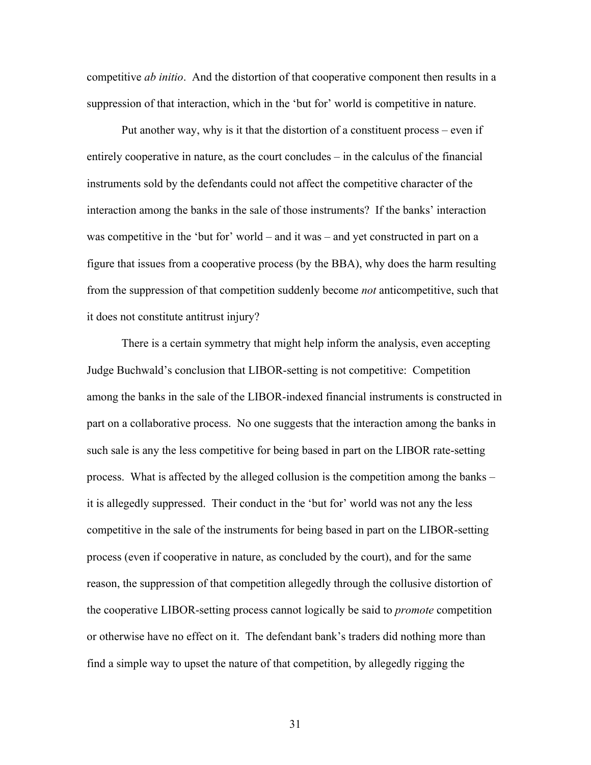competitive *ab initio*. And the distortion of that cooperative component then results in a suppression of that interaction, which in the 'but for' world is competitive in nature.

Put another way, why is it that the distortion of a constituent process – even if entirely cooperative in nature, as the court concludes – in the calculus of the financial instruments sold by the defendants could not affect the competitive character of the interaction among the banks in the sale of those instruments? If the banks' interaction was competitive in the 'but for' world – and it was – and yet constructed in part on a figure that issues from a cooperative process (by the BBA), why does the harm resulting from the suppression of that competition suddenly become *not* anticompetitive, such that it does not constitute antitrust injury?

There is a certain symmetry that might help inform the analysis, even accepting Judge Buchwald's conclusion that LIBOR-setting is not competitive: Competition among the banks in the sale of the LIBOR-indexed financial instruments is constructed in part on a collaborative process. No one suggests that the interaction among the banks in such sale is any the less competitive for being based in part on the LIBOR rate-setting process. What is affected by the alleged collusion is the competition among the banks – it is allegedly suppressed. Their conduct in the 'but for' world was not any the less competitive in the sale of the instruments for being based in part on the LIBOR-setting process (even if cooperative in nature, as concluded by the court), and for the same reason, the suppression of that competition allegedly through the collusive distortion of the cooperative LIBOR-setting process cannot logically be said to *promote* competition or otherwise have no effect on it. The defendant bank's traders did nothing more than find a simple way to upset the nature of that competition, by allegedly rigging the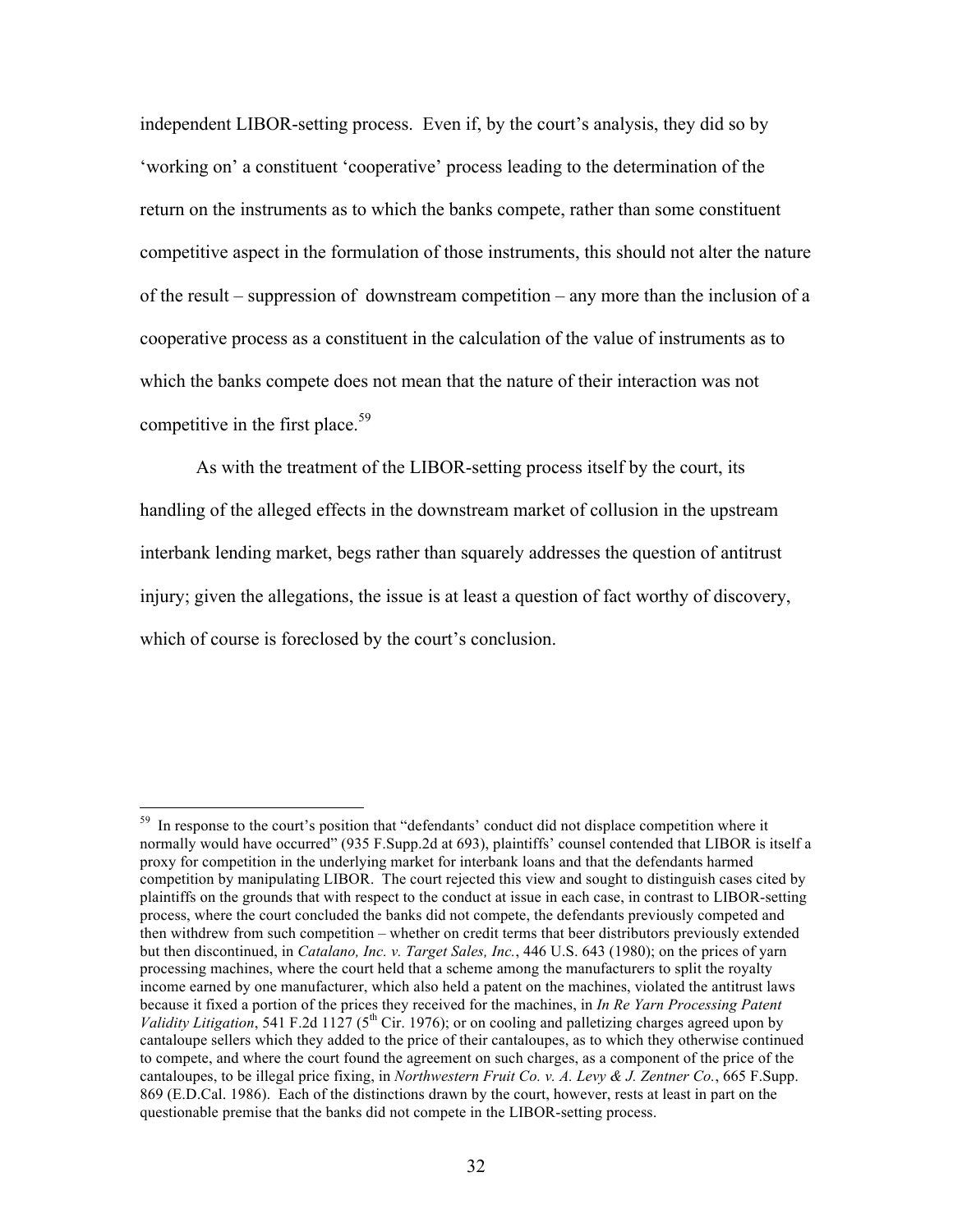independent LIBOR-setting process. Even if, by the court's analysis, they did so by 'working on' a constituent 'cooperative' process leading to the determination of the return on the instruments as to which the banks compete, rather than some constituent competitive aspect in the formulation of those instruments, this should not alter the nature of the result – suppression of downstream competition – any more than the inclusion of a cooperative process as a constituent in the calculation of the value of instruments as to which the banks compete does not mean that the nature of their interaction was not competitive in the first place.[59]

As with the treatment of the LIBOR-setting process itself by the court, its handling of the alleged effects in the downstream market of collusion in the upstream interbank lending market, begs rather than squarely addresses the question of antitrust injury; given the allegations, the issue is at least a question of fact worthy of discovery, which of course is foreclosed by the court's conclusion.

---

[59] In response to the court's position that "defendants' conduct did not displace competition where it normally would have occurred" (935 F.Supp.2d at 693), plaintiffs' counsel contended that LIBOR is itself a proxy for competition in the underlying market for interbank loans and that the defendants harmed competition by manipulating LIBOR. The court rejected this view and sought to distinguish cases cited by plaintiffs on the grounds that with respect to the conduct at issue in each case, in contrast to LIBOR-setting process, where the court concluded the banks did not compete, the defendants previously competed and then withdrew from such competition – whether on credit terms that beer distributors previously extended but then discontinued, in *Catalano, Inc. v. Target Sales, Inc.*, 446 U.S. 643 (1980); on the prices of yarn processing machines, where the court held that a scheme among the manufacturers to split the royalty income earned by one manufacturer, which also held a patent on the machines, violated the antitrust laws because it fixed a portion of the prices they received for the machines, in *In Re Yarn Processing Patent Validity Litigation*, 541 F.2d 1127 (5th Cir. 1976); or on cooling and palletizing charges agreed upon by cantaloupe sellers which they added to the price of their cantaloupes, as to which they otherwise continued to compete, and where the court found the agreement on such charges, as a component of the price of the cantaloupes, to be illegal price fixing, in *Northwestern Fruit Co. v. A. Levy & J. Zentner Co.*, 665 F.Supp. 869 (E.D.Cal. 1986). Each of the distinctions drawn by the court, however, rests at least in part on the questionable premise that the banks did not compete in the LIBOR-setting process.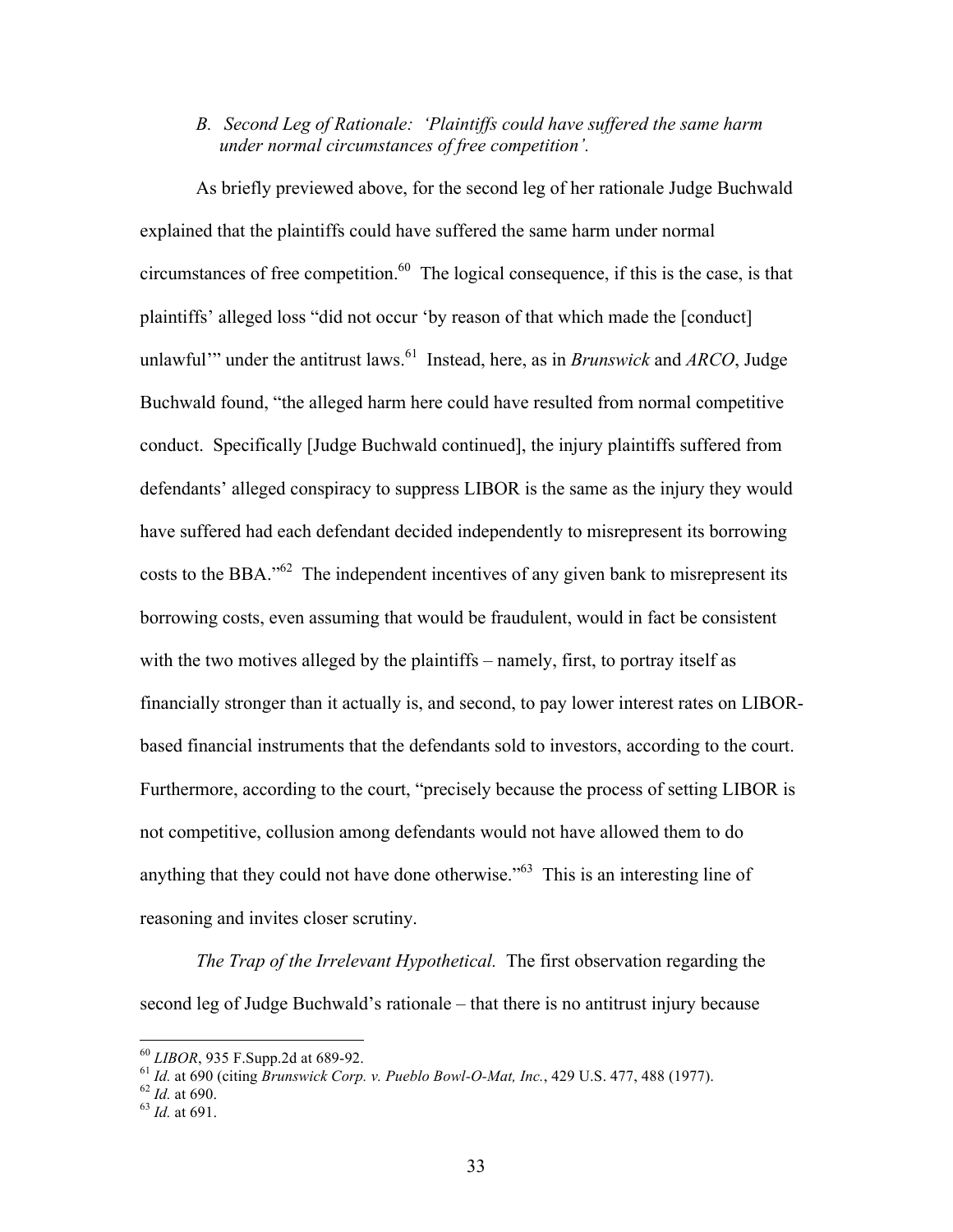### *B. Second Leg of Rationale: 'Plaintiffs could have suffered the same harm under normal circumstances of free competition'.*

As briefly previewed above, for the second leg of her rationale Judge Buchwald explained that the plaintiffs could have suffered the same harm under normal circumstances of free competition.[60] The logical consequence, if this is the case, is that plaintiffs' alleged loss "did not occur 'by reason of that which made the [conduct] unlawful'" under the antitrust laws.[61] Instead, here, as in *Brunswick* and *ARCO*, Judge Buchwald found, "the alleged harm here could have resulted from normal competitive conduct. Specifically [Judge Buchwald continued], the injury plaintiffs suffered from defendants' alleged conspiracy to suppress LIBOR is the same as the injury they would have suffered had each defendant decided independently to misrepresent its borrowing costs to the BBA."[62] The independent incentives of any given bank to misrepresent its borrowing costs, even assuming that would be fraudulent, would in fact be consistent with the two motives alleged by the plaintiffs – namely, first, to portray itself as financially stronger than it actually is, and second, to pay lower interest rates on LIBOR-based financial instruments that the defendants sold to investors, according to the court. Furthermore, according to the court, "precisely because the process of setting LIBOR is not competitive, collusion among defendants would not have allowed them to do anything that they could not have done otherwise."[63] This is an interesting line of reasoning and invites closer scrutiny.

*The Trap of the Irrelevant Hypothetical.* The first observation regarding the second leg of Judge Buchwald's rationale – that there is no antitrust injury because

---

[60] *LIBOR*, 935 F.Supp.2d at 689-92.

[61] *Id.* at 690 (citing *Brunswick Corp. v. Pueblo Bowl-O-Mat, Inc.*, 429 U.S. 477, 488 (1977).

[62] *Id.* at 690.

[63] *Id.* at 691.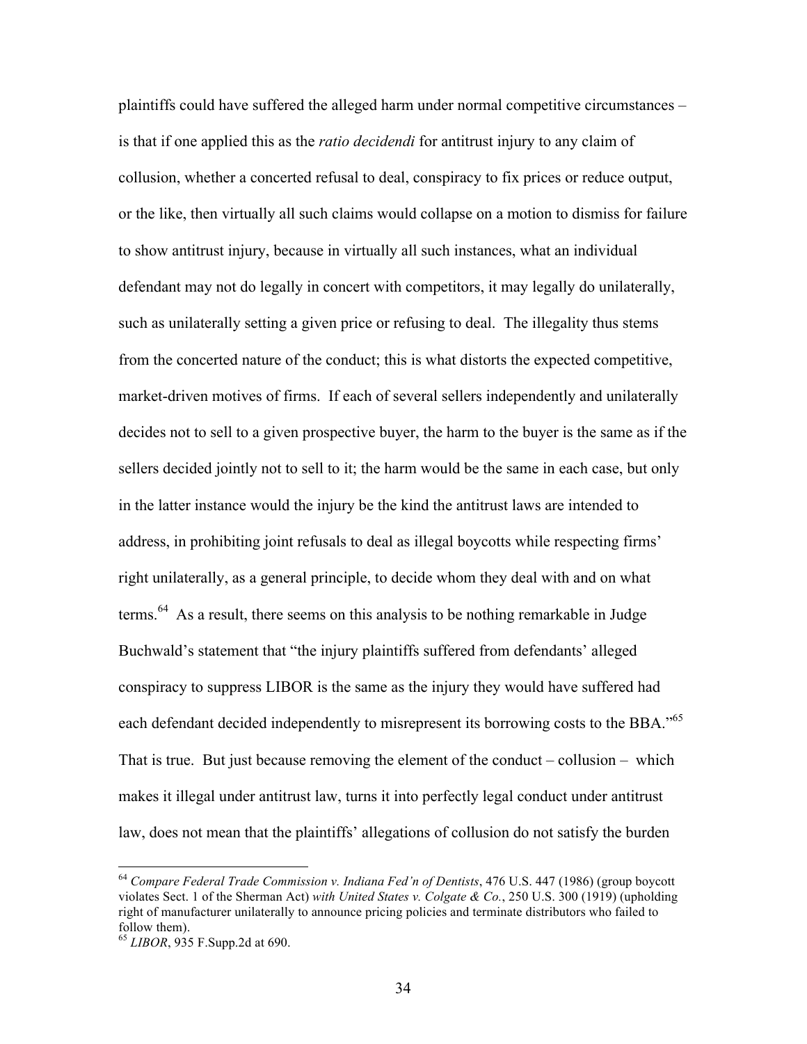plaintiffs could have suffered the alleged harm under normal competitive circumstances – is that if one applied this as the *ratio decidendi* for antitrust injury to any claim of collusion, whether a concerted refusal to deal, conspiracy to fix prices or reduce output, or the like, then virtually all such claims would collapse on a motion to dismiss for failure to show antitrust injury, because in virtually all such instances, what an individual defendant may not do legally in concert with competitors, it may legally do unilaterally, such as unilaterally setting a given price or refusing to deal. The illegality thus stems from the concerted nature of the conduct; this is what distorts the expected competitive, market-driven motives of firms. If each of several sellers independently and unilaterally decides not to sell to a given prospective buyer, the harm to the buyer is the same as if the sellers decided jointly not to sell to it; the harm would be the same in each case, but only in the latter instance would the injury be the kind the antitrust laws are intended to address, in prohibiting joint refusals to deal as illegal boycotts while respecting firms' right unilaterally, as a general principle, to decide whom they deal with and on what terms.[64] As a result, there seems on this analysis to be nothing remarkable in Judge Buchwald's statement that "the injury plaintiffs suffered from defendants' alleged conspiracy to suppress LIBOR is the same as the injury they would have suffered had each defendant decided independently to misrepresent its borrowing costs to the BBA."[65] That is true. But just because removing the element of the conduct – collusion – which makes it illegal under antitrust law, turns it into perfectly legal conduct under antitrust law, does not mean that the plaintiffs' allegations of collusion do not satisfy the burden

---

[64] *Compare Federal Trade Commission v. Indiana Fed'n of Dentists*, 476 U.S. 447 (1986) (group boycott violates Sect. 1 of the Sherman Act) *with United States v. Colgate & Co.*, 250 U.S. 300 (1919) (upholding right of manufacturer unilaterally to announce pricing policies and terminate distributors who failed to follow them).

[65] *LIBOR*, 935 F.Supp.2d at 690.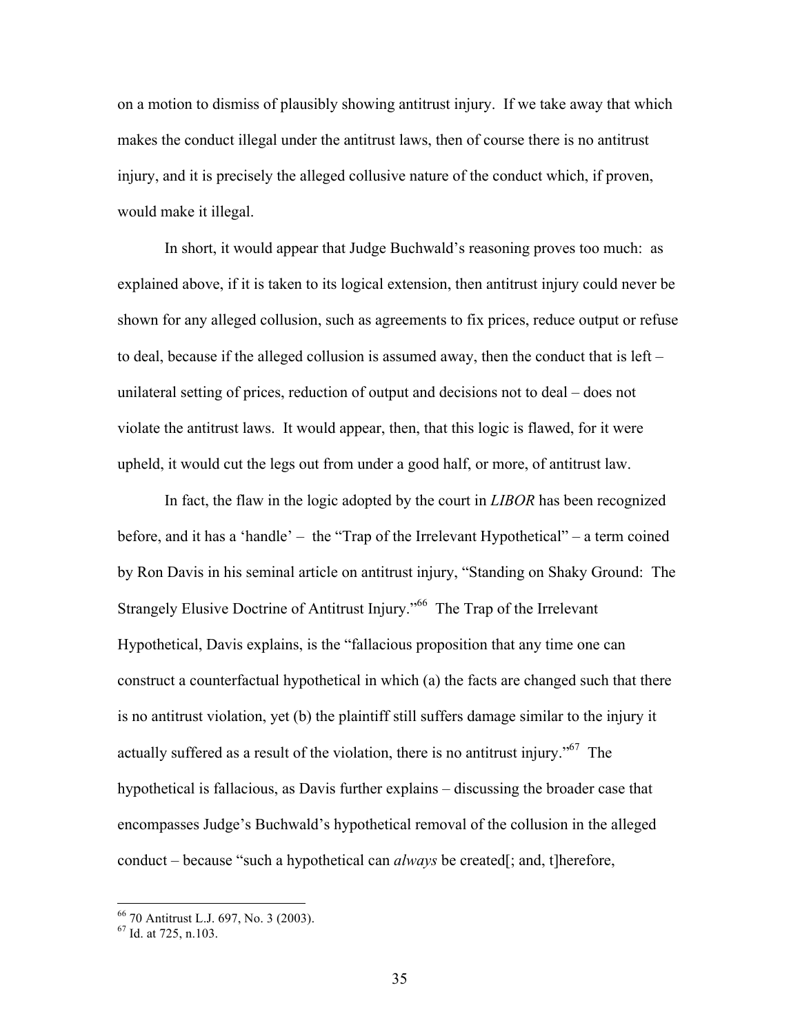on a motion to dismiss of plausibly showing antitrust injury. If we take away that which makes the conduct illegal under the antitrust laws, then of course there is no antitrust injury, and it is precisely the alleged collusive nature of the conduct which, if proven, would make it illegal.

In short, it would appear that Judge Buchwald's reasoning proves too much: as explained above, if it is taken to its logical extension, then antitrust injury could never be shown for any alleged collusion, such as agreements to fix prices, reduce output or refuse to deal, because if the alleged collusion is assumed away, then the conduct that is left – unilateral setting of prices, reduction of output and decisions not to deal – does not violate the antitrust laws. It would appear, then, that this logic is flawed, for it were upheld, it would cut the legs out from under a good half, or more, of antitrust law.

In fact, the flaw in the logic adopted by the court in *LIBOR* has been recognized before, and it has a 'handle' – the "Trap of the Irrelevant Hypothetical" – a term coined by Ron Davis in his seminal article on antitrust injury, "Standing on Shaky Ground: The Strangely Elusive Doctrine of Antitrust Injury."[66] The Trap of the Irrelevant Hypothetical, Davis explains, is the "fallacious proposition that any time one can construct a counterfactual hypothetical in which (a) the facts are changed such that there is no antitrust violation, yet (b) the plaintiff still suffers damage similar to the injury it actually suffered as a result of the violation, there is no antitrust injury."[67] The hypothetical is fallacious, as Davis further explains – discussing the broader case that encompasses Judge's Buchwald's hypothetical removal of the collusion in the alleged conduct – because "such a hypothetical can *always* be created[; and, t]herefore,

---

[66] 70 Antitrust L.J. 697, No. 3 (2003).

[67] Id. at 725, n.103.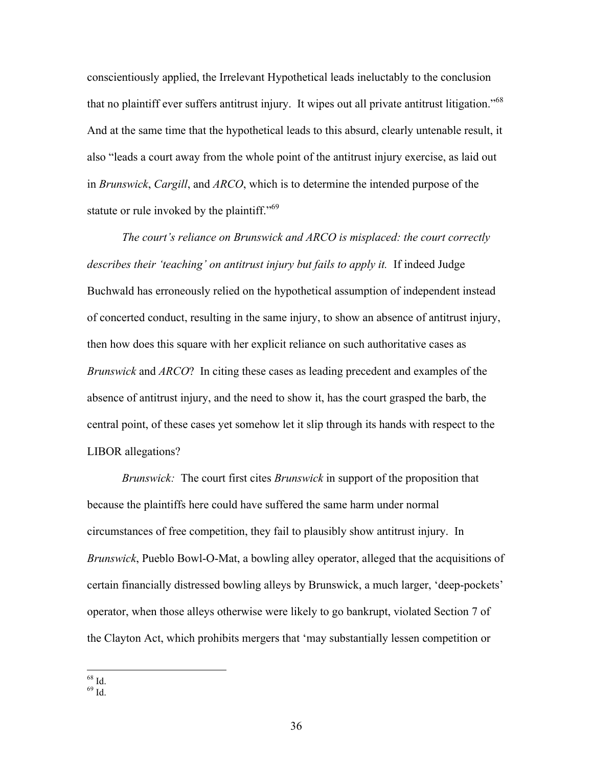conscientiously applied, the Irrelevant Hypothetical leads ineluctably to the conclusion that no plaintiff ever suffers antitrust injury. It wipes out all private antitrust litigation."[68] And at the same time that the hypothetical leads to this absurd, clearly untenable result, it also "leads a court away from the whole point of the antitrust injury exercise, as laid out in *Brunswick*, *Cargill*, and *ARCO*, which is to determine the intended purpose of the statute or rule invoked by the plaintiff."[69]

*The court's reliance on Brunswick and ARCO is misplaced: the court correctly describes their 'teaching' on antitrust injury but fails to apply it.* If indeed Judge Buchwald has erroneously relied on the hypothetical assumption of independent instead of concerted conduct, resulting in the same injury, to show an absence of antitrust injury, then how does this square with her explicit reliance on such authoritative cases as *Brunswick* and *ARCO*? In citing these cases as leading precedent and examples of the absence of antitrust injury, and the need to show it, has the court grasped the barb, the central point, of these cases yet somehow let it slip through its hands with respect to the LIBOR allegations?

*Brunswick:* The court first cites *Brunswick* in support of the proposition that because the plaintiffs here could have suffered the same harm under normal circumstances of free competition, they fail to plausibly show antitrust injury. In *Brunswick*, Pueblo Bowl-O-Mat, a bowling alley operator, alleged that the acquisitions of certain financially distressed bowling alleys by Brunswick, a much larger, 'deep-pockets' operator, when those alleys otherwise were likely to go bankrupt, violated Section 7 of the Clayton Act, which prohibits mergers that 'may substantially lessen competition or

[68] Id.
[69] Id.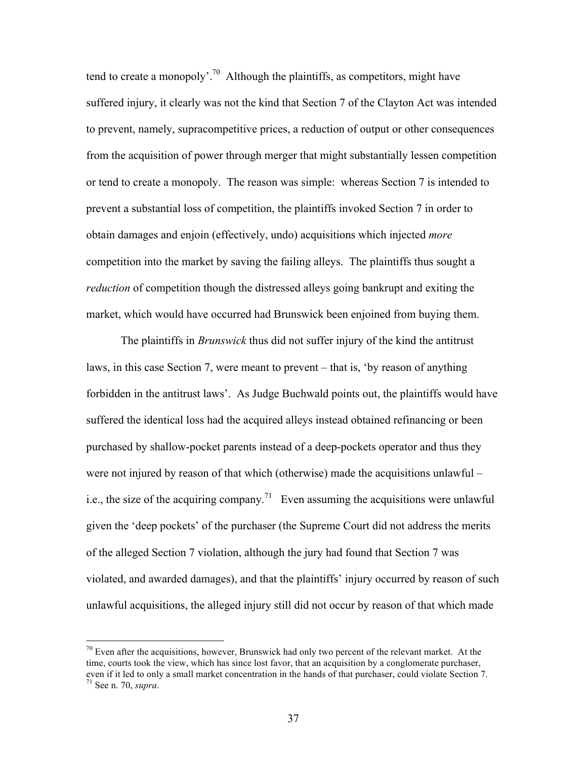tend to create a monopoly'.[70] Although the plaintiffs, as competitors, might have suffered injury, it clearly was not the kind that Section 7 of the Clayton Act was intended to prevent, namely, supracompetitive prices, a reduction of output or other consequences from the acquisition of power through merger that might substantially lessen competition or tend to create a monopoly. The reason was simple: whereas Section 7 is intended to prevent a substantial loss of competition, the plaintiffs invoked Section 7 in order to obtain damages and enjoin (effectively, undo) acquisitions which injected *more* competition into the market by saving the failing alleys. The plaintiffs thus sought a *reduction* of competition though the distressed alleys going bankrupt and exiting the market, which would have occurred had Brunswick been enjoined from buying them.

The plaintiffs in *Brunswick* thus did not suffer injury of the kind the antitrust laws, in this case Section 7, were meant to prevent – that is, 'by reason of anything forbidden in the antitrust laws'. As Judge Buchwald points out, the plaintiffs would have suffered the identical loss had the acquired alleys instead obtained refinancing or been purchased by shallow-pocket parents instead of a deep-pockets operator and thus they were not injured by reason of that which (otherwise) made the acquisitions unlawful – i.e., the size of the acquiring company.[71] Even assuming the acquisitions were unlawful given the 'deep pockets' of the purchaser (the Supreme Court did not address the merits of the alleged Section 7 violation, although the jury had found that Section 7 was violated, and awarded damages), and that the plaintiffs' injury occurred by reason of such unlawful acquisitions, the alleged injury still did not occur by reason of that which made

---

[70] Even after the acquisitions, however, Brunswick had only two percent of the relevant market. At the time, courts took the view, which has since lost favor, that an acquisition by a conglomerate purchaser, even if it led to only a small market concentration in the hands of that purchaser, could violate Section 7.

[71] See n. 70, *supra*.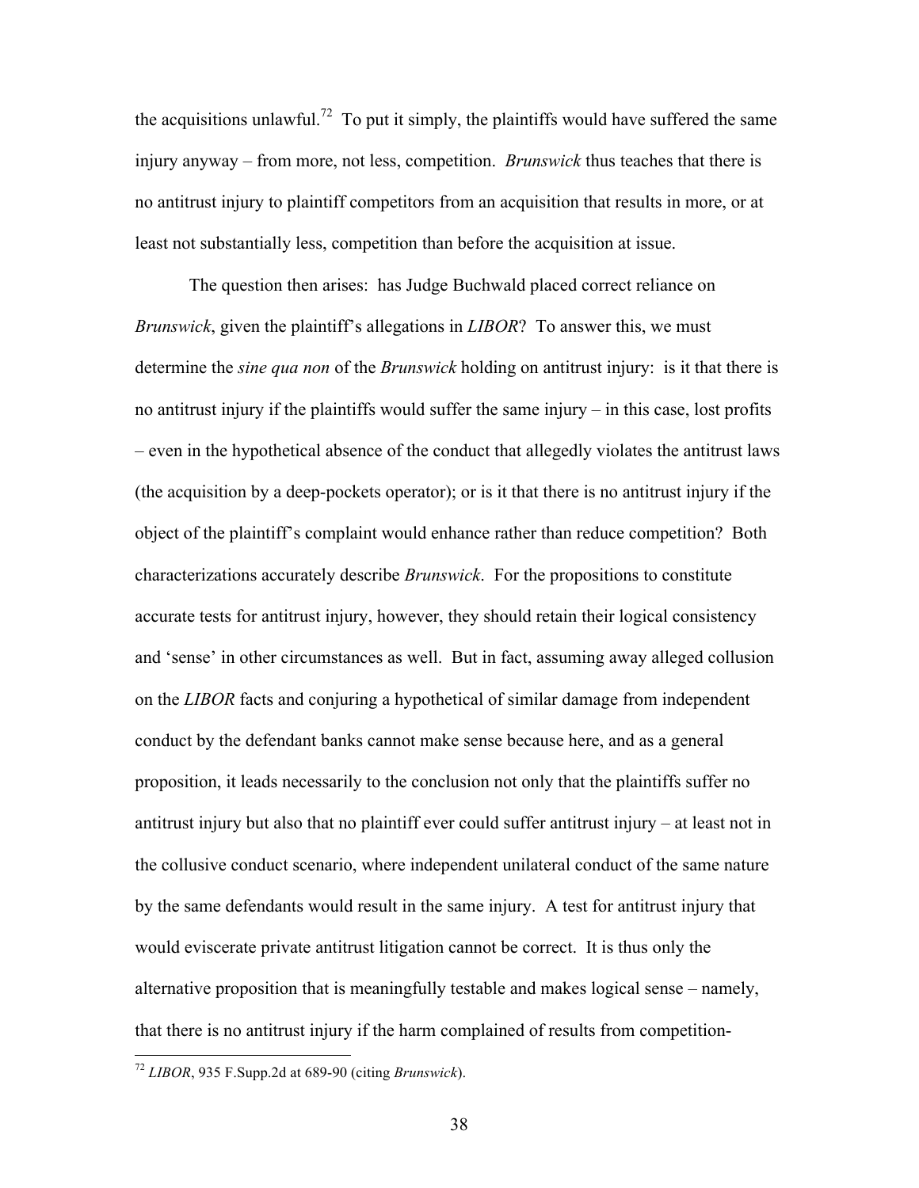the acquisitions unlawful.[72] To put it simply, the plaintiffs would have suffered the same injury anyway – from more, not less, competition. *Brunswick* thus teaches that there is no antitrust injury to plaintiff competitors from an acquisition that results in more, or at least not substantially less, competition than before the acquisition at issue.

The question then arises: has Judge Buchwald placed correct reliance on *Brunswick*, given the plaintiff's allegations in *LIBOR*? To answer this, we must determine the *sine qua non* of the *Brunswick* holding on antitrust injury: is it that there is no antitrust injury if the plaintiffs would suffer the same injury – in this case, lost profits – even in the hypothetical absence of the conduct that allegedly violates the antitrust laws (the acquisition by a deep-pockets operator); or is it that there is no antitrust injury if the object of the plaintiff's complaint would enhance rather than reduce competition? Both characterizations accurately describe *Brunswick*. For the propositions to constitute accurate tests for antitrust injury, however, they should retain their logical consistency and 'sense' in other circumstances as well. But in fact, assuming away alleged collusion on the *LIBOR* facts and conjuring a hypothetical of similar damage from independent conduct by the defendant banks cannot make sense because here, and as a general proposition, it leads necessarily to the conclusion not only that the plaintiffs suffer no antitrust injury but also that no plaintiff ever could suffer antitrust injury – at least not in the collusive conduct scenario, where independent unilateral conduct of the same nature by the same defendants would result in the same injury. A test for antitrust injury that would eviscerate private antitrust litigation cannot be correct. It is thus only the alternative proposition that is meaningfully testable and makes logical sense – namely, that there is no antitrust injury if the harm complained of results from competition-

[72] *LIBOR*, 935 F.Supp.2d at 689-90 (citing *Brunswick*).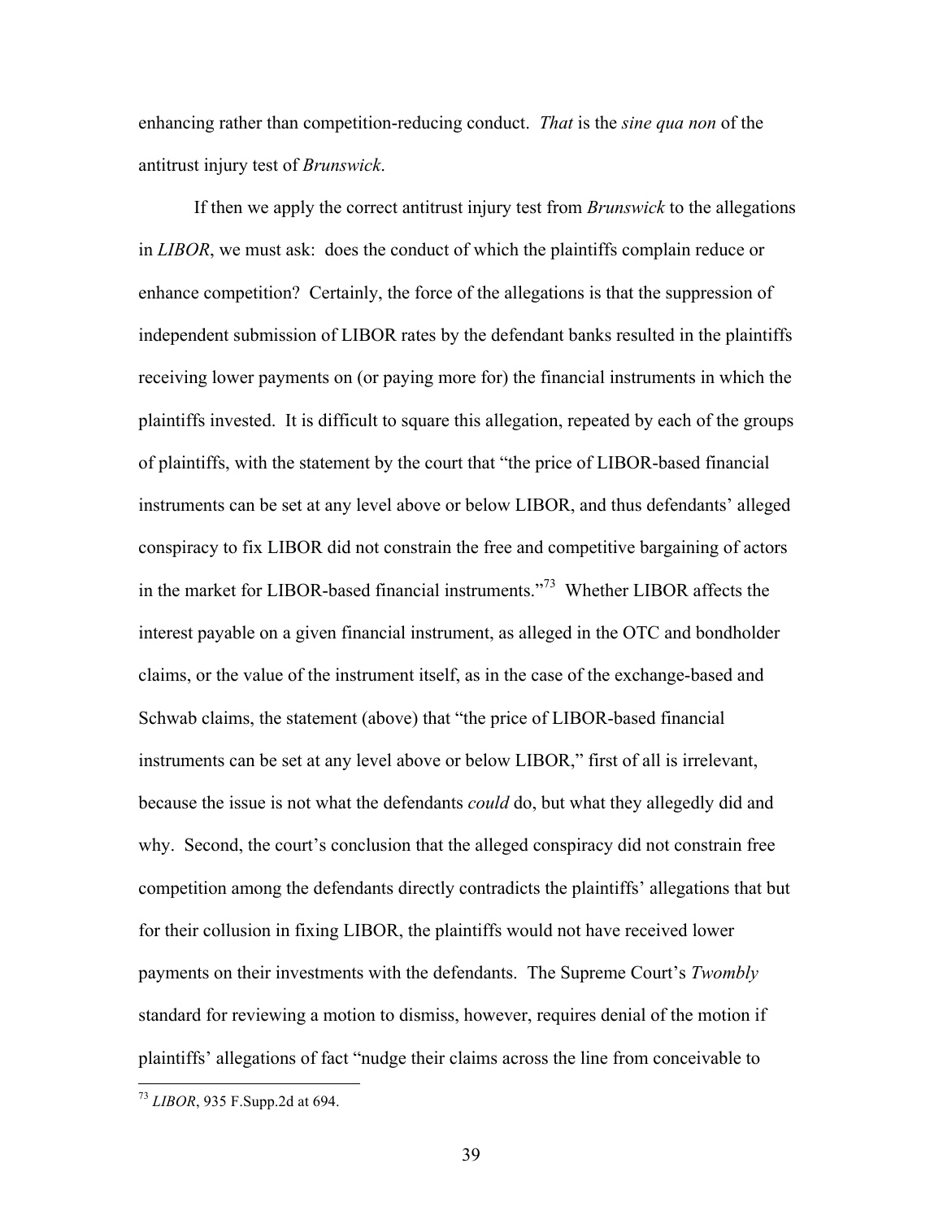enhancing rather than competition-reducing conduct. *That* is the *sine qua non* of the antitrust injury test of *Brunswick*.

If then we apply the correct antitrust injury test from *Brunswick* to the allegations in *LIBOR*, we must ask: does the conduct of which the plaintiffs complain reduce or enhance competition? Certainly, the force of the allegations is that the suppression of independent submission of LIBOR rates by the defendant banks resulted in the plaintiffs receiving lower payments on (or paying more for) the financial instruments in which the plaintiffs invested. It is difficult to square this allegation, repeated by each of the groups of plaintiffs, with the statement by the court that "the price of LIBOR-based financial instruments can be set at any level above or below LIBOR, and thus defendants' alleged conspiracy to fix LIBOR did not constrain the free and competitive bargaining of actors in the market for LIBOR-based financial instruments."[73] Whether LIBOR affects the interest payable on a given financial instrument, as alleged in the OTC and bondholder claims, or the value of the instrument itself, as in the case of the exchange-based and Schwab claims, the statement (above) that "the price of LIBOR-based financial instruments can be set at any level above or below LIBOR," first of all is irrelevant, because the issue is not what the defendants *could* do, but what they allegedly did and why. Second, the court's conclusion that the alleged conspiracy did not constrain free competition among the defendants directly contradicts the plaintiffs' allegations that but for their collusion in fixing LIBOR, the plaintiffs would not have received lower payments on their investments with the defendants. The Supreme Court's *Twombly* standard for reviewing a motion to dismiss, however, requires denial of the motion if plaintiffs' allegations of fact "nudge their claims across the line from conceivable to

---

[73] *LIBOR*, 935 F.Supp.2d at 694.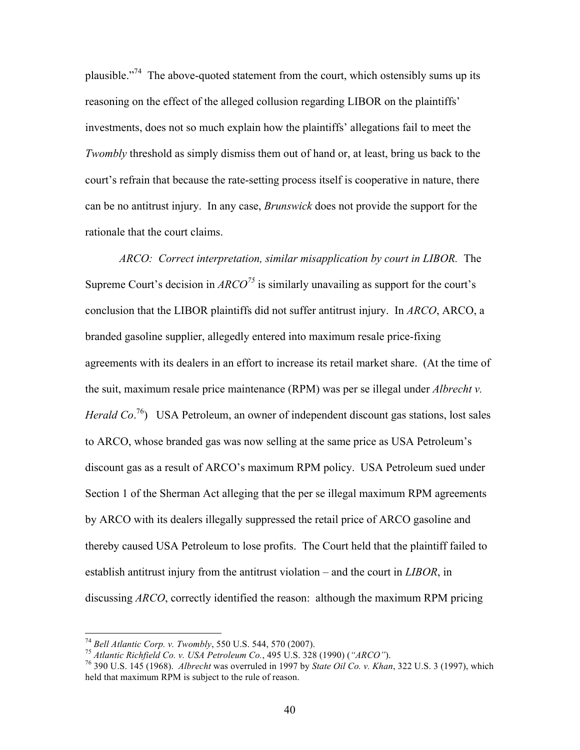plausible."[74] The above-quoted statement from the court, which ostensibly sums up its reasoning on the effect of the alleged collusion regarding LIBOR on the plaintiffs' investments, does not so much explain how the plaintiffs' allegations fail to meet the *Twombly* threshold as simply dismiss them out of hand or, at least, bring us back to the court's refrain that because the rate-setting process itself is cooperative in nature, there can be no antitrust injury. In any case, *Brunswick* does not provide the support for the rationale that the court claims.

*ARCO: Correct interpretation, similar misapplication by court in LIBOR.* The Supreme Court's decision in *ARCO*[75] is similarly unavailing as support for the court's conclusion that the LIBOR plaintiffs did not suffer antitrust injury. In *ARCO*, ARCO, a branded gasoline supplier, allegedly entered into maximum resale price-fixing agreements with its dealers in an effort to increase its retail market share. (At the time of the suit, maximum resale price maintenance (RPM) was per se illegal under *Albrecht v. Herald Co*.[76]) USA Petroleum, an owner of independent discount gas stations, lost sales to ARCO, whose branded gas was now selling at the same price as USA Petroleum's discount gas as a result of ARCO's maximum RPM policy. USA Petroleum sued under Section 1 of the Sherman Act alleging that the per se illegal maximum RPM agreements by ARCO with its dealers illegally suppressed the retail price of ARCO gasoline and thereby caused USA Petroleum to lose profits. The Court held that the plaintiff failed to establish antitrust injury from the antitrust violation – and the court in *LIBOR*, in discussing *ARCO*, correctly identified the reason: although the maximum RPM pricing

---

[74] *Bell Atlantic Corp. v. Twombly*, 550 U.S. 544, 570 (2007).

[75] *Atlantic Richfield Co. v. USA Petroleum Co.*, 495 U.S. 328 (1990) (*"ARCO"*).

[76] 390 U.S. 145 (1968). *Albrecht* was overruled in 1997 by *State Oil Co. v. Khan*, 322 U.S. 3 (1997), which held that maximum RPM is subject to the rule of reason.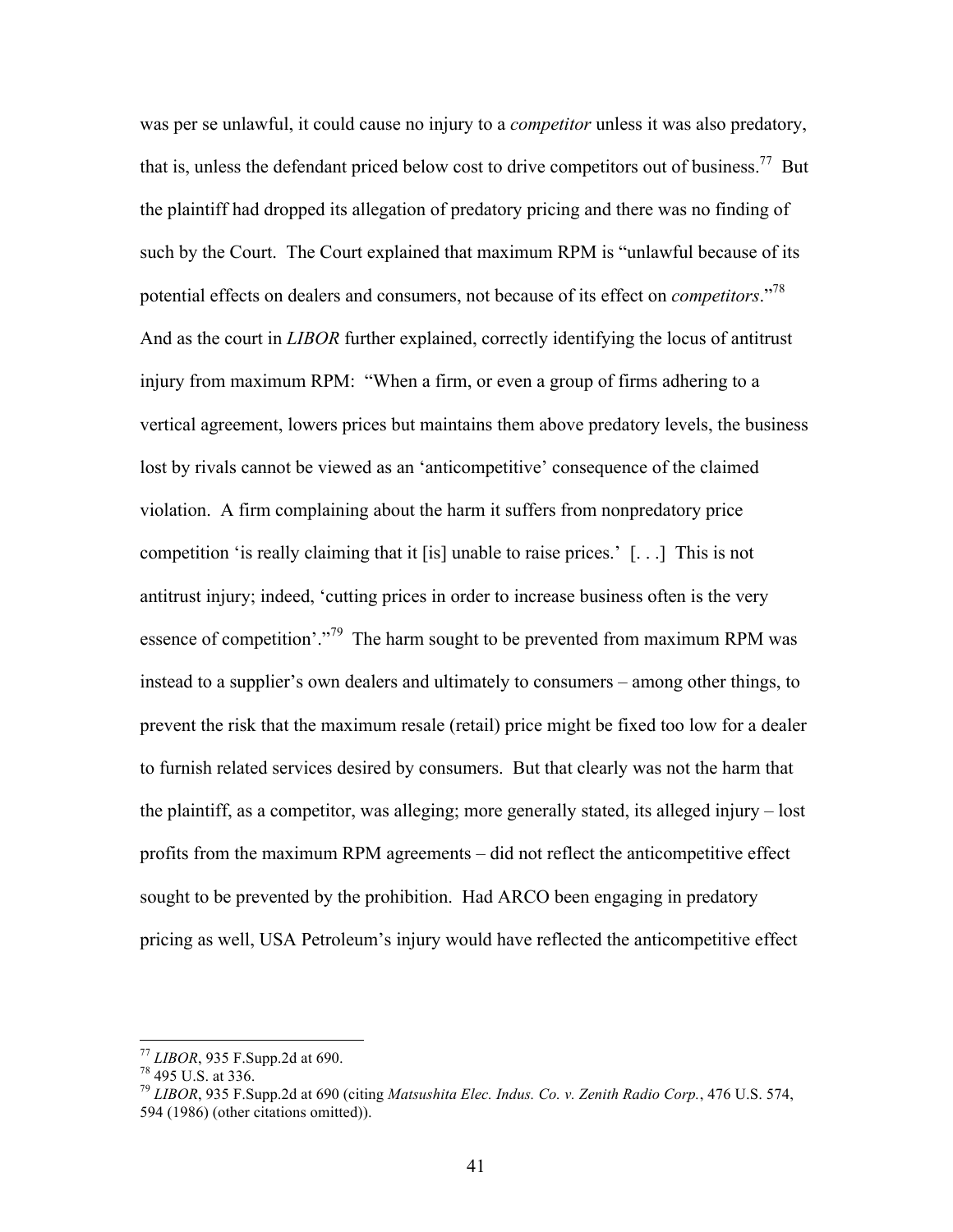was per se unlawful, it could cause no injury to a *competitor* unless it was also predatory, that is, unless the defendant priced below cost to drive competitors out of business.[77] But the plaintiff had dropped its allegation of predatory pricing and there was no finding of such by the Court. The Court explained that maximum RPM is "unlawful because of its potential effects on dealers and consumers, not because of its effect on *competitors*."[78] And as the court in *LIBOR* further explained, correctly identifying the locus of antitrust injury from maximum RPM: "When a firm, or even a group of firms adhering to a vertical agreement, lowers prices but maintains them above predatory levels, the business lost by rivals cannot be viewed as an 'anticompetitive' consequence of the claimed violation. A firm complaining about the harm it suffers from nonpredatory price competition 'is really claiming that it [is] unable to raise prices.' [. . .] This is not antitrust injury; indeed, 'cutting prices in order to increase business often is the very essence of competition'."[79] The harm sought to be prevented from maximum RPM was instead to a supplier's own dealers and ultimately to consumers – among other things, to prevent the risk that the maximum resale (retail) price might be fixed too low for a dealer to furnish related services desired by consumers. But that clearly was not the harm that the plaintiff, as a competitor, was alleging; more generally stated, its alleged injury – lost profits from the maximum RPM agreements – did not reflect the anticompetitive effect sought to be prevented by the prohibition. Had ARCO been engaging in predatory pricing as well, USA Petroleum's injury would have reflected the anticompetitive effect

---

[77] *LIBOR*, 935 F.Supp.2d at 690.

[78] 495 U.S. at 336.

[79] *LIBOR*, 935 F.Supp.2d at 690 (citing *Matsushita Elec. Indus. Co. v. Zenith Radio Corp.*, 476 U.S. 574, 594 (1986) (other citations omitted)).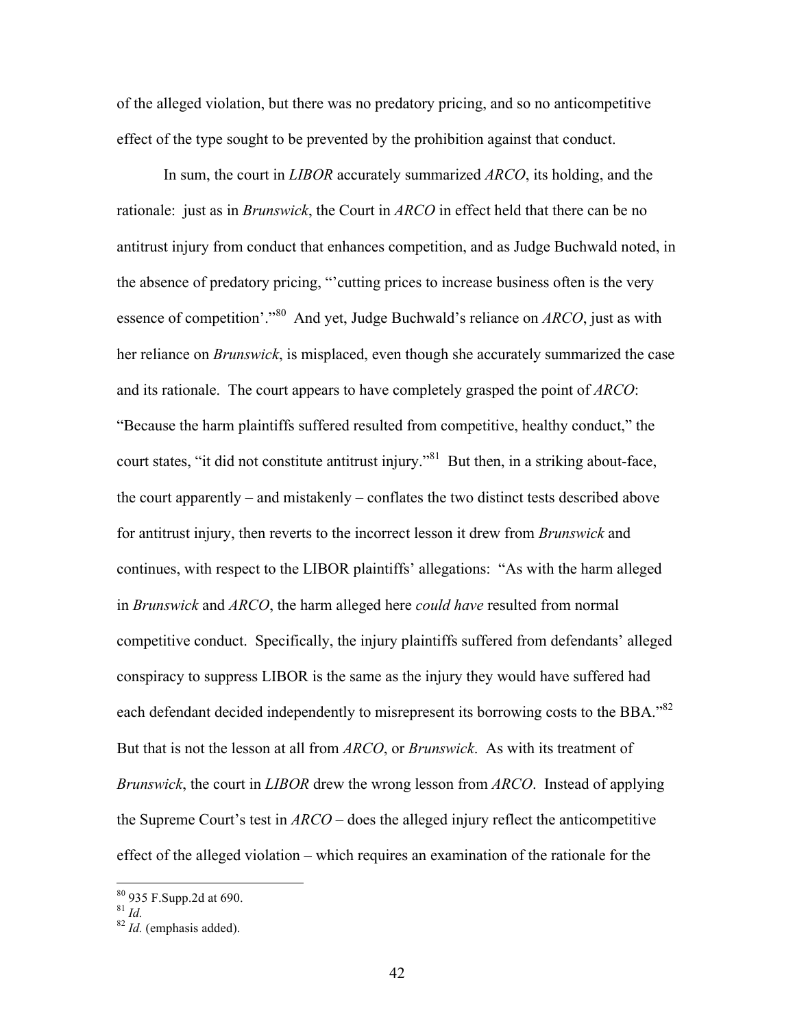of the alleged violation, but there was no predatory pricing, and so no anticompetitive effect of the type sought to be prevented by the prohibition against that conduct.

In sum, the court in *LIBOR* accurately summarized *ARCO*, its holding, and the rationale: just as in *Brunswick*, the Court in *ARCO* in effect held that there can be no antitrust injury from conduct that enhances competition, and as Judge Buchwald noted, in the absence of predatory pricing, "'cutting prices to increase business often is the very essence of competition'."[80] And yet, Judge Buchwald's reliance on *ARCO*, just as with her reliance on *Brunswick*, is misplaced, even though she accurately summarized the case and its rationale. The court appears to have completely grasped the point of *ARCO*: "Because the harm plaintiffs suffered resulted from competitive, healthy conduct," the court states, "it did not constitute antitrust injury."[81] But then, in a striking about-face, the court apparently – and mistakenly – conflates the two distinct tests described above for antitrust injury, then reverts to the incorrect lesson it drew from *Brunswick* and continues, with respect to the LIBOR plaintiffs' allegations: "As with the harm alleged in *Brunswick* and *ARCO*, the harm alleged here *could have* resulted from normal competitive conduct. Specifically, the injury plaintiffs suffered from defendants' alleged conspiracy to suppress LIBOR is the same as the injury they would have suffered had each defendant decided independently to misrepresent its borrowing costs to the BBA."[82] But that is not the lesson at all from *ARCO*, or *Brunswick*. As with its treatment of *Brunswick*, the court in *LIBOR* drew the wrong lesson from *ARCO*. Instead of applying the Supreme Court's test in *ARCO* – does the alleged injury reflect the anticompetitive effect of the alleged violation – which requires an examination of the rationale for the

[80] 935 F.Supp.2d at 690.

[81] *Id.*

[82] *Id.* (emphasis added).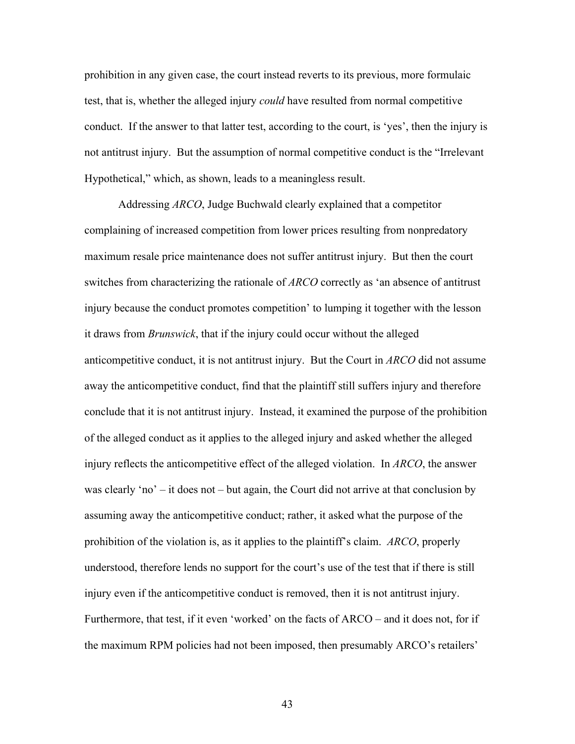prohibition in any given case, the court instead reverts to its previous, more formulaic test, that is, whether the alleged injury *could* have resulted from normal competitive conduct. If the answer to that latter test, according to the court, is 'yes', then the injury is not antitrust injury. But the assumption of normal competitive conduct is the "Irrelevant Hypothetical," which, as shown, leads to a meaningless result.

Addressing *ARCO*, Judge Buchwald clearly explained that a competitor complaining of increased competition from lower prices resulting from nonpredatory maximum resale price maintenance does not suffer antitrust injury. But then the court switches from characterizing the rationale of *ARCO* correctly as 'an absence of antitrust injury because the conduct promotes competition' to lumping it together with the lesson it draws from *Brunswick*, that if the injury could occur without the alleged anticompetitive conduct, it is not antitrust injury. But the Court in *ARCO* did not assume away the anticompetitive conduct, find that the plaintiff still suffers injury and therefore conclude that it is not antitrust injury. Instead, it examined the purpose of the prohibition of the alleged conduct as it applies to the alleged injury and asked whether the alleged injury reflects the anticompetitive effect of the alleged violation. In *ARCO*, the answer was clearly 'no' – it does not – but again, the Court did not arrive at that conclusion by assuming away the anticompetitive conduct; rather, it asked what the purpose of the prohibition of the violation is, as it applies to the plaintiff's claim. *ARCO*, properly understood, therefore lends no support for the court's use of the test that if there is still injury even if the anticompetitive conduct is removed, then it is not antitrust injury. Furthermore, that test, if it even 'worked' on the facts of ARCO – and it does not, for if the maximum RPM policies had not been imposed, then presumably ARCO's retailers'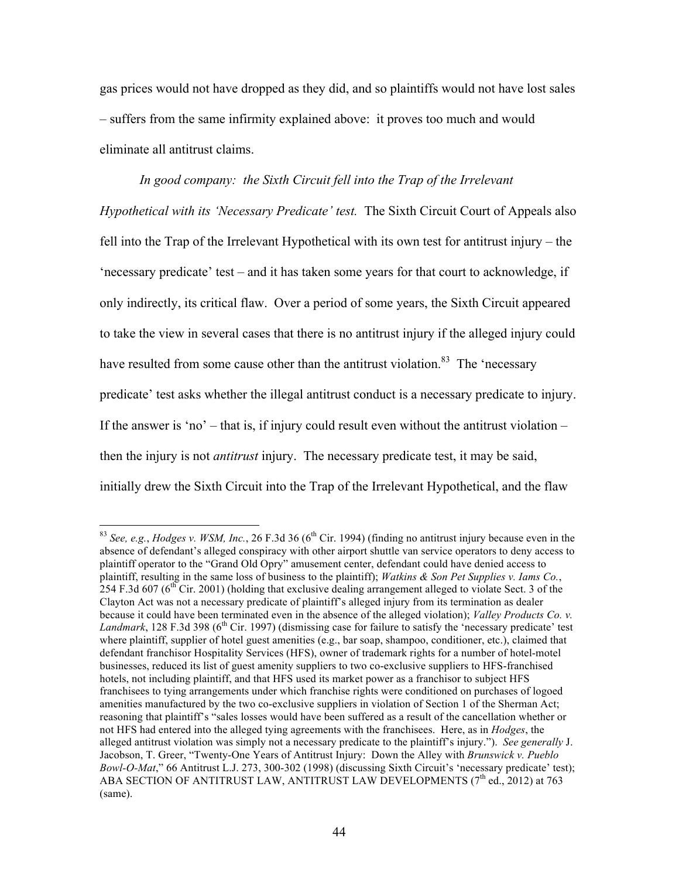gas prices would not have dropped as they did, and so plaintiffs would not have lost sales – suffers from the same infirmity explained above: it proves too much and would eliminate all antitrust claims.

*In good company: the Sixth Circuit fell into the Trap of the Irrelevant Hypothetical with its 'Necessary Predicate' test.* The Sixth Circuit Court of Appeals also fell into the Trap of the Irrelevant Hypothetical with its own test for antitrust injury – the 'necessary predicate' test – and it has taken some years for that court to acknowledge, if only indirectly, its critical flaw. Over a period of some years, the Sixth Circuit appeared to take the view in several cases that there is no antitrust injury if the alleged injury could have resulted from some cause other than the antitrust violation.[83] The 'necessary predicate' test asks whether the illegal antitrust conduct is a necessary predicate to injury. If the answer is 'no' – that is, if injury could result even without the antitrust violation – then the injury is not *antitrust* injury. The necessary predicate test, it may be said, initially drew the Sixth Circuit into the Trap of the Irrelevant Hypothetical, and the flaw

---

[83] *See, e.g.*, *Hodges v. WSM, Inc.*, 26 F.3d 36 (6th Cir. 1994) (finding no antitrust injury because even in the absence of defendant's alleged conspiracy with other airport shuttle van service operators to deny access to plaintiff operator to the "Grand Old Opry" amusement center, defendant could have denied access to plaintiff, resulting in the same loss of business to the plaintiff); *Watkins & Son Pet Supplies v. Iams Co.*, 254 F.3d 607 (6th Cir. 2001) (holding that exclusive dealing arrangement alleged to violate Sect. 3 of the Clayton Act was not a necessary predicate of plaintiff's alleged injury from its termination as dealer because it could have been terminated even in the absence of the alleged violation); *Valley Products Co. v. Landmark*, 128 F.3d 398 (6th Cir. 1997) (dismissing case for failure to satisfy the 'necessary predicate' test where plaintiff, supplier of hotel guest amenities (e.g., bar soap, shampoo, conditioner, etc.), claimed that defendant franchisor Hospitality Services (HFS), owner of trademark rights for a number of hotel-motel businesses, reduced its list of guest amenity suppliers to two co-exclusive suppliers to HFS-franchised hotels, not including plaintiff, and that HFS used its market power as a franchisor to subject HFS franchisees to tying arrangements under which franchise rights were conditioned on purchases of logoed amenities manufactured by the two co-exclusive suppliers in violation of Section 1 of the Sherman Act; reasoning that plaintiff's "sales losses would have been suffered as a result of the cancellation whether or not HFS had entered into the alleged tying agreements with the franchisees. Here, as in *Hodges*, the alleged antitrust violation was simply not a necessary predicate to the plaintiff's injury."). *See generally* J. Jacobson, T. Greer, "Twenty-One Years of Antitrust Injury: Down the Alley with *Brunswick v. Pueblo Bowl-O-Mat*," 66 Antitrust L.J. 273, 300-302 (1998) (discussing Sixth Circuit's 'necessary predicate' test); ABA SECTION OF ANTITRUST LAW, ANTITRUST LAW DEVELOPMENTS (7th ed., 2012) at 763 (same).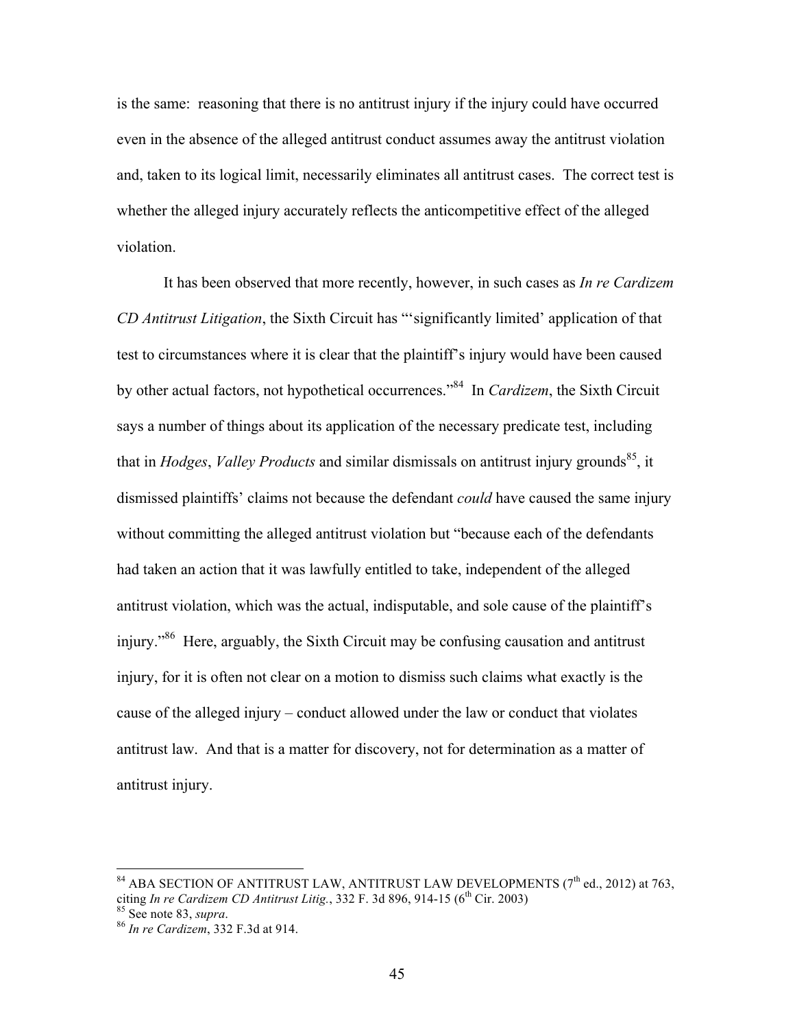is the same: reasoning that there is no antitrust injury if the injury could have occurred even in the absence of the alleged antitrust conduct assumes away the antitrust violation and, taken to its logical limit, necessarily eliminates all antitrust cases. The correct test is whether the alleged injury accurately reflects the anticompetitive effect of the alleged violation.

It has been observed that more recently, however, in such cases as *In re Cardizem CD Antitrust Litigation*, the Sixth Circuit has "'significantly limited' application of that test to circumstances where it is clear that the plaintiff's injury would have been caused by other actual factors, not hypothetical occurrences."[84] In *Cardizem*, the Sixth Circuit says a number of things about its application of the necessary predicate test, including that in *Hodges*, *Valley Products* and similar dismissals on antitrust injury grounds[85], it dismissed plaintiffs' claims not because the defendant *could* have caused the same injury without committing the alleged antitrust violation but "because each of the defendants had taken an action that it was lawfully entitled to take, independent of the alleged antitrust violation, which was the actual, indisputable, and sole cause of the plaintiff's injury."[86] Here, arguably, the Sixth Circuit may be confusing causation and antitrust injury, for it is often not clear on a motion to dismiss such claims what exactly is the cause of the alleged injury – conduct allowed under the law or conduct that violates antitrust law. And that is a matter for discovery, not for determination as a matter of antitrust injury.

---

[84] ABA SECTION OF ANTITRUST LAW, ANTITRUST LAW DEVELOPMENTS (7th ed., 2012) at 763, citing *In re Cardizem CD Antitrust Litig.*, 332 F. 3d 896, 914-15 (6th Cir. 2003)

[85] See note 83, *supra*.

[86] *In re Cardizem*, 332 F.3d at 914.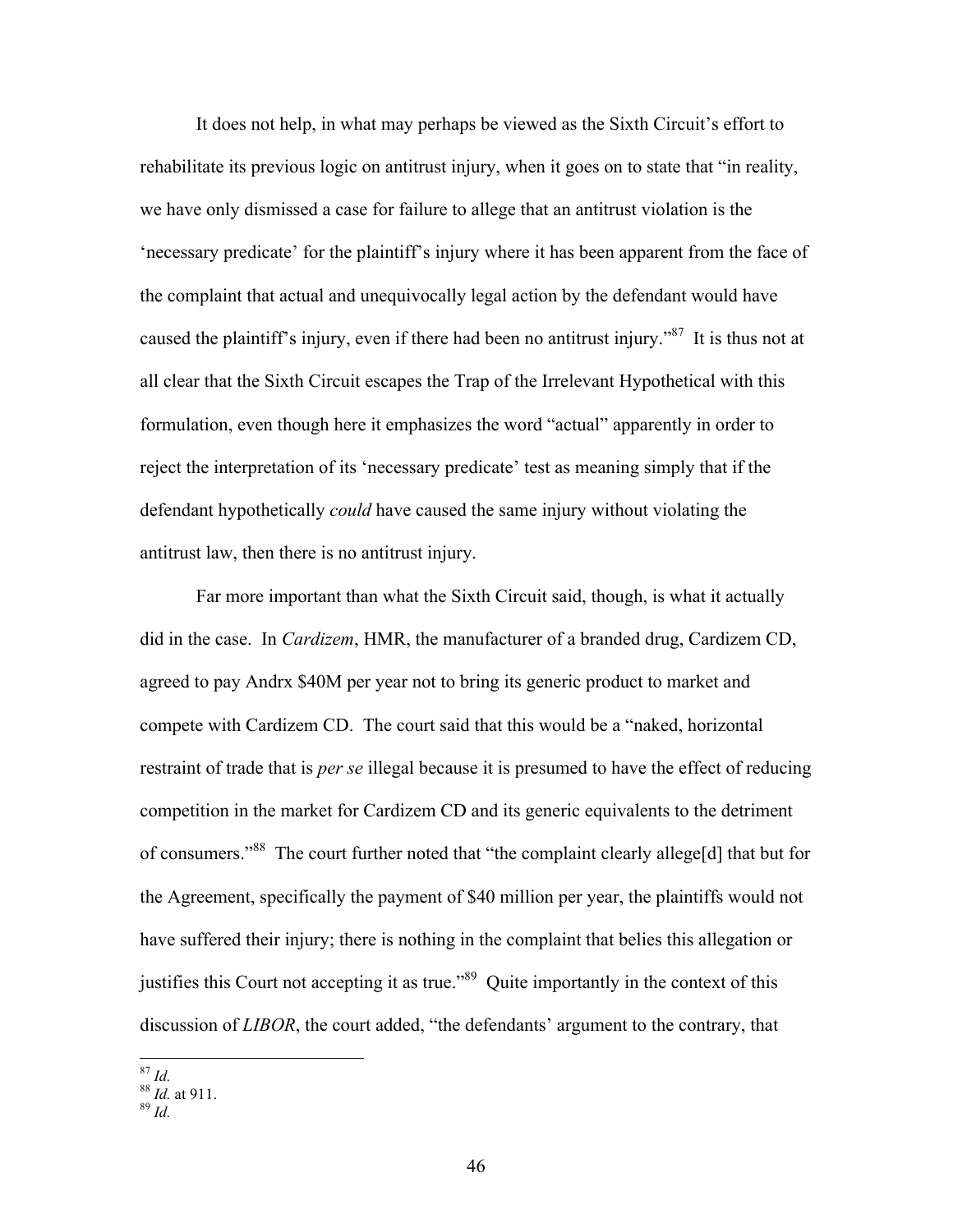It does not help, in what may perhaps be viewed as the Sixth Circuit's effort to rehabilitate its previous logic on antitrust injury, when it goes on to state that "in reality, we have only dismissed a case for failure to allege that an antitrust violation is the 'necessary predicate' for the plaintiff's injury where it has been apparent from the face of the complaint that actual and unequivocally legal action by the defendant would have caused the plaintiff's injury, even if there had been no antitrust injury."[87] It is thus not at all clear that the Sixth Circuit escapes the Trap of the Irrelevant Hypothetical with this formulation, even though here it emphasizes the word "actual" apparently in order to reject the interpretation of its 'necessary predicate' test as meaning simply that if the defendant hypothetically *could* have caused the same injury without violating the antitrust law, then there is no antitrust injury.

Far more important than what the Sixth Circuit said, though, is what it actually did in the case. In *Cardizem*, HMR, the manufacturer of a branded drug, Cardizem CD, agreed to pay Andrx $40M per year not to bring its generic product to market and compete with Cardizem CD. The court said that this would be a "naked, horizontal restraint of trade that is *per se* illegal because it is presumed to have the effect of reducing competition in the market for Cardizem CD and its generic equivalents to the detriment of consumers."[88] The court further noted that "the complaint clearly allege[d] that but for the Agreement, specifically the payment of $40 million per year, the plaintiffs would not have suffered their injury; there is nothing in the complaint that belies this allegation or justifies this Court not accepting it as true."[89] Quite importantly in the context of this discussion of *LIBOR*, the court added, "the defendants' argument to the contrary, that

---

[87] *Id.*
[88] *Id.* at 911.
[89] *Id.*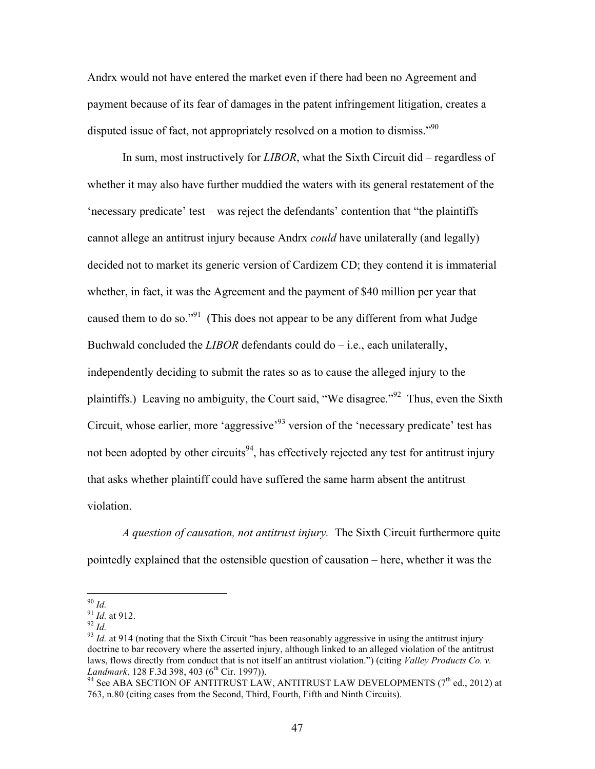Andrx would not have entered the market even if there had been no Agreement and payment because of its fear of damages in the patent infringement litigation, creates a disputed issue of fact, not appropriately resolved on a motion to dismiss."[90]

In sum, most instructively for *LIBOR*, what the Sixth Circuit did – regardless of whether it may also have further muddied the waters with its general restatement of the 'necessary predicate' test – was reject the defendants' contention that "the plaintiffs cannot allege an antitrust injury because Andrx *could* have unilaterally (and legally) decided not to market its generic version of Cardizem CD; they contend it is immaterial whether, in fact, it was the Agreement and the payment of $40 million per year that caused them to do so."[91] (This does not appear to be any different from what Judge Buchwald concluded the *LIBOR* defendants could do – i.e., each unilaterally, independently deciding to submit the rates so as to cause the alleged injury to the plaintiffs.) Leaving no ambiguity, the Court said, "We disagree."[92] Thus, even the Sixth Circuit, whose earlier, more 'aggressive'[93] version of the 'necessary predicate' test has not been adopted by other circuits[94], has effectively rejected any test for antitrust injury that asks whether plaintiff could have suffered the same harm absent the antitrust violation.

*A question of causation, not antitrust injury.* The Sixth Circuit furthermore quite pointedly explained that the ostensible question of causation – here, whether it was the

---

[90] *Id.*

[91] *Id.* at 912.

[92] *Id.*

[93] *Id.* at 914 (noting that the Sixth Circuit "has been reasonably aggressive in using the antitrust injury doctrine to bar recovery where the asserted injury, although linked to an alleged violation of the antitrust laws, flows directly from conduct that is not itself an antitrust violation.") (citing *Valley Products Co. v. Landmark*, 128 F.3d 398, 403 (6th Cir. 1997)).

[94] See ABA SECTION OF ANTITRUST LAW, ANTITRUST LAW DEVELOPMENTS (7th ed., 2012) at 763, n.80 (citing cases from the Second, Third, Fourth, Fifth and Ninth Circuits).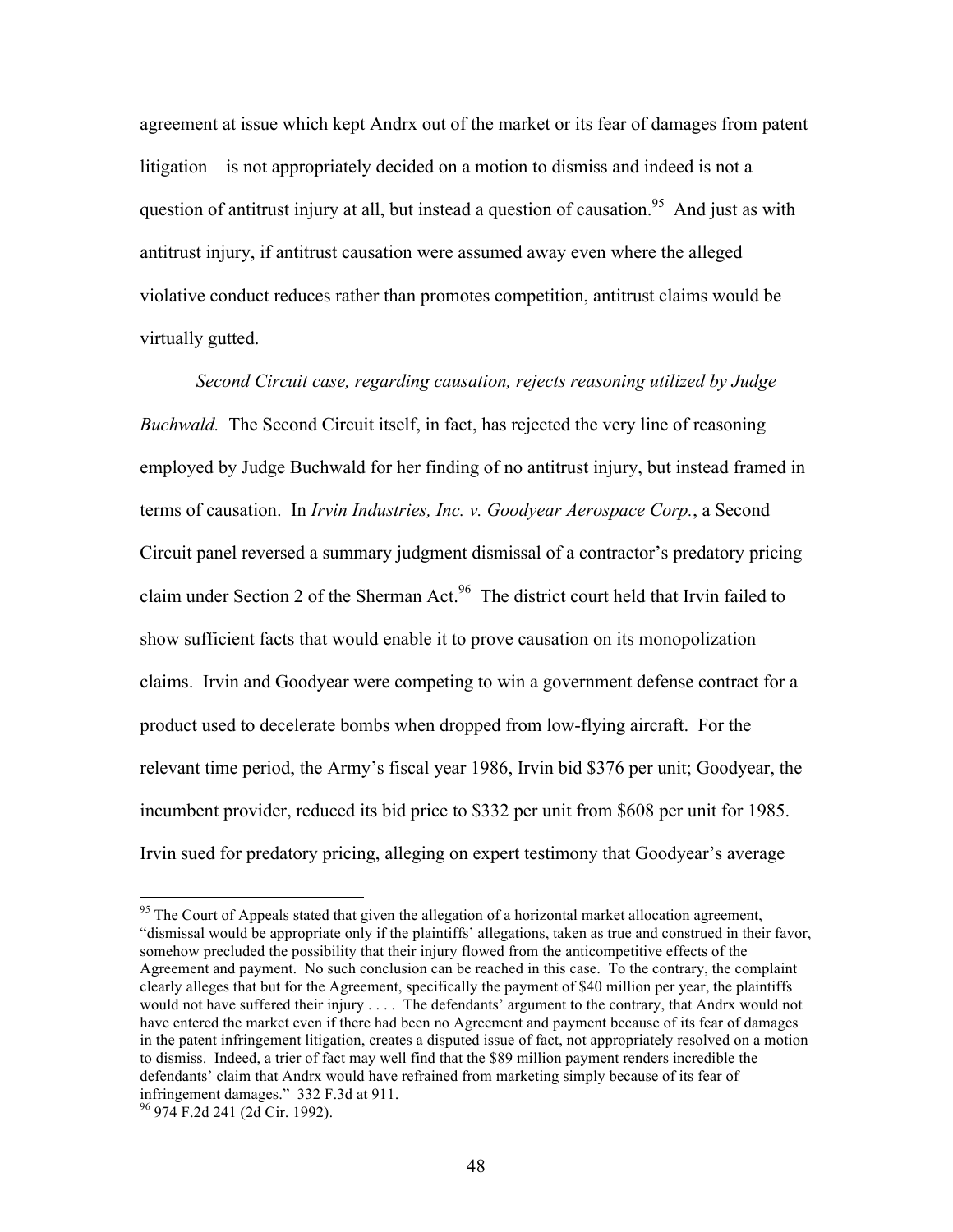agreement at issue which kept Andrx out of the market or its fear of damages from patent litigation – is not appropriately decided on a motion to dismiss and indeed is not a question of antitrust injury at all, but instead a question of causation.[95] And just as with antitrust injury, if antitrust causation were assumed away even where the alleged violative conduct reduces rather than promotes competition, antitrust claims would be virtually gutted.

*Second Circuit case, regarding causation, rejects reasoning utilized by Judge Buchwald.* The Second Circuit itself, in fact, has rejected the very line of reasoning employed by Judge Buchwald for her finding of no antitrust injury, but instead framed in terms of causation. In *Irvin Industries, Inc. v. Goodyear Aerospace Corp.*, a Second Circuit panel reversed a summary judgment dismissal of a contractor's predatory pricing claim under Section 2 of the Sherman Act.[96] The district court held that Irvin failed to show sufficient facts that would enable it to prove causation on its monopolization claims. Irvin and Goodyear were competing to win a government defense contract for a product used to decelerate bombs when dropped from low-flying aircraft. For the relevant time period, the Army's fiscal year 1986, Irvin bid $376 per unit; Goodyear, the incumbent provider, reduced its bid price to $332 per unit from $608 per unit for 1985. Irvin sued for predatory pricing, alleging on expert testimony that Goodyear's average

---

[95] The Court of Appeals stated that given the allegation of a horizontal market allocation agreement, "dismissal would be appropriate only if the plaintiffs' allegations, taken as true and construed in their favor, somehow precluded the possibility that their injury flowed from the anticompetitive effects of the Agreement and payment. No such conclusion can be reached in this case. To the contrary, the complaint clearly alleges that but for the Agreement, specifically the payment of $40 million per year, the plaintiffs would not have suffered their injury . . . . The defendants' argument to the contrary, that Andrx would not have entered the market even if there had been no Agreement and payment because of its fear of damages in the patent infringement litigation, creates a disputed issue of fact, not appropriately resolved on a motion to dismiss. Indeed, a trier of fact may well find that the $89 million payment renders incredible the defendants' claim that Andrx would have refrained from marketing simply because of its fear of infringement damages." 332 F.3d at 911.

[96] 974 F.2d 241 (2d Cir. 1992).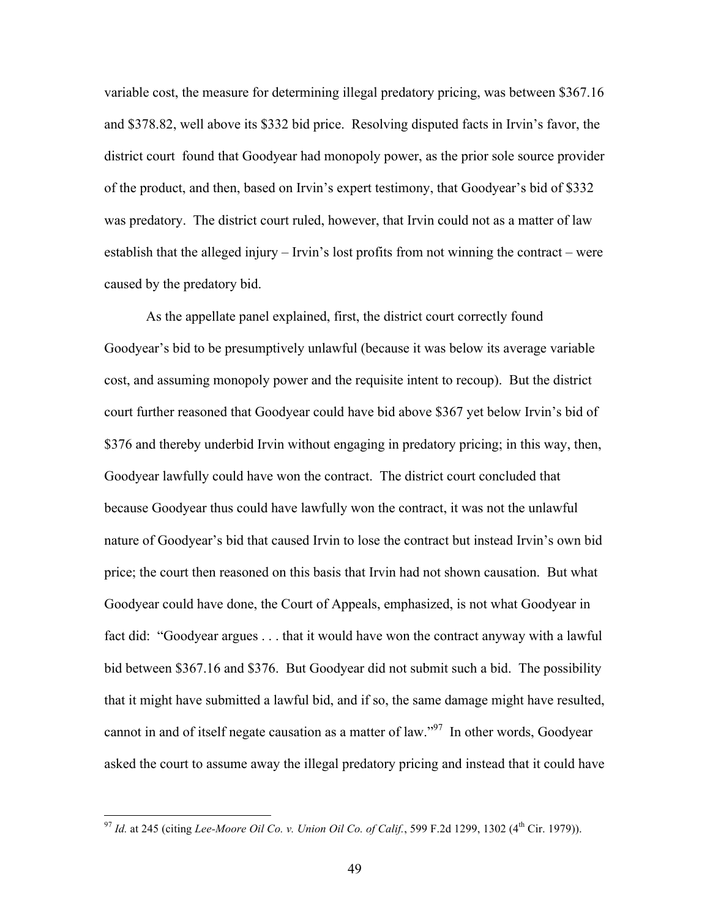variable cost, the measure for determining illegal predatory pricing, was between $367.16 and $378.82, well above its $332 bid price. Resolving disputed facts in Irvin's favor, the district court found that Goodyear had monopoly power, as the prior sole source provider of the product, and then, based on Irvin's expert testimony, that Goodyear's bid of $332 was predatory. The district court ruled, however, that Irvin could not as a matter of law establish that the alleged injury – Irvin's lost profits from not winning the contract – were caused by the predatory bid.

As the appellate panel explained, first, the district court correctly found Goodyear's bid to be presumptively unlawful (because it was below its average variable cost, and assuming monopoly power and the requisite intent to recoup). But the district court further reasoned that Goodyear could have bid above $367 yet below Irvin's bid of $376 and thereby underbid Irvin without engaging in predatory pricing; in this way, then, Goodyear lawfully could have won the contract. The district court concluded that because Goodyear thus could have lawfully won the contract, it was not the unlawful nature of Goodyear's bid that caused Irvin to lose the contract but instead Irvin's own bid price; the court then reasoned on this basis that Irvin had not shown causation. But what Goodyear could have done, the Court of Appeals, emphasized, is not what Goodyear in fact did: "Goodyear argues . . . that it would have won the contract anyway with a lawful bid between $367.16 and $376. But Goodyear did not submit such a bid. The possibility that it might have submitted a lawful bid, and if so, the same damage might have resulted, cannot in and of itself negate causation as a matter of law."[97] In other words, Goodyear asked the court to assume away the illegal predatory pricing and instead that it could have

[97] *Id.* at 245 (citing *Lee-Moore Oil Co. v. Union Oil Co. of Calif.*, 599 F.2d 1299, 1302 (4th Cir. 1979)).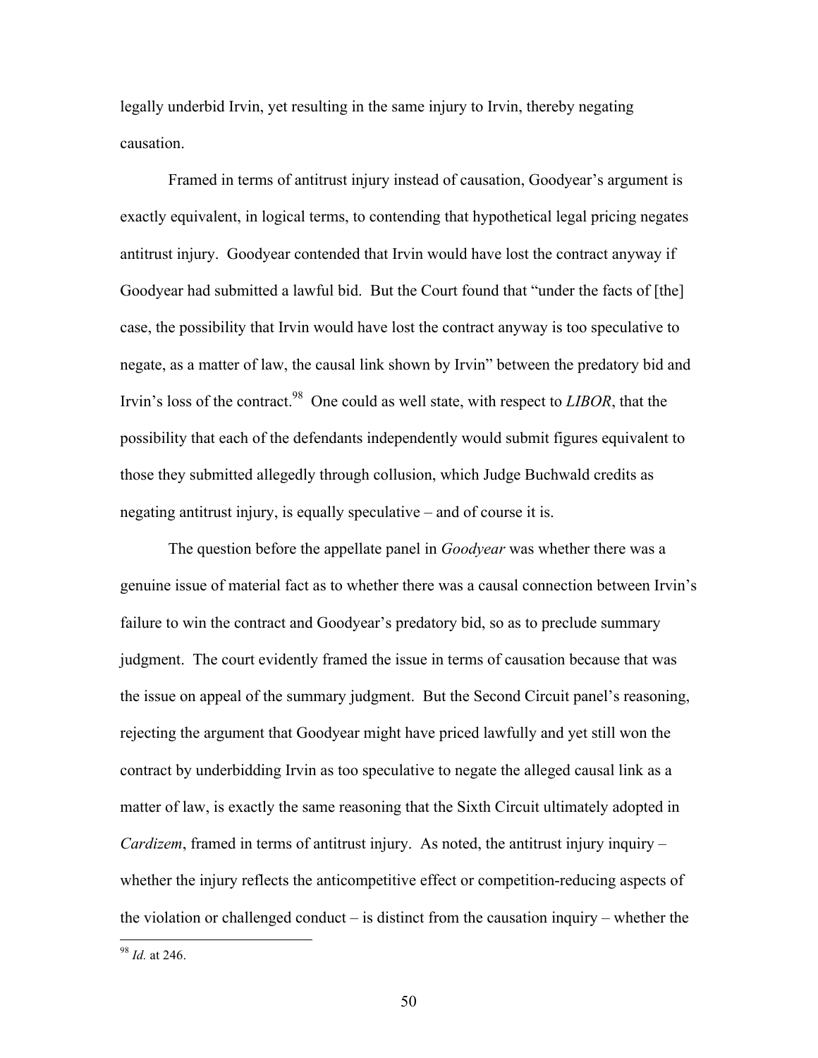legally underbid Irvin, yet resulting in the same injury to Irvin, thereby negating causation.

Framed in terms of antitrust injury instead of causation, Goodyear's argument is exactly equivalent, in logical terms, to contending that hypothetical legal pricing negates antitrust injury. Goodyear contended that Irvin would have lost the contract anyway if Goodyear had submitted a lawful bid. But the Court found that "under the facts of [the] case, the possibility that Irvin would have lost the contract anyway is too speculative to negate, as a matter of law, the causal link shown by Irvin" between the predatory bid and Irvin's loss of the contract.[98] One could as well state, with respect to *LIBOR*, that the possibility that each of the defendants independently would submit figures equivalent to those they submitted allegedly through collusion, which Judge Buchwald credits as negating antitrust injury, is equally speculative – and of course it is.

The question before the appellate panel in *Goodyear* was whether there was a genuine issue of material fact as to whether there was a causal connection between Irvin's failure to win the contract and Goodyear's predatory bid, so as to preclude summary judgment. The court evidently framed the issue in terms of causation because that was the issue on appeal of the summary judgment. But the Second Circuit panel's reasoning, rejecting the argument that Goodyear might have priced lawfully and yet still won the contract by underbidding Irvin as too speculative to negate the alleged causal link as a matter of law, is exactly the same reasoning that the Sixth Circuit ultimately adopted in *Cardizem*, framed in terms of antitrust injury. As noted, the antitrust injury inquiry – whether the injury reflects the anticompetitive effect or competition-reducing aspects of the violation or challenged conduct – is distinct from the causation inquiry – whether the

[98] *Id.* at 246.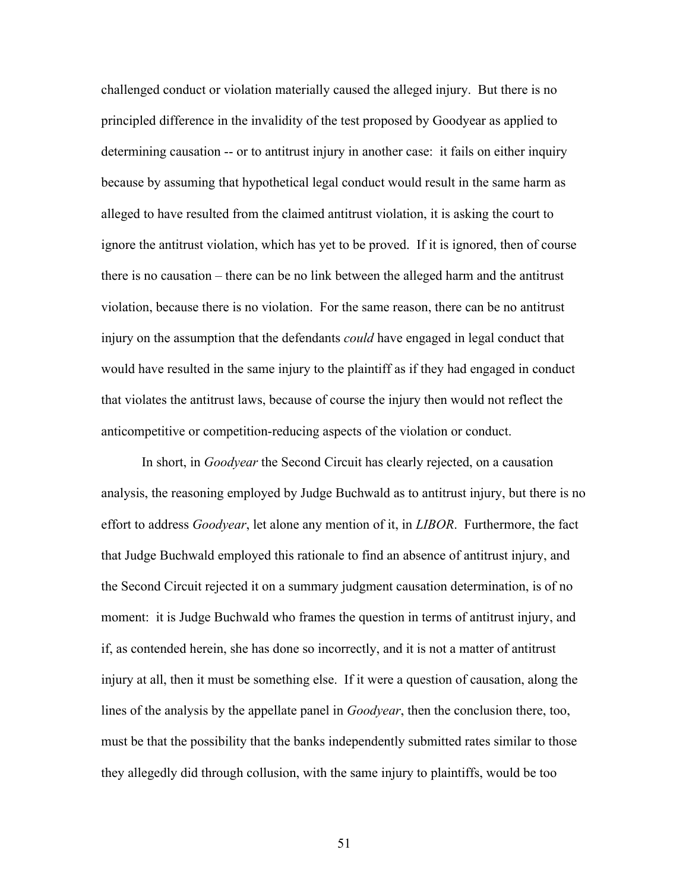challenged conduct or violation materially caused the alleged injury. But there is no principled difference in the invalidity of the test proposed by Goodyear as applied to determining causation -- or to antitrust injury in another case: it fails on either inquiry because by assuming that hypothetical legal conduct would result in the same harm as alleged to have resulted from the claimed antitrust violation, it is asking the court to ignore the antitrust violation, which has yet to be proved. If it is ignored, then of course there is no causation – there can be no link between the alleged harm and the antitrust violation, because there is no violation. For the same reason, there can be no antitrust injury on the assumption that the defendants *could* have engaged in legal conduct that would have resulted in the same injury to the plaintiff as if they had engaged in conduct that violates the antitrust laws, because of course the injury then would not reflect the anticompetitive or competition-reducing aspects of the violation or conduct.

In short, in *Goodyear* the Second Circuit has clearly rejected, on a causation analysis, the reasoning employed by Judge Buchwald as to antitrust injury, but there is no effort to address *Goodyear*, let alone any mention of it, in *LIBOR*. Furthermore, the fact that Judge Buchwald employed this rationale to find an absence of antitrust injury, and the Second Circuit rejected it on a summary judgment causation determination, is of no moment: it is Judge Buchwald who frames the question in terms of antitrust injury, and if, as contended herein, she has done so incorrectly, and it is not a matter of antitrust injury at all, then it must be something else. If it were a question of causation, along the lines of the analysis by the appellate panel in *Goodyear*, then the conclusion there, too, must be that the possibility that the banks independently submitted rates similar to those they allegedly did through collusion, with the same injury to plaintiffs, would be too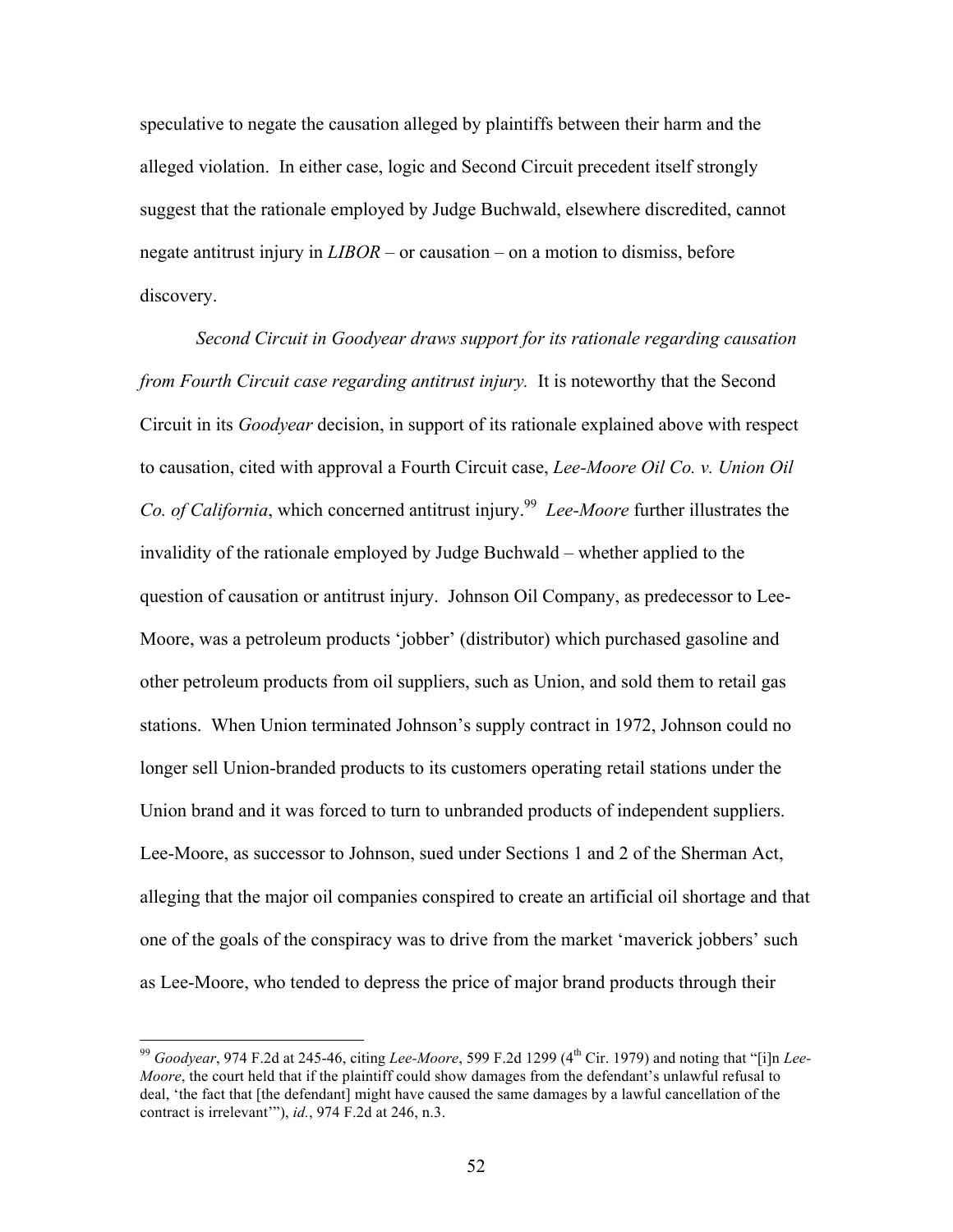speculative to negate the causation alleged by plaintiffs between their harm and the alleged violation. In either case, logic and Second Circuit precedent itself strongly suggest that the rationale employed by Judge Buchwald, elsewhere discredited, cannot negate antitrust injury in *LIBOR* – or causation – on a motion to dismiss, before discovery.

*Second Circuit in Goodyear draws support for its rationale regarding causation from Fourth Circuit case regarding antitrust injury.* It is noteworthy that the Second Circuit in its *Goodyear* decision, in support of its rationale explained above with respect to causation, cited with approval a Fourth Circuit case, *Lee-Moore Oil Co. v. Union Oil Co. of California*, which concerned antitrust injury.[99] *Lee-Moore* further illustrates the invalidity of the rationale employed by Judge Buchwald – whether applied to the question of causation or antitrust injury. Johnson Oil Company, as predecessor to Lee-Moore, was a petroleum products 'jobber' (distributor) which purchased gasoline and other petroleum products from oil suppliers, such as Union, and sold them to retail gas stations. When Union terminated Johnson's supply contract in 1972, Johnson could no longer sell Union-branded products to its customers operating retail stations under the Union brand and it was forced to turn to unbranded products of independent suppliers. Lee-Moore, as successor to Johnson, sued under Sections 1 and 2 of the Sherman Act, alleging that the major oil companies conspired to create an artificial oil shortage and that one of the goals of the conspiracy was to drive from the market 'maverick jobbers' such as Lee-Moore, who tended to depress the price of major brand products through their

---

[99] *Goodyear*, 974 F.2d at 245-46, citing *Lee-Moore*, 599 F.2d 1299 (4th Cir. 1979) and noting that "[i]n *Lee-Moore*, the court held that if the plaintiff could show damages from the defendant's unlawful refusal to deal, 'the fact that [the defendant] might have caused the same damages by a lawful cancellation of the contract is irrelevant'"), *id.*, 974 F.2d at 246, n.3.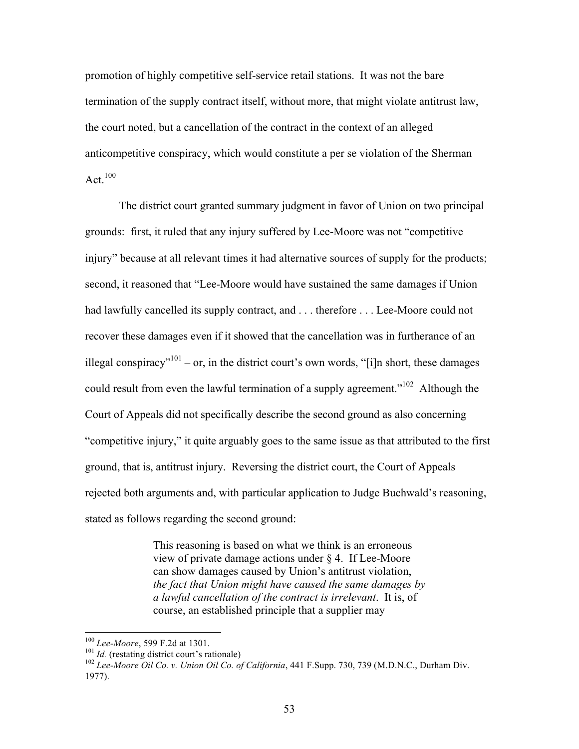promotion of highly competitive self-service retail stations. It was not the bare termination of the supply contract itself, without more, that might violate antitrust law, the court noted, but a cancellation of the contract in the context of an alleged anticompetitive conspiracy, which would constitute a per se violation of the Sherman Act.[100]

The district court granted summary judgment in favor of Union on two principal grounds: first, it ruled that any injury suffered by Lee-Moore was not "competitive injury" because at all relevant times it had alternative sources of supply for the products; second, it reasoned that "Lee-Moore would have sustained the same damages if Union had lawfully cancelled its supply contract, and . . . therefore . . . Lee-Moore could not recover these damages even if it showed that the cancellation was in furtherance of an illegal conspiracy"[101] – or, in the district court's own words, "[i]n short, these damages could result from even the lawful termination of a supply agreement."[102] Although the Court of Appeals did not specifically describe the second ground as also concerning "competitive injury," it quite arguably goes to the same issue as that attributed to the first ground, that is, antitrust injury. Reversing the district court, the Court of Appeals rejected both arguments and, with particular application to Judge Buchwald's reasoning, stated as follows regarding the second ground:

> This reasoning is based on what we think is an erroneous view of private damage actions under § 4. If Lee-Moore can show damages caused by Union's antitrust violation, *the fact that Union might have caused the same damages by a lawful cancellation of the contract is irrelevant*. It is, of course, an established principle that a supplier may

---

[100] *Lee-Moore*, 599 F.2d at 1301.

[101] *Id.* (restating district court's rationale)

[102] *Lee-Moore Oil Co. v. Union Oil Co. of California*, 441 F.Supp. 730, 739 (M.D.N.C., Durham Div. 1977).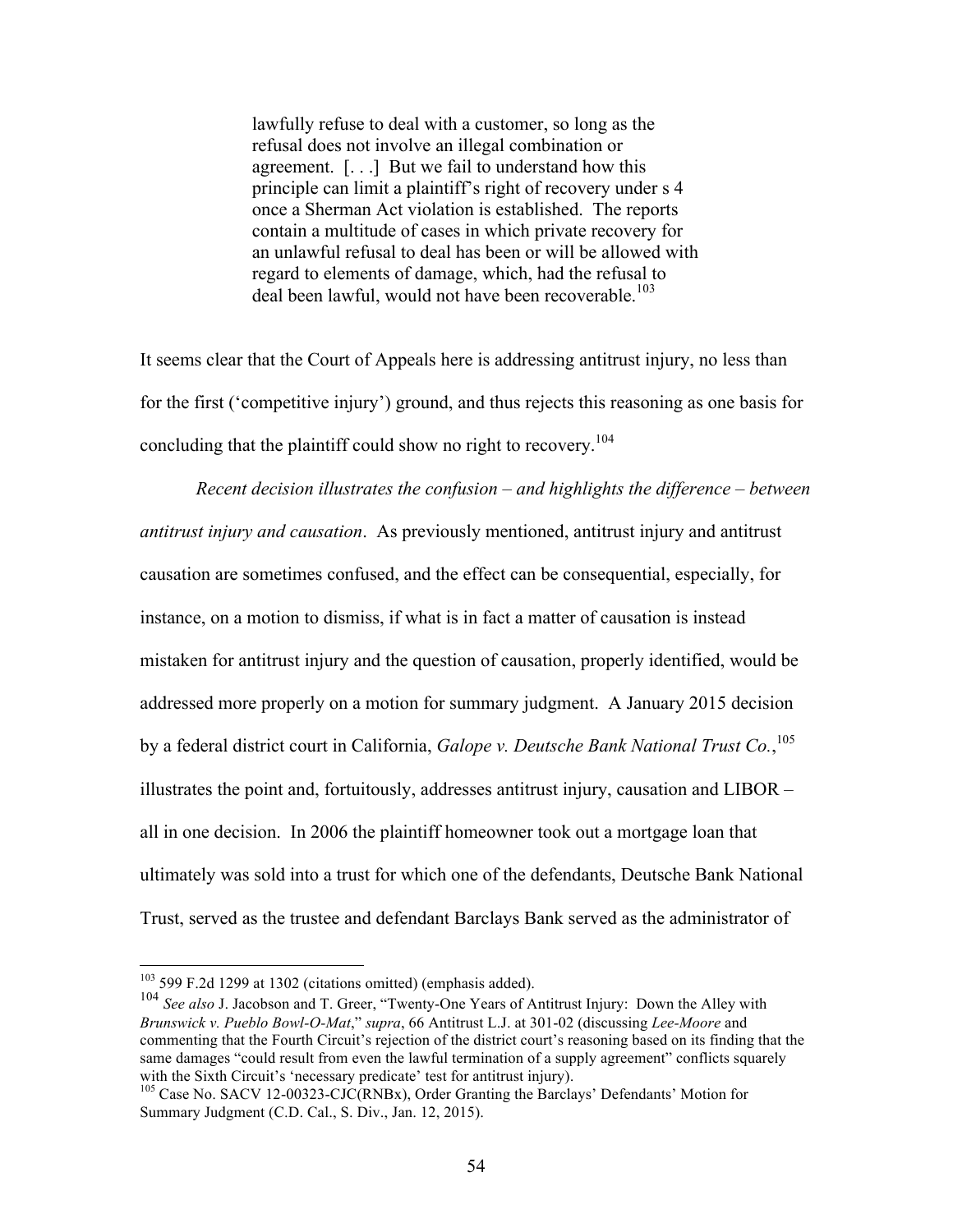> lawfully refuse to deal with a customer, so long as the refusal does not involve an illegal combination or agreement. [. . .] But we fail to understand how this principle can limit a plaintiff's right of recovery under s 4 once a Sherman Act violation is established. The reports contain a multitude of cases in which private recovery for an unlawful refusal to deal has been or will be allowed with regard to elements of damage, which, had the refusal to deal been lawful, would not have been recoverable.[103]

It seems clear that the Court of Appeals here is addressing antitrust injury, no less than for the first ('competitive injury') ground, and thus rejects this reasoning as one basis for concluding that the plaintiff could show no right to recovery.[104]

*Recent decision illustrates the confusion – and highlights the difference – between antitrust injury and causation*. As previously mentioned, antitrust injury and antitrust causation are sometimes confused, and the effect can be consequential, especially, for instance, on a motion to dismiss, if what is in fact a matter of causation is instead mistaken for antitrust injury and the question of causation, properly identified, would be addressed more properly on a motion for summary judgment. A January 2015 decision by a federal district court in California, *Galope v. Deutsche Bank National Trust Co.*,[105] illustrates the point and, fortuitously, addresses antitrust injury, causation and LIBOR – all in one decision. In 2006 the plaintiff homeowner took out a mortgage loan that ultimately was sold into a trust for which one of the defendants, Deutsche Bank National Trust, served as the trustee and defendant Barclays Bank served as the administrator of

---

[103] 599 F.2d 1299 at 1302 (citations omitted) (emphasis added).

[104] *See also* J. Jacobson and T. Greer, "Twenty-One Years of Antitrust Injury: Down the Alley with *Brunswick v. Pueblo Bowl-O-Mat*," *supra*, 66 Antitrust L.J. at 301-02 (discussing *Lee-Moore* and commenting that the Fourth Circuit's rejection of the district court's reasoning based on its finding that the same damages "could result from even the lawful termination of a supply agreement" conflicts squarely with the Sixth Circuit's 'necessary predicate' test for antitrust injury).

[105] Case No. SACV 12-00323-CJC(RNBx), Order Granting the Barclays' Defendants' Motion for Summary Judgment (C.D. Cal., S. Div., Jan. 12, 2015).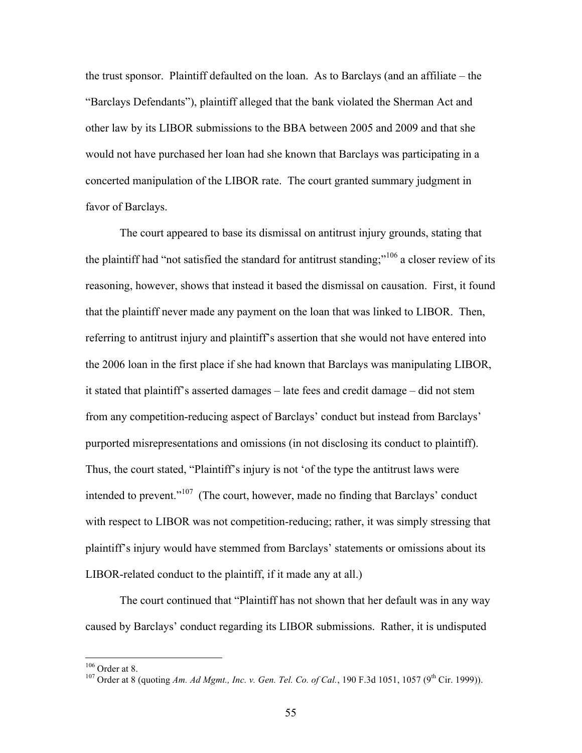the trust sponsor. Plaintiff defaulted on the loan. As to Barclays (and an affiliate – the "Barclays Defendants"), plaintiff alleged that the bank violated the Sherman Act and other law by its LIBOR submissions to the BBA between 2005 and 2009 and that she would not have purchased her loan had she known that Barclays was participating in a concerted manipulation of the LIBOR rate. The court granted summary judgment in favor of Barclays.

The court appeared to base its dismissal on antitrust injury grounds, stating that the plaintiff had "not satisfied the standard for antitrust standing;"[106] a closer review of its reasoning, however, shows that instead it based the dismissal on causation. First, it found that the plaintiff never made any payment on the loan that was linked to LIBOR. Then, referring to antitrust injury and plaintiff's assertion that she would not have entered into the 2006 loan in the first place if she had known that Barclays was manipulating LIBOR, it stated that plaintiff's asserted damages – late fees and credit damage – did not stem from any competition-reducing aspect of Barclays' conduct but instead from Barclays' purported misrepresentations and omissions (in not disclosing its conduct to plaintiff). Thus, the court stated, "Plaintiff's injury is not 'of the type the antitrust laws were intended to prevent."[107] (The court, however, made no finding that Barclays' conduct with respect to LIBOR was not competition-reducing; rather, it was simply stressing that plaintiff's injury would have stemmed from Barclays' statements or omissions about its LIBOR-related conduct to the plaintiff, if it made any at all.)

The court continued that "Plaintiff has not shown that her default was in any way caused by Barclays' conduct regarding its LIBOR submissions. Rather, it is undisputed

---

[106] Order at 8.

[107] Order at 8 (quoting *Am. Ad Mgmt., Inc. v. Gen. Tel. Co. of Cal.*, 190 F.3d 1051, 1057 (9th Cir. 1999)).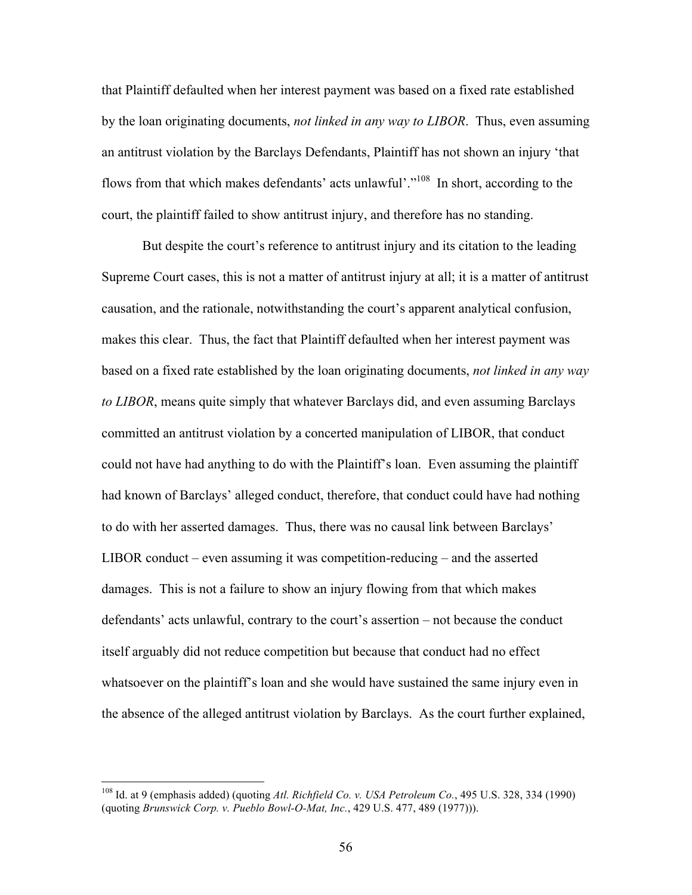that Plaintiff defaulted when her interest payment was based on a fixed rate established by the loan originating documents, *not linked in any way to LIBOR*. Thus, even assuming an antitrust violation by the Barclays Defendants, Plaintiff has not shown an injury 'that flows from that which makes defendants' acts unlawful'."[108] In short, according to the court, the plaintiff failed to show antitrust injury, and therefore has no standing.

But despite the court's reference to antitrust injury and its citation to the leading Supreme Court cases, this is not a matter of antitrust injury at all; it is a matter of antitrust causation, and the rationale, notwithstanding the court's apparent analytical confusion, makes this clear. Thus, the fact that Plaintiff defaulted when her interest payment was based on a fixed rate established by the loan originating documents, *not linked in any way to LIBOR*, means quite simply that whatever Barclays did, and even assuming Barclays committed an antitrust violation by a concerted manipulation of LIBOR, that conduct could not have had anything to do with the Plaintiff's loan. Even assuming the plaintiff had known of Barclays' alleged conduct, therefore, that conduct could have had nothing to do with her asserted damages. Thus, there was no causal link between Barclays' LIBOR conduct – even assuming it was competition-reducing – and the asserted damages. This is not a failure to show an injury flowing from that which makes defendants' acts unlawful, contrary to the court's assertion – not because the conduct itself arguably did not reduce competition but because that conduct had no effect whatsoever on the plaintiff's loan and she would have sustained the same injury even in the absence of the alleged antitrust violation by Barclays. As the court further explained,

---

[108] Id. at 9 (emphasis added) (quoting *Atl. Richfield Co. v. USA Petroleum Co.*, 495 U.S. 328, 334 (1990) (quoting *Brunswick Corp. v. Pueblo Bowl-O-Mat, Inc.*, 429 U.S. 477, 489 (1977))).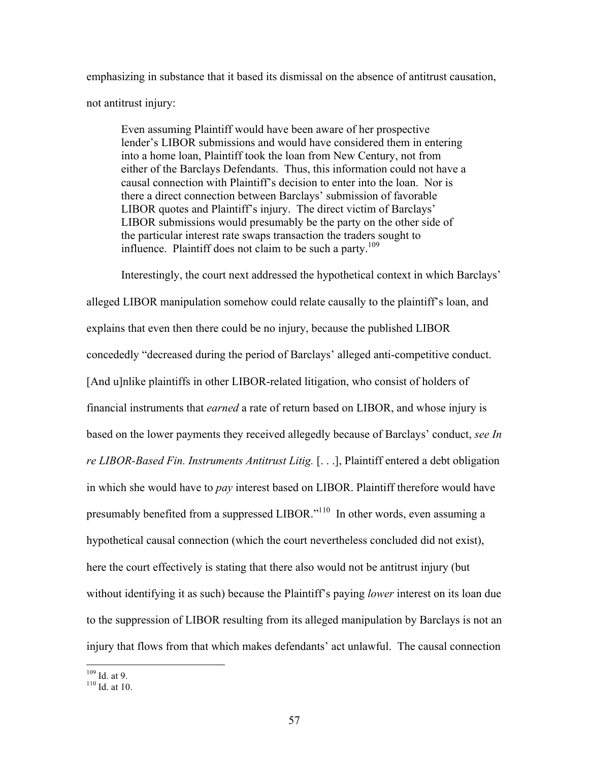emphasizing in substance that it based its dismissal on the absence of antitrust causation, not antitrust injury:

> Even assuming Plaintiff would have been aware of her prospective lender's LIBOR submissions and would have considered them in entering into a home loan, Plaintiff took the loan from New Century, not from either of the Barclays Defendants. Thus, this information could not have a causal connection with Plaintiff's decision to enter into the loan. Nor is there a direct connection between Barclays' submission of favorable LIBOR quotes and Plaintiff's injury. The direct victim of Barclays' LIBOR submissions would presumably be the party on the other side of the particular interest rate swaps transaction the traders sought to influence. Plaintiff does not claim to be such a party.[109]

Interestingly, the court next addressed the hypothetical context in which Barclays' alleged LIBOR manipulation somehow could relate causally to the plaintiff's loan, and explains that even then there could be no injury, because the published LIBOR concededly "decreased during the period of Barclays' alleged anti-competitive conduct. [And u]nlike plaintiffs in other LIBOR-related litigation, who consist of holders of financial instruments that *earned* a rate of return based on LIBOR, and whose injury is based on the lower payments they received allegedly because of Barclays' conduct, *see In re LIBOR-Based Fin. Instruments Antitrust Litig.* [. . .], Plaintiff entered a debt obligation in which she would have to *pay* interest based on LIBOR. Plaintiff therefore would have presumably benefited from a suppressed LIBOR."[110] In other words, even assuming a hypothetical causal connection (which the court nevertheless concluded did not exist), here the court effectively is stating that there also would not be antitrust injury (but without identifying it as such) because the Plaintiff's paying *lower* interest on its loan due to the suppression of LIBOR resulting from its alleged manipulation by Barclays is not an injury that flows from that which makes defendants' act unlawful. The causal connection

---

[109] Id. at 9.

[110] Id. at 10.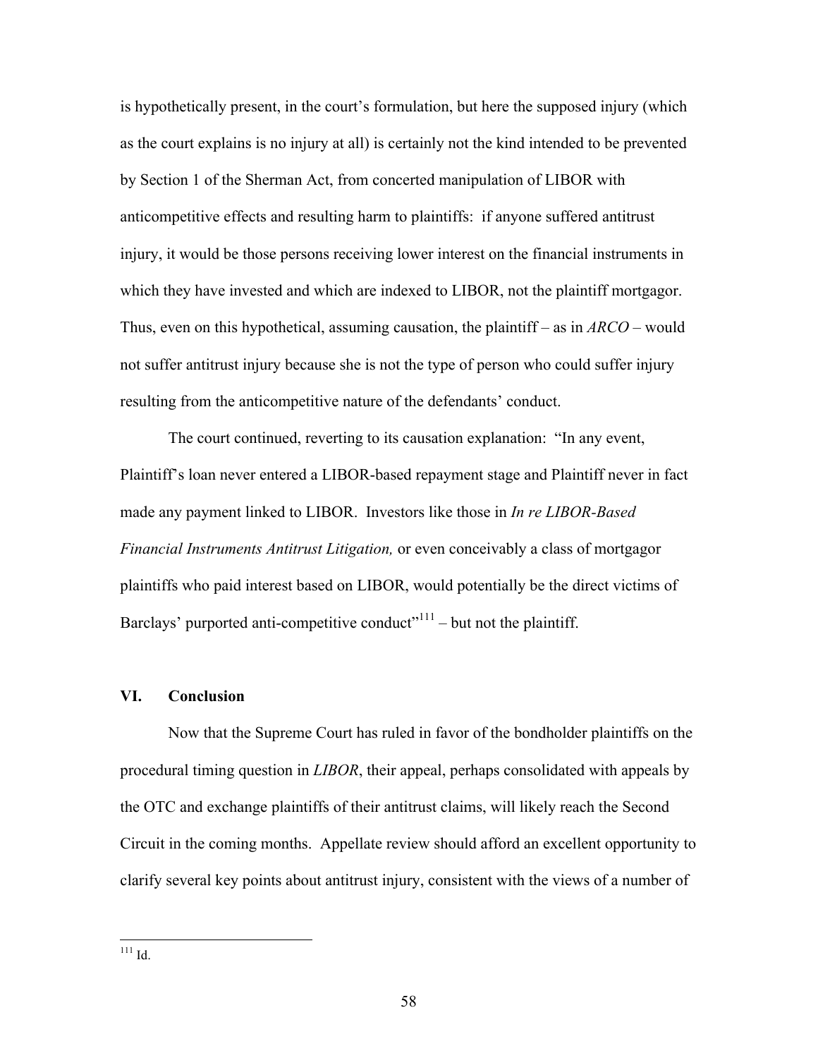is hypothetically present, in the court's formulation, but here the supposed injury (which as the court explains is no injury at all) is certainly not the kind intended to be prevented by Section 1 of the Sherman Act, from concerted manipulation of LIBOR with anticompetitive effects and resulting harm to plaintiffs: if anyone suffered antitrust injury, it would be those persons receiving lower interest on the financial instruments in which they have invested and which are indexed to LIBOR, not the plaintiff mortgagor. Thus, even on this hypothetical, assuming causation, the plaintiff – as in *ARCO* – would not suffer antitrust injury because she is not the type of person who could suffer injury resulting from the anticompetitive nature of the defendants' conduct.

The court continued, reverting to its causation explanation: "In any event, Plaintiff's loan never entered a LIBOR-based repayment stage and Plaintiff never in fact made any payment linked to LIBOR. Investors like those in *In re LIBOR-Based Financial Instruments Antitrust Litigation,* or even conceivably a class of mortgagor plaintiffs who paid interest based on LIBOR, would potentially be the direct victims of Barclays' purported anti-competitive conduct"[111] – but not the plaintiff.

## VI. Conclusion

Now that the Supreme Court has ruled in favor of the bondholder plaintiffs on the procedural timing question in *LIBOR*, their appeal, perhaps consolidated with appeals by the OTC and exchange plaintiffs of their antitrust claims, will likely reach the Second Circuit in the coming months. Appellate review should afford an excellent opportunity to clarify several key points about antitrust injury, consistent with the views of a number of

---

[111] Id.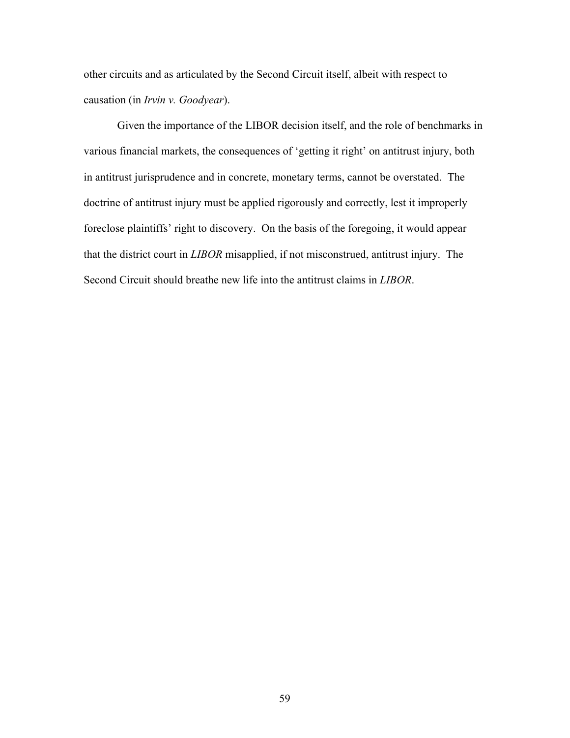other circuits and as articulated by the Second Circuit itself, albeit with respect to causation (in *Irvin v. Goodyear*).

Given the importance of the LIBOR decision itself, and the role of benchmarks in various financial markets, the consequences of 'getting it right' on antitrust injury, both in antitrust jurisprudence and in concrete, monetary terms, cannot be overstated. The doctrine of antitrust injury must be applied rigorously and correctly, lest it improperly foreclose plaintiffs' right to discovery. On the basis of the foregoing, it would appear that the district court in *LIBOR* misapplied, if not misconstrued, antitrust injury. The Second Circuit should breathe new life into the antitrust claims in *LIBOR*.